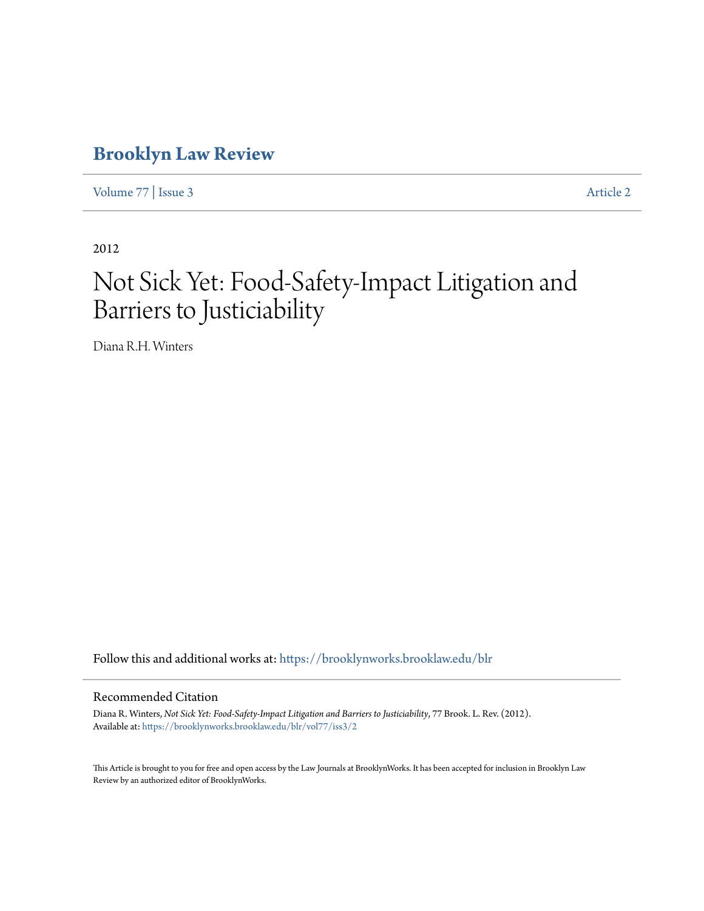# Brooklyn Law Review

Volume 77 | Issue 3 Article 2

2012

# Not Sick Yet: Food-Safety-Impact Litigation and Barriers to Justiciability

Diana R.H. Winters

Follow this and additional works at: https://brooklynworks.brooklaw.edu/blr

## Recommended Citation

Diana R. Winters, *Not Sick Yet: Food-Safety-Impact Litigation and Barriers to Justiciability*, 77 Brook. L. Rev. (2012).
Available at: https://brooklynworks.brooklaw.edu/blr/vol77/iss3/2

This Article is brought to you for free and open access by the Law Journals at BrooklynWorks. It has been accepted for inclusion in Brooklyn Law Review by an authorized editor of BrooklynWorks.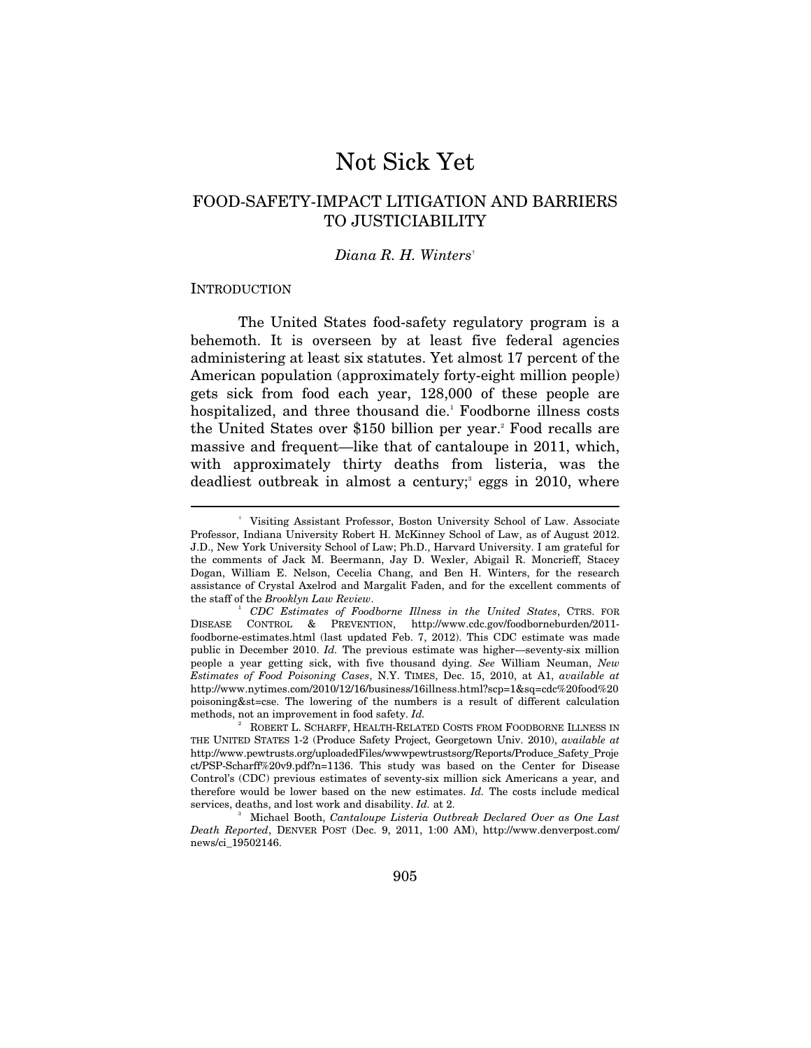# Not Sick Yet

## FOOD-SAFETY-IMPACT LITIGATION AND BARRIERS TO JUSTICIABILITY

*Diana R. H. Winters*[†]

INTRODUCTION

The United States food-safety regulatory program is a behemoth. It is overseen by at least five federal agencies administering at least six statutes. Yet almost 17 percent of the American population (approximately forty-eight million people) gets sick from food each year, 128,000 of these people are hospitalized, and three thousand die.[1] Foodborne illness costs the United States over $150 billion per year.[2] Food recalls are massive and frequent—like that of cantaloupe in 2011, which, with approximately thirty deaths from listeria, was the deadliest outbreak in almost a century;[3] eggs in 2010, where

---

[†] Visiting Assistant Professor, Boston University School of Law. Associate Professor, Indiana University Robert H. McKinney School of Law, as of August 2012. J.D., New York University School of Law; Ph.D., Harvard University. I am grateful for the comments of Jack M. Beermann, Jay D. Wexler, Abigail R. Moncrieff, Stacey Dogan, William E. Nelson, Cecelia Chang, and Ben H. Winters, for the research assistance of Crystal Axelrod and Margalit Faden, and for the excellent comments of the staff of the *Brooklyn Law Review*.

[1] *CDC Estimates of Foodborne Illness in the United States*, CTRS. FOR DISEASE CONTROL & PREVENTION, http://www.cdc.gov/foodborneburden/2011-foodborne-estimates.html (last updated Feb. 7, 2012). This CDC estimate was made public in December 2010. *Id.* The previous estimate was higher—seventy-six million people a year getting sick, with five thousand dying. *See* William Neuman, *New Estimates of Food Poisoning Cases*, N.Y. TIMES, Dec. 15, 2010, at A1, *available at* http://www.nytimes.com/2010/12/16/business/16illness.html?scp=1&sq=cdc%20food%20poisoning&st=cse. The lowering of the numbers is a result of different calculation methods, not an improvement in food safety. *Id.*

[2] ROBERT L. SCHARFF, HEALTH-RELATED COSTS FROM FOODBORNE ILLNESS IN THE UNITED STATES 1-2 (Produce Safety Project, Georgetown Univ. 2010), *available at* http://www.pewtrusts.org/uploadedFiles/wwwpewtrustsorg/Reports/Produce_Safety_Project/PSP-Scharff%20v9.pdf?n=1136. This study was based on the Center for Disease Control's (CDC) previous estimates of seventy-six million sick Americans a year, and therefore would be lower based on the new estimates. *Id.* The costs include medical services, deaths, and lost work and disability. *Id.* at 2.

[3] Michael Booth, *Cantaloupe Listeria Outbreak Declared Over as One Last Death Reported*, DENVER POST (Dec. 9, 2011, 1:00 AM), http://www.denverpost.com/news/ci_19502146.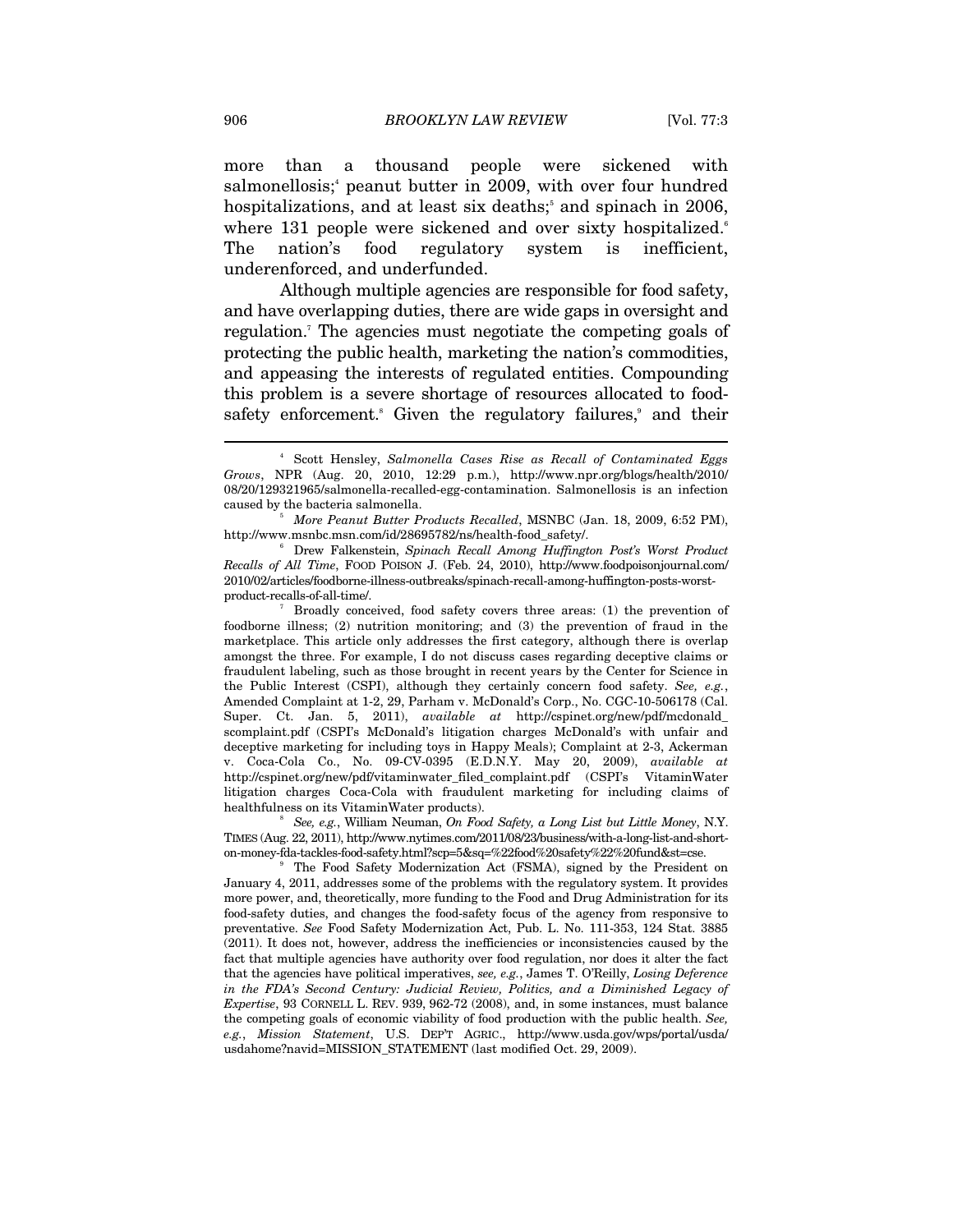more than a thousand people were sickened with salmonellosis;[4] peanut butter in 2009, with over four hundred hospitalizations, and at least six deaths;[5] and spinach in 2006, where 131 people were sickened and over sixty hospitalized.[6] The nation's food regulatory system is inefficient, underenforced, and underfunded.

Although multiple agencies are responsible for food safety, and have overlapping duties, there are wide gaps in oversight and regulation.[7] The agencies must negotiate the competing goals of protecting the public health, marketing the nation's commodities, and appeasing the interests of regulated entities. Compounding this problem is a severe shortage of resources allocated to food-safety enforcement.[8] Given the regulatory failures,[9] and their

---

[4] Scott Hensley, *Salmonella Cases Rise as Recall of Contaminated Eggs Grows*, NPR (Aug. 20, 2010, 12:29 p.m.), http://www.npr.org/blogs/health/2010/08/20/129321965/salmonella-recalled-egg-contamination. Salmonellosis is an infection caused by the bacteria salmonella.

[5] *More Peanut Butter Products Recalled*, MSNBC (Jan. 18, 2009, 6:52 PM), http://www.msnbc.msn.com/id/28695782/ns/health-food_safety/.

[6] Drew Falkenstein, *Spinach Recall Among Huffington Post's Worst Product Recalls of All Time*, FOOD POISON J. (Feb. 24, 2010), http://www.foodpoisonjournal.com/2010/02/articles/foodborne-illness-outbreaks/spinach-recall-among-huffington-posts-worst-product-recalls-of-all-time/.

[7] Broadly conceived, food safety covers three areas: (1) the prevention of foodborne illness; (2) nutrition monitoring; and (3) the prevention of fraud in the marketplace. This article only addresses the first category, although there is overlap amongst the three. For example, I do not discuss cases regarding deceptive claims or fraudulent labeling, such as those brought in recent years by the Center for Science in the Public Interest (CSPI), although they certainly concern food safety. *See, e.g.*, Amended Complaint at 1-2, 29, Parham v. McDonald's Corp., No. CGC-10-506178 (Cal. Super. Ct. Jan. 5, 2011), *available at* http://cspinet.org/new/pdf/mcdonald_scomplaint.pdf (CSPI's McDonald's litigation charges McDonald's with unfair and deceptive marketing for including toys in Happy Meals); Complaint at 2-3, Ackerman v. Coca-Cola Co., No. 09-CV-0395 (E.D.N.Y. May 20, 2009), *available at* http://cspinet.org/new/pdf/vitaminwater_filed_complaint.pdf (CSPI's VitaminWater litigation charges Coca-Cola with fraudulent marketing for including claims of healthfulness on its VitaminWater products).

[8] *See, e.g.*, William Neuman, *On Food Safety, a Long List but Little Money*, N.Y. TIMES (Aug. 22, 2011), http://www.nytimes.com/2011/08/23/business/with-a-long-list-and-short-on-money-fda-tackles-food-safety.html?scp=5&sq=%22food%20safety%22%20fund&st=cse.

[9] The Food Safety Modernization Act (FSMA), signed by the President on January 4, 2011, addresses some of the problems with the regulatory system. It provides more power, and, theoretically, more funding to the Food and Drug Administration for its food-safety duties, and changes the food-safety focus of the agency from responsive to preventative. *See* Food Safety Modernization Act, Pub. L. No. 111-353, 124 Stat. 3885 (2011). It does not, however, address the inefficiencies or inconsistencies caused by the fact that multiple agencies have authority over food regulation, nor does it alter the fact that the agencies have political imperatives, *see, e.g.*, James T. O'Reilly, *Losing Deference in the FDA's Second Century: Judicial Review, Politics, and a Diminished Legacy of Expertise*, 93 CORNELL L. REV. 939, 962-72 (2008), and, in some instances, must balance the competing goals of economic viability of food production with the public health. *See, e.g.*, *Mission Statement*, U.S. DEP'T AGRIC., http://www.usda.gov/wps/portal/usda/usdahome?navid=MISSION_STATEMENT (last modified Oct. 29, 2009).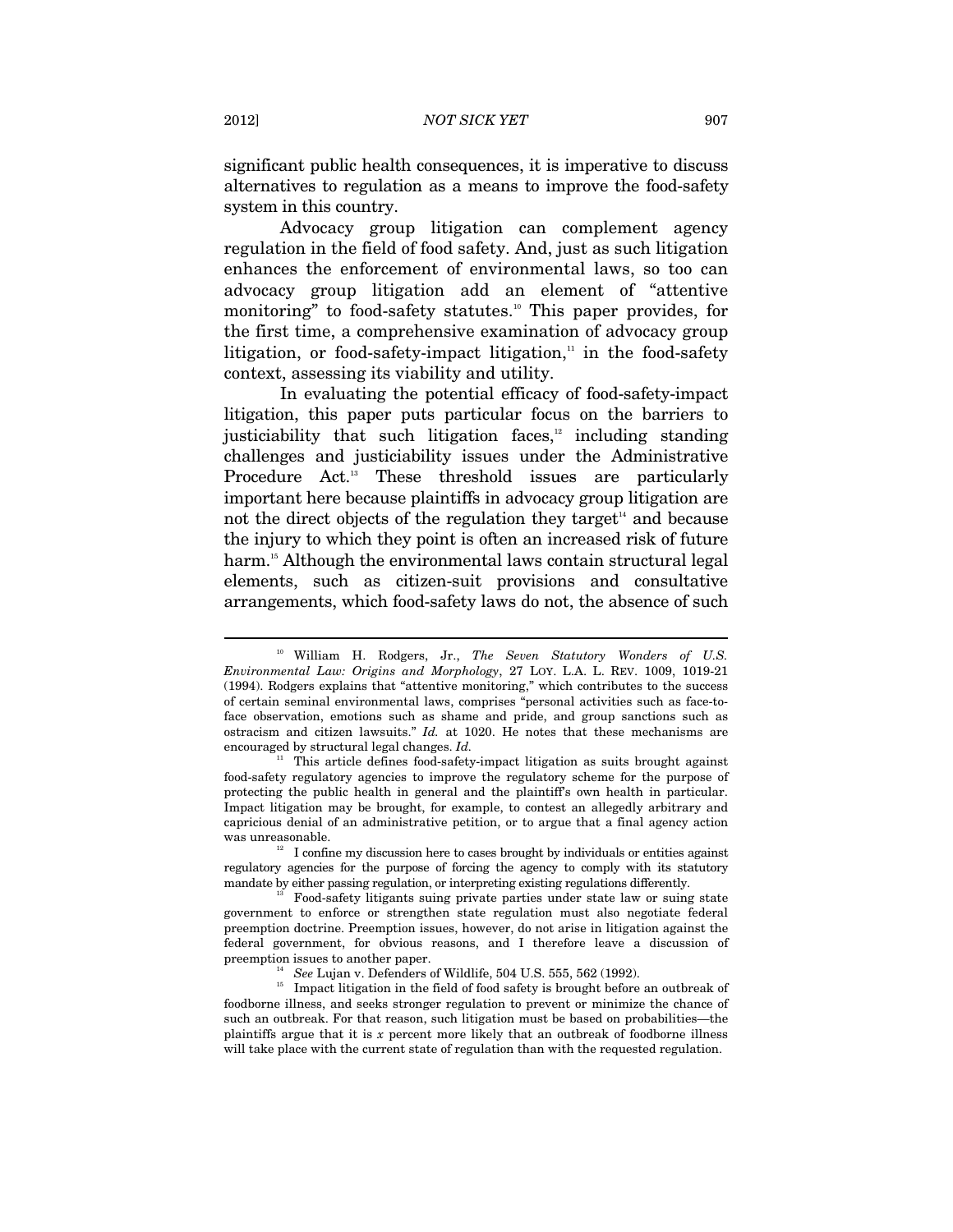significant public health consequences, it is imperative to discuss alternatives to regulation as a means to improve the food-safety system in this country.

Advocacy group litigation can complement agency regulation in the field of food safety. And, just as such litigation enhances the enforcement of environmental laws, so too can advocacy group litigation add an element of "attentive monitoring" to food-safety statutes.[10] This paper provides, for the first time, a comprehensive examination of advocacy group litigation, or food-safety-impact litigation,[11] in the food-safety context, assessing its viability and utility.

In evaluating the potential efficacy of food-safety-impact litigation, this paper puts particular focus on the barriers to justiciability that such litigation faces,[12] including standing challenges and justiciability issues under the Administrative Procedure Act.[13] These threshold issues are particularly important here because plaintiffs in advocacy group litigation are not the direct objects of the regulation they target[14] and because the injury to which they point is often an increased risk of future harm.[15] Although the environmental laws contain structural legal elements, such as citizen-suit provisions and consultative arrangements, which food-safety laws do not, the absence of such

---

[10] William H. Rodgers, Jr., *The Seven Statutory Wonders of U.S. Environmental Law: Origins and Morphology*, 27 LOY. L.A. L. REV. 1009, 1019-21 (1994). Rodgers explains that "attentive monitoring," which contributes to the success of certain seminal environmental laws, comprises "personal activities such as face-to-face observation, emotions such as shame and pride, and group sanctions such as ostracism and citizen lawsuits." *Id.* at 1020. He notes that these mechanisms are encouraged by structural legal changes. *Id.*

[11] This article defines food-safety-impact litigation as suits brought against food-safety regulatory agencies to improve the regulatory scheme for the purpose of protecting the public health in general and the plaintiff's own health in particular. Impact litigation may be brought, for example, to contest an allegedly arbitrary and capricious denial of an administrative petition, or to argue that a final agency action was unreasonable.

[12] I confine my discussion here to cases brought by individuals or entities against regulatory agencies for the purpose of forcing the agency to comply with its statutory mandate by either passing regulation, or interpreting existing regulations differently.

[13] Food-safety litigants suing private parties under state law or suing state government to enforce or strengthen state regulation must also negotiate federal preemption doctrine. Preemption issues, however, do not arise in litigation against the federal government, for obvious reasons, and I therefore leave a discussion of preemption issues to another paper.

[14] *See* Lujan v. Defenders of Wildlife, 504 U.S. 555, 562 (1992).

[15] Impact litigation in the field of food safety is brought before an outbreak of foodborne illness, and seeks stronger regulation to prevent or minimize the chance of such an outbreak. For that reason, such litigation must be based on probabilities—the plaintiffs argue that it is *x* percent more likely that an outbreak of foodborne illness will take place with the current state of regulation than with the requested regulation.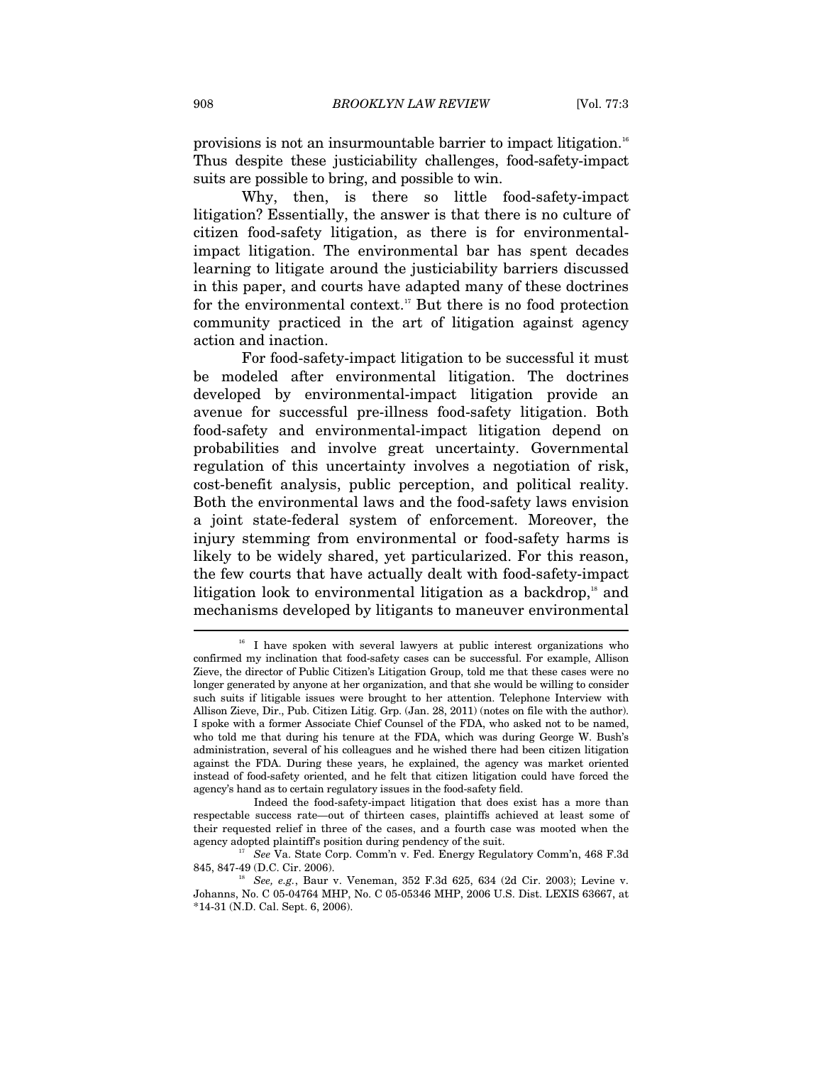provisions is not an insurmountable barrier to impact litigation.[16] Thus despite these justiciability challenges, food-safety-impact suits are possible to bring, and possible to win.

Why, then, is there so little food-safety-impact litigation? Essentially, the answer is that there is no culture of citizen food-safety litigation, as there is for environmental-impact litigation. The environmental bar has spent decades learning to litigate around the justiciability barriers discussed in this paper, and courts have adapted many of these doctrines for the environmental context.[17] But there is no food protection community practiced in the art of litigation against agency action and inaction.

For food-safety-impact litigation to be successful it must be modeled after environmental litigation. The doctrines developed by environmental-impact litigation provide an avenue for successful pre-illness food-safety litigation. Both food-safety and environmental-impact litigation depend on probabilities and involve great uncertainty. Governmental regulation of this uncertainty involves a negotiation of risk, cost-benefit analysis, public perception, and political reality. Both the environmental laws and the food-safety laws envision a joint state-federal system of enforcement. Moreover, the injury stemming from environmental or food-safety harms is likely to be widely shared, yet particularized. For this reason, the few courts that have actually dealt with food-safety-impact litigation look to environmental litigation as a backdrop,[18] and mechanisms developed by litigants to maneuver environmental

---

[16] I have spoken with several lawyers at public interest organizations who confirmed my inclination that food-safety cases can be successful. For example, Allison Zieve, the director of Public Citizen's Litigation Group, told me that these cases were no longer generated by anyone at her organization, and that she would be willing to consider such suits if litigable issues were brought to her attention. Telephone Interview with Allison Zieve, Dir., Pub. Citizen Litig. Grp. (Jan. 28, 2011) (notes on file with the author). I spoke with a former Associate Chief Counsel of the FDA, who asked not to be named, who told me that during his tenure at the FDA, which was during George W. Bush's administration, several of his colleagues and he wished there had been citizen litigation against the FDA. During these years, he explained, the agency was market oriented instead of food-safety oriented, and he felt that citizen litigation could have forced the agency's hand as to certain regulatory issues in the food-safety field.

Indeed the food-safety-impact litigation that does exist has a more than respectable success rate—out of thirteen cases, plaintiffs achieved at least some of their requested relief in three of the cases, and a fourth case was mooted when the agency adopted plaintiff's position during pendency of the suit.

[17] *See* Va. State Corp. Comm'n v. Fed. Energy Regulatory Comm'n, 468 F.3d 845, 847-49 (D.C. Cir. 2006).

[18] *See, e.g.*, Baur v. Veneman, 352 F.3d 625, 634 (2d Cir. 2003); Levine v. Johanns, No. C 05-04764 MHP, No. C 05-05346 MHP, 2006 U.S. Dist. LEXIS 63667, at *14-31 (N.D. Cal. Sept. 6, 2006).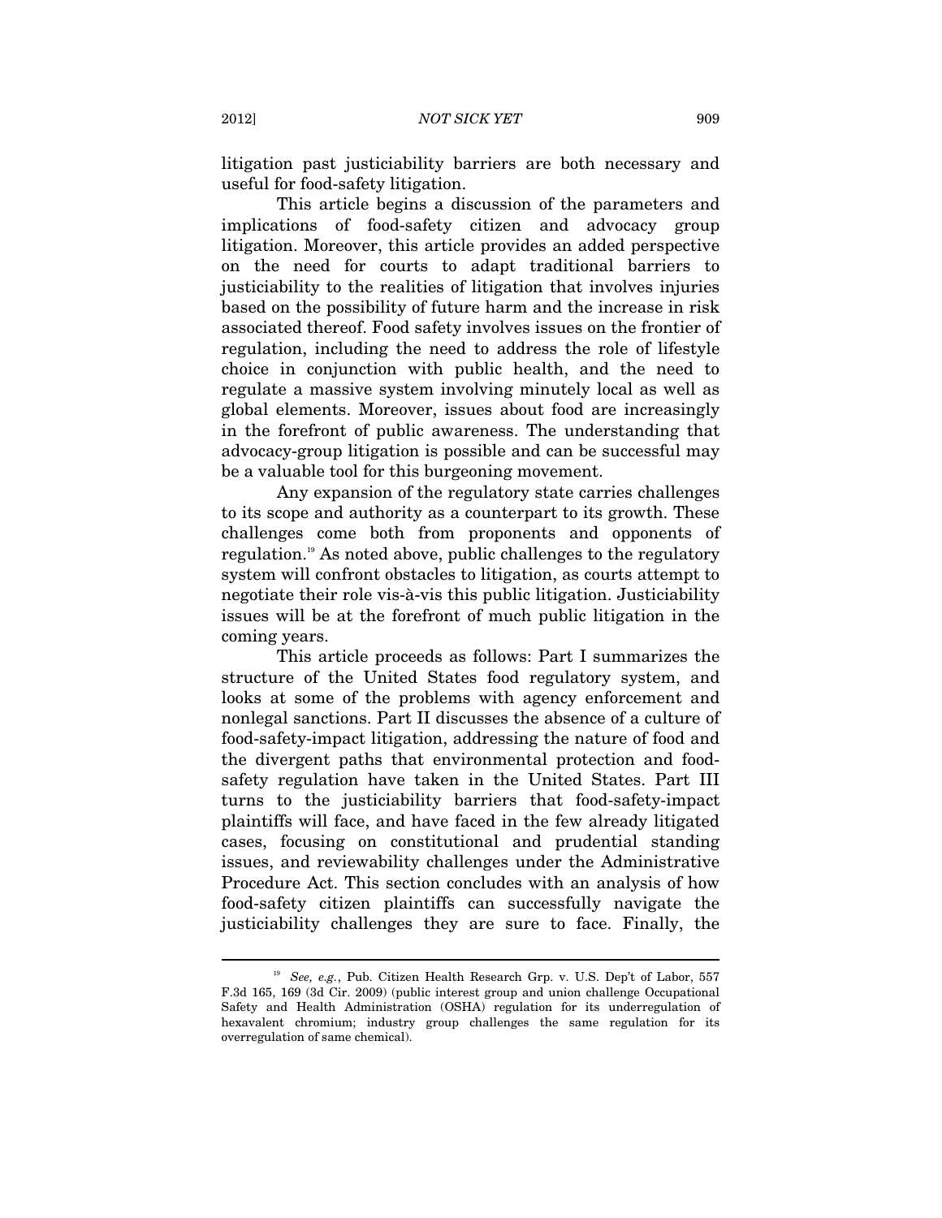litigation past justiciability barriers are both necessary and useful for food-safety litigation.

This article begins a discussion of the parameters and implications of food-safety citizen and advocacy group litigation. Moreover, this article provides an added perspective on the need for courts to adapt traditional barriers to justiciability to the realities of litigation that involves injuries based on the possibility of future harm and the increase in risk associated thereof. Food safety involves issues on the frontier of regulation, including the need to address the role of lifestyle choice in conjunction with public health, and the need to regulate a massive system involving minutely local as well as global elements. Moreover, issues about food are increasingly in the forefront of public awareness. The understanding that advocacy-group litigation is possible and can be successful may be a valuable tool for this burgeoning movement.

Any expansion of the regulatory state carries challenges to its scope and authority as a counterpart to its growth. These challenges come both from proponents and opponents of regulation.[19] As noted above, public challenges to the regulatory system will confront obstacles to litigation, as courts attempt to negotiate their role vis-à-vis this public litigation. Justiciability issues will be at the forefront of much public litigation in the coming years.

This article proceeds as follows: Part I summarizes the structure of the United States food regulatory system, and looks at some of the problems with agency enforcement and nonlegal sanctions. Part II discusses the absence of a culture of food-safety-impact litigation, addressing the nature of food and the divergent paths that environmental protection and food-safety regulation have taken in the United States. Part III turns to the justiciability barriers that food-safety-impact plaintiffs will face, and have faced in the few already litigated cases, focusing on constitutional and prudential standing issues, and reviewability challenges under the Administrative Procedure Act. This section concludes with an analysis of how food-safety citizen plaintiffs can successfully navigate the justiciability challenges they are sure to face. Finally, the

---

[19] *See, e.g.*, Pub. Citizen Health Research Grp. v. U.S. Dep't of Labor, 557 F.3d 165, 169 (3d Cir. 2009) (public interest group and union challenge Occupational Safety and Health Administration (OSHA) regulation for its underregulation of hexavalent chromium; industry group challenges the same regulation for its overregulation of same chemical).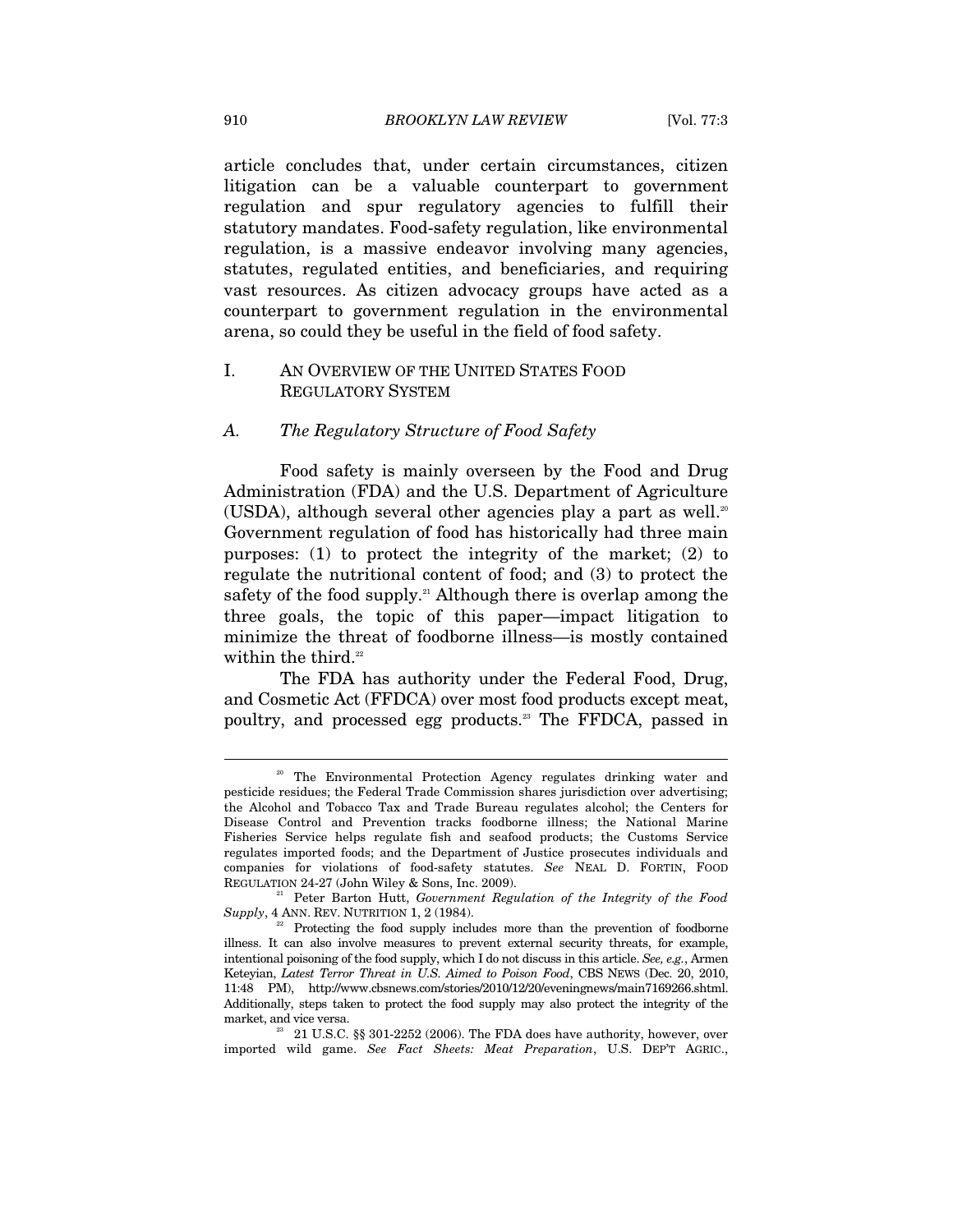article concludes that, under certain circumstances, citizen litigation can be a valuable counterpart to government regulation and spur regulatory agencies to fulfill their statutory mandates. Food-safety regulation, like environmental regulation, is a massive endeavor involving many agencies, statutes, regulated entities, and beneficiaries, and requiring vast resources. As citizen advocacy groups have acted as a counterpart to government regulation in the environmental arena, so could they be useful in the field of food safety.

## I. AN OVERVIEW OF THE UNITED STATES FOOD REGULATORY SYSTEM

### A. *The Regulatory Structure of Food Safety*

Food safety is mainly overseen by the Food and Drug Administration (FDA) and the U.S. Department of Agriculture (USDA), although several other agencies play a part as well.[20] Government regulation of food has historically had three main purposes: (1) to protect the integrity of the market; (2) to regulate the nutritional content of food; and (3) to protect the safety of the food supply.[21] Although there is overlap among the three goals, the topic of this paper—impact litigation to minimize the threat of foodborne illness—is mostly contained within the third.[22]

The FDA has authority under the Federal Food, Drug, and Cosmetic Act (FFDCA) over most food products except meat, poultry, and processed egg products.[23] The FFDCA, passed in

---

[20] The Environmental Protection Agency regulates drinking water and pesticide residues; the Federal Trade Commission shares jurisdiction over advertising; the Alcohol and Tobacco Tax and Trade Bureau regulates alcohol; the Centers for Disease Control and Prevention tracks foodborne illness; the National Marine Fisheries Service helps regulate fish and seafood products; the Customs Service regulates imported foods; and the Department of Justice prosecutes individuals and companies for violations of food-safety statutes. *See* NEAL D. FORTIN, FOOD REGULATION 24-27 (John Wiley & Sons, Inc. 2009).

[21] Peter Barton Hutt, *Government Regulation of the Integrity of the Food Supply*, 4 ANN. REV. NUTRITION 1, 2 (1984).

[22] Protecting the food supply includes more than the prevention of foodborne illness. It can also involve measures to prevent external security threats, for example, intentional poisoning of the food supply, which I do not discuss in this article. *See, e.g.*, Armen Keteyian, *Latest Terror Threat in U.S. Aimed to Poison Food*, CBS NEWS (Dec. 20, 2010, 11:48 PM), http://www.cbsnews.com/stories/2010/12/20/eveningnews/main7169266.shtml. Additionally, steps taken to protect the food supply may also protect the integrity of the market, and vice versa.

[23] 21 U.S.C. §§ 301-2252 (2006). The FDA does have authority, however, over imported wild game. *See Fact Sheets: Meat Preparation*, U.S. DEP'T AGRIC.,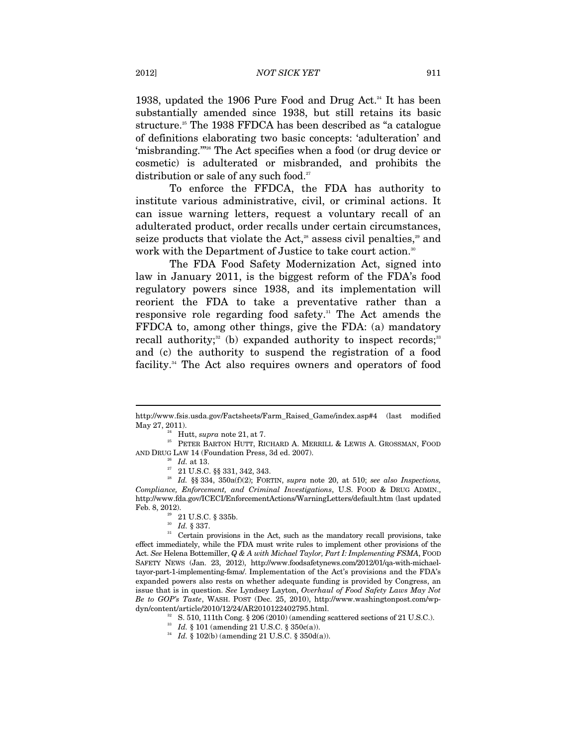1938, updated the 1906 Pure Food and Drug Act.[24] It has been substantially amended since 1938, but still retains its basic structure.[25] The 1938 FFDCA has been described as "a catalogue of definitions elaborating two basic concepts: 'adulteration' and 'misbranding.'"[26] The Act specifies when a food (or drug device or cosmetic) is adulterated or misbranded, and prohibits the distribution or sale of any such food.[27]

To enforce the FFDCA, the FDA has authority to institute various administrative, civil, or criminal actions. It can issue warning letters, request a voluntary recall of an adulterated product, order recalls under certain circumstances, seize products that violate the Act,[28] assess civil penalties,[29] and work with the Department of Justice to take court action.[30]

The FDA Food Safety Modernization Act, signed into law in January 2011, is the biggest reform of the FDA's food regulatory powers since 1938, and its implementation will reorient the FDA to take a preventative rather than a responsive role regarding food safety.[31] The Act amends the FFDCA to, among other things, give the FDA: (a) mandatory recall authority;[32] (b) expanded authority to inspect records;[33] and (c) the authority to suspend the registration of a food facility.[34] The Act also requires owners and operators of food

---

http://www.fsis.usda.gov/Factsheets/Farm_Raised_Game/index.asp#4 (last modified May 27, 2011).

[24] Hutt, *supra* note 21, at 7.

[25] PETER BARTON HUTT, RICHARD A. MERRILL & LEWIS A. GROSSMAN, FOOD AND DRUG LAW 14 (Foundation Press, 3d ed. 2007).

[26] *Id.* at 13.

[27] 21 U.S.C. §§ 331, 342, 343.

[28] *Id.* §§ 334, 350a(f)(2); FORTIN, *supra* note 20, at 510; *see also Inspections, Compliance, Enforcement, and Criminal Investigations*, U.S. FOOD & DRUG ADMIN., http://www.fda.gov/ICECI/EnforcementActions/WarningLetters/default.htm (last updated Feb. 8, 2012).

[29] 21 U.S.C. § 335b.

[30] *Id.* § 337.

[31] Certain provisions in the Act, such as the mandatory recall provisions, take effect immediately, while the FDA must write rules to implement other provisions of the Act. *See* Helena Bottemiller, *Q & A with Michael Taylor, Part I: Implementing FSMA*, FOOD SAFETY NEWS (Jan. 23, 2012), http://www.foodsafetynews.com/2012/01/qa-with-michael-tayor-part-1-implementing-fsma/. Implementation of the Act's provisions and the FDA's expanded powers also rests on whether adequate funding is provided by Congress, an issue that is in question. *See* Lyndsey Layton, *Overhaul of Food Safety Laws May Not Be to GOP's Taste*, WASH. POST (Dec. 25, 2010), http://www.washingtonpost.com/wp-dyn/content/article/2010/12/24/AR2010122402795.html.

[32] S. 510, 111th Cong. § 206 (2010) (amending scattered sections of 21 U.S.C.).

[33] *Id.* § 101 (amending 21 U.S.C. § 350c(a)).

[34] *Id.* § 102(b) (amending 21 U.S.C. § 350d(a)).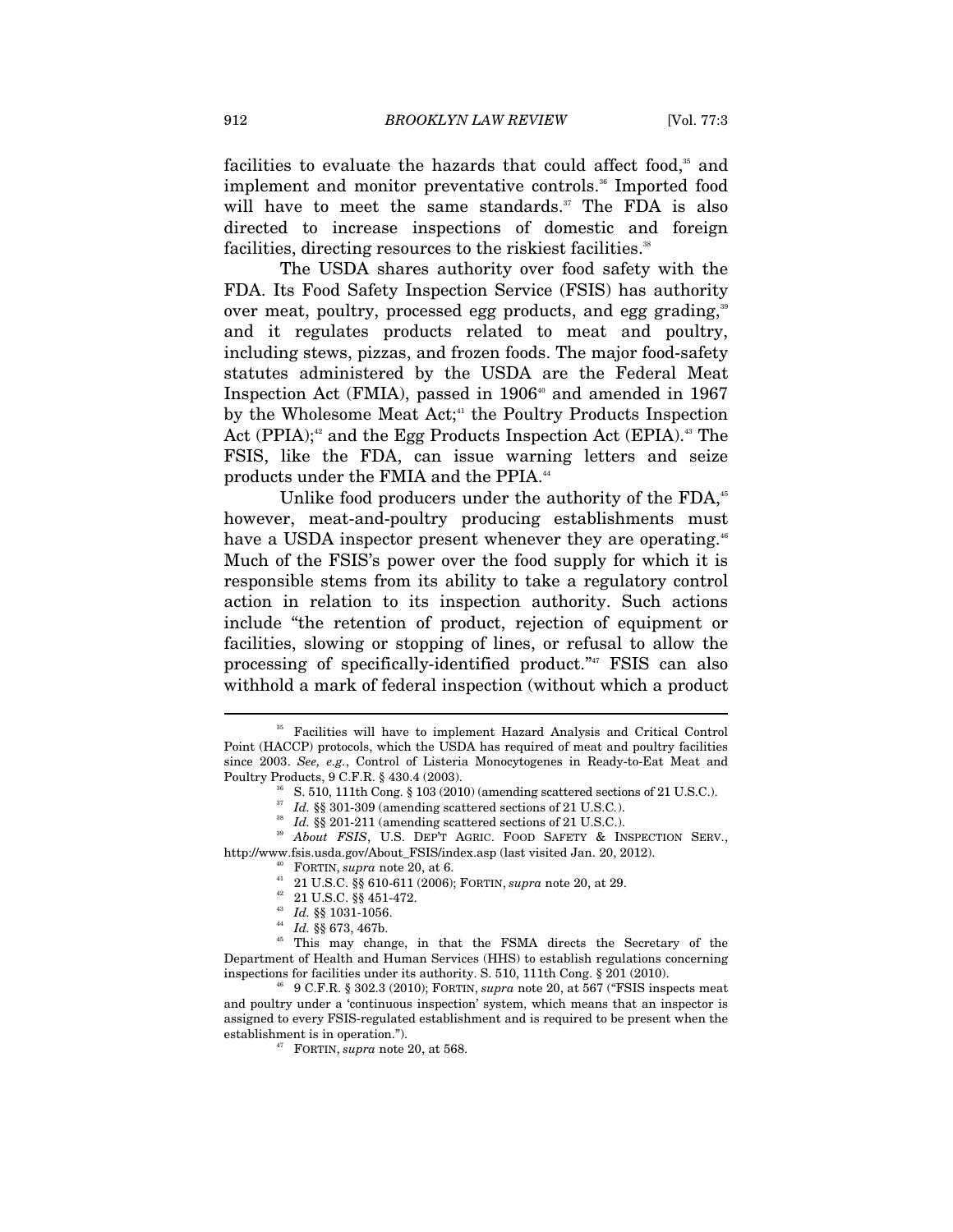facilities to evaluate the hazards that could affect food,[35] and implement and monitor preventative controls.[36] Imported food will have to meet the same standards.[37] The FDA is also directed to increase inspections of domestic and foreign facilities, directing resources to the riskiest facilities.[38]

The USDA shares authority over food safety with the FDA. Its Food Safety Inspection Service (FSIS) has authority over meat, poultry, processed egg products, and egg grading,[39] and it regulates products related to meat and poultry, including stews, pizzas, and frozen foods. The major food-safety statutes administered by the USDA are the Federal Meat Inspection Act (FMIA), passed in 1906[40] and amended in 1967 by the Wholesome Meat Act;[41] the Poultry Products Inspection Act (PPIA);[42] and the Egg Products Inspection Act (EPIA).[43] The FSIS, like the FDA, can issue warning letters and seize products under the FMIA and the PPIA.[44]

Unlike food producers under the authority of the FDA,[45] however, meat-and-poultry producing establishments must have a USDA inspector present whenever they are operating.[46] Much of the FSIS's power over the food supply for which it is responsible stems from its ability to take a regulatory control action in relation to its inspection authority. Such actions include "the retention of product, rejection of equipment or facilities, slowing or stopping of lines, or refusal to allow the processing of specifically-identified product."[47] FSIS can also withhold a mark of federal inspection (without which a product

---

[35] Facilities will have to implement Hazard Analysis and Critical Control Point (HACCP) protocols, which the USDA has required of meat and poultry facilities since 2003. *See, e.g.*, Control of Listeria Monocytogenes in Ready-to-Eat Meat and Poultry Products, 9 C.F.R. § 430.4 (2003).

[36] S. 510, 111th Cong. § 103 (2010) (amending scattered sections of 21 U.S.C.).

[37] *Id.* §§ 301-309 (amending scattered sections of 21 U.S.C.).

[38] *Id.* §§ 201-211 (amending scattered sections of 21 U.S.C.).

[39] *About FSIS*, U.S. DEP'T AGRIC. FOOD SAFETY & INSPECTION SERV., http://www.fsis.usda.gov/About_FSIS/index.asp (last visited Jan. 20, 2012).

[40] FORTIN, *supra* note 20, at 6.

[41] 21 U.S.C. §§ 610-611 (2006); FORTIN, *supra* note 20, at 29.

[42] 21 U.S.C. §§ 451-472.

[43] *Id.* §§ 1031-1056.

[44] *Id.* §§ 673, 467b.

[45] This may change, in that the FSMA directs the Secretary of the Department of Health and Human Services (HHS) to establish regulations concerning inspections for facilities under its authority. S. 510, 111th Cong. § 201 (2010).

[46] 9 C.F.R. § 302.3 (2010); FORTIN, *supra* note 20, at 567 ("FSIS inspects meat and poultry under a 'continuous inspection' system, which means that an inspector is assigned to every FSIS-regulated establishment and is required to be present when the establishment is in operation.").

[47] FORTIN, *supra* note 20, at 568.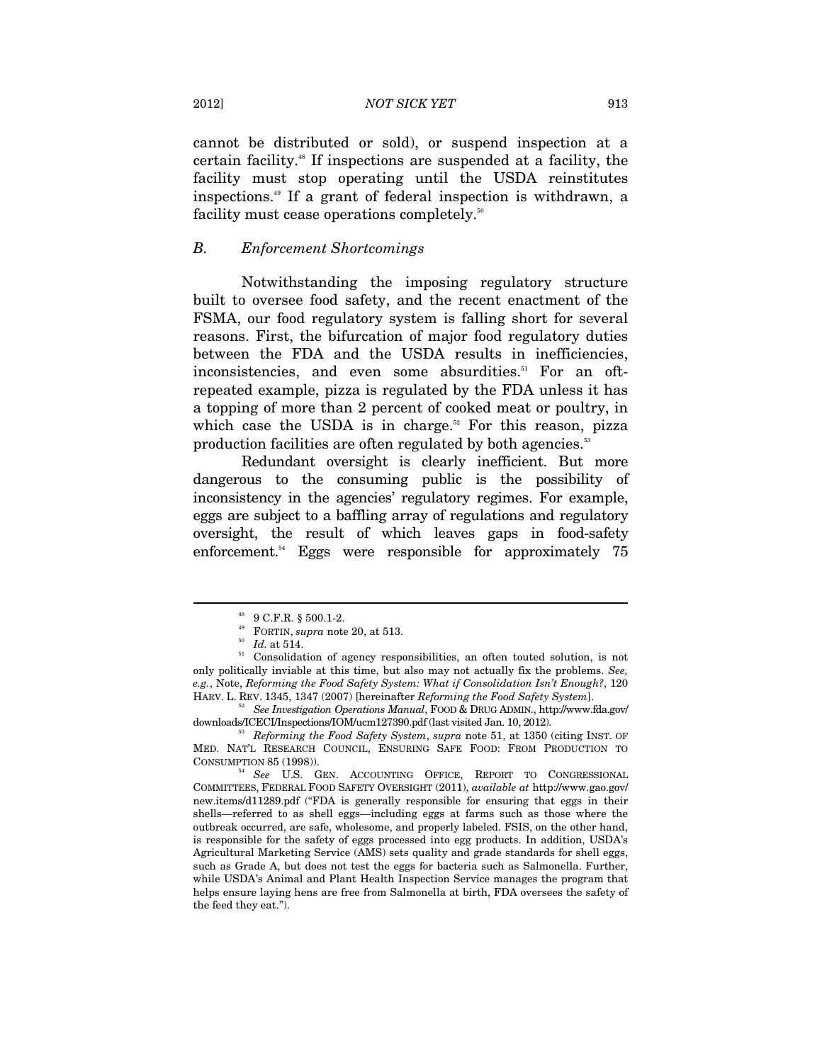cannot be distributed or sold), or suspend inspection at a certain facility.[48] If inspections are suspended at a facility, the facility must stop operating until the USDA reinstitutes inspections.[49] If a grant of federal inspection is withdrawn, a facility must cease operations completely.[50]

### B. *Enforcement Shortcomings*

Notwithstanding the imposing regulatory structure built to oversee food safety, and the recent enactment of the FSMA, our food regulatory system is falling short for several reasons. First, the bifurcation of major food regulatory duties between the FDA and the USDA results in inefficiencies, inconsistencies, and even some absurdities.[51] For an oft-repeated example, pizza is regulated by the FDA unless it has a topping of more than 2 percent of cooked meat or poultry, in which case the USDA is in charge.[52] For this reason, pizza production facilities are often regulated by both agencies.[53]

Redundant oversight is clearly inefficient. But more dangerous to the consuming public is the possibility of inconsistency in the agencies' regulatory regimes. For example, eggs are subject to a baffling array of regulations and regulatory oversight, the result of which leaves gaps in food-safety enforcement.[54] Eggs were responsible for approximately 75

---

[48] 9 C.F.R. § 500.1-2.

[49] FORTIN, *supra* note 20, at 513.

[50] *Id.* at 514.

[51] Consolidation of agency responsibilities, an often touted solution, is not only politically inviable at this time, but also may not actually fix the problems. *See, e.g.*, Note, *Reforming the Food Safety System: What if Consolidation Isn't Enough?*, 120 HARV. L. REV. 1345, 1347 (2007) [hereinafter *Reforming the Food Safety System*].

[52] *See Investigation Operations Manual*, FOOD & DRUG ADMIN., http://www.fda.gov/downloads/ICECI/Inspections/IOM/ucm127390.pdf (last visited Jan. 10, 2012).

[53] *Reforming the Food Safety System*, *supra* note 51, at 1350 (citing INST. OF MED. NAT'L RESEARCH COUNCIL, ENSURING SAFE FOOD: FROM PRODUCTION TO CONSUMPTION 85 (1998)).

[54] *See* U.S. GEN. ACCOUNTING OFFICE, REPORT TO CONGRESSIONAL COMMITTEES, FEDERAL FOOD SAFETY OVERSIGHT (2011), *available at* http://www.gao.gov/new.items/d11289.pdf ("FDA is generally responsible for ensuring that eggs in their shells—referred to as shell eggs—including eggs at farms such as those where the outbreak occurred, are safe, wholesome, and properly labeled. FSIS, on the other hand, is responsible for the safety of eggs processed into egg products. In addition, USDA's Agricultural Marketing Service (AMS) sets quality and grade standards for shell eggs, such as Grade A, but does not test the eggs for bacteria such as Salmonella. Further, while USDA's Animal and Plant Health Inspection Service manages the program that helps ensure laying hens are free from Salmonella at birth, FDA oversees the safety of the feed they eat.").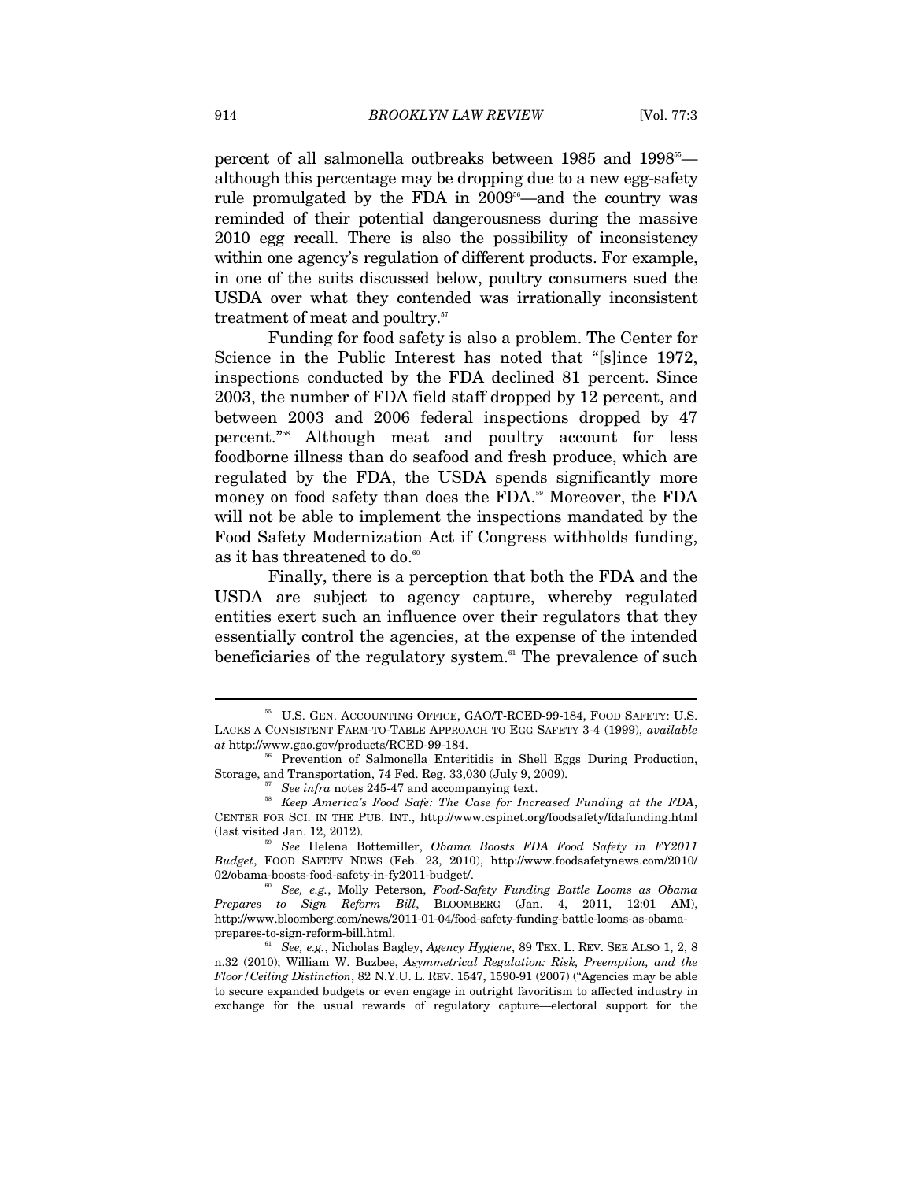percent of all salmonella outbreaks between 1985 and 1998[55]—although this percentage may be dropping due to a new egg-safety rule promulgated by the FDA in 2009[56]—and the country was reminded of their potential dangerousness during the massive 2010 egg recall. There is also the possibility of inconsistency within one agency's regulation of different products. For example, in one of the suits discussed below, poultry consumers sued the USDA over what they contended was irrationally inconsistent treatment of meat and poultry.[57]

Funding for food safety is also a problem. The Center for Science in the Public Interest has noted that "[s]ince 1972, inspections conducted by the FDA declined 81 percent. Since 2003, the number of FDA field staff dropped by 12 percent, and between 2003 and 2006 federal inspections dropped by 47 percent."[58] Although meat and poultry account for less foodborne illness than do seafood and fresh produce, which are regulated by the FDA, the USDA spends significantly more money on food safety than does the FDA.[59] Moreover, the FDA will not be able to implement the inspections mandated by the Food Safety Modernization Act if Congress withholds funding, as it has threatened to do.[60]

Finally, there is a perception that both the FDA and the USDA are subject to agency capture, whereby regulated entities exert such an influence over their regulators that they essentially control the agencies, at the expense of the intended beneficiaries of the regulatory system.[61] The prevalence of such

---

[55] U.S. GEN. ACCOUNTING OFFICE, GAO/T-RCED-99-184, FOOD SAFETY: U.S. LACKS A CONSISTENT FARM-TO-TABLE APPROACH TO EGG SAFETY 3-4 (1999), *available at* http://www.gao.gov/products/RCED-99-184.

[56] Prevention of Salmonella Enteritidis in Shell Eggs During Production, Storage, and Transportation, 74 Fed. Reg. 33,030 (July 9, 2009).

[57] *See infra* notes 245-47 and accompanying text.

[58] *Keep America's Food Safe: The Case for Increased Funding at the FDA*, CENTER FOR SCI. IN THE PUB. INT., http://www.cspinet.org/foodsafety/fdafunding.html (last visited Jan. 12, 2012).

[59] *See* Helena Bottemiller, *Obama Boosts FDA Food Safety in FY2011 Budget*, FOOD SAFETY NEWS (Feb. 23, 2010), http://www.foodsafetynews.com/2010/02/obama-boosts-food-safety-in-fy2011-budget/.

[60] *See, e.g.*, Molly Peterson, *Food-Safety Funding Battle Looms as Obama Prepares to Sign Reform Bill*, BLOOMBERG (Jan. 4, 2011, 12:01 AM), http://www.bloomberg.com/news/2011-01-04/food-safety-funding-battle-looms-as-obama-prepares-to-sign-reform-bill.html.

[61] *See, e.g.*, Nicholas Bagley, *Agency Hygiene*, 89 TEX. L. REV. SEE ALSO 1, 2, 8 n.32 (2010); William W. Buzbee, *Asymmetrical Regulation: Risk, Preemption, and the Floor/Ceiling Distinction*, 82 N.Y.U. L. REV. 1547, 1590-91 (2007) ("Agencies may be able to secure expanded budgets or even engage in outright favoritism to affected industry in exchange for the usual rewards of regulatory capture—electoral support for the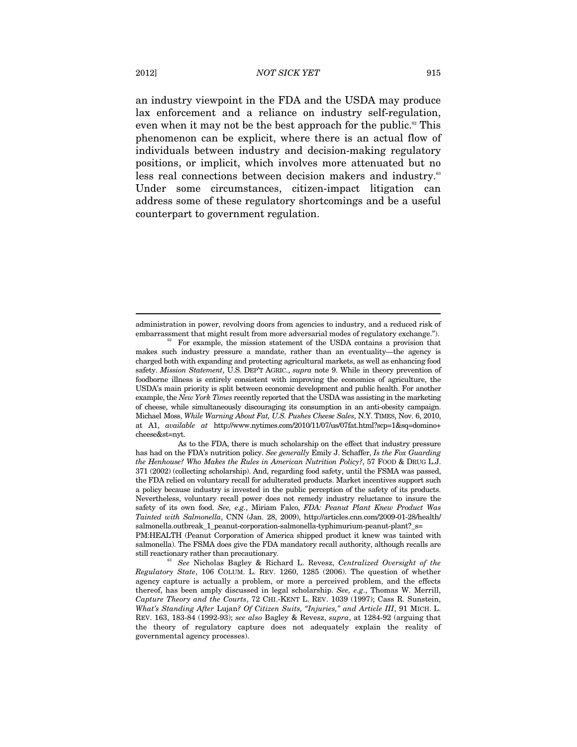an industry viewpoint in the FDA and the USDA may produce lax enforcement and a reliance on industry self-regulation, even when it may not be the best approach for the public.[62] This phenomenon can be explicit, where there is an actual flow of individuals between industry and decision-making regulatory positions, or implicit, which involves more attenuated but no less real connections between decision makers and industry.[63] Under some circumstances, citizen-impact litigation can address some of these regulatory shortcomings and be a useful counterpart to government regulation.

---

administration in power, revolving doors from agencies to industry, and a reduced risk of embarrassment that might result from more adversarial modes of regulatory exchange.").

[62] For example, the mission statement of the USDA contains a provision that makes such industry pressure a mandate, rather than an eventuality—the agency is charged both with expanding and protecting agricultural markets, as well as enhancing food safety. *Mission Statement*, U.S. DEP'T AGRIC., *supra* note 9. While in theory prevention of foodborne illness is entirely consistent with improving the economics of agriculture, the USDA's main priority is split between economic development and public health. For another example, the *New York Times* recently reported that the USDA was assisting in the marketing of cheese, while simultaneously discouraging its consumption in an anti-obesity campaign. Michael Moss, *While Warning About Fat, U.S. Pushes Cheese Sales*, N.Y. TIMES, Nov. 6, 2010, at A1, *available at* http://www.nytimes.com/2010/11/07/us/07fat.html?scp=1&sq=domino+cheese&st=nyt.

As to the FDA, there is much scholarship on the effect that industry pressure has had on the FDA's nutrition policy. *See generally* Emily J. Schaffer, *Is the Fox Guarding the Henhouse? Who Makes the Rules in American Nutrition Policy?*, 57 FOOD & DRUG L.J. 371 (2002) (collecting scholarship). And, regarding food safety, until the FSMA was passed, the FDA relied on voluntary recall for adulterated products. Market incentives support such a policy because industry is invested in the public perception of the safety of its products. Nevertheless, voluntary recall power does not remedy industry reluctance to insure the safety of its own food. *See, e.g.*, Miriam Falco, *FDA: Peanut Plant Knew Product Was Tainted with Salmonella*, CNN (Jan. 28, 2009), http://articles.cnn.com/2009-01-28/health/salmonella.outbreak_1_peanut-corporation-salmonella-typhimurium-peanut-plant?_s=PM:HEALTH (Peanut Corporation of America shipped product it knew was tainted with salmonella). The FSMA does give the FDA mandatory recall authority, although recalls are still reactionary rather than precautionary.

[63] *See* Nicholas Bagley & Richard L. Revesz, *Centralized Oversight of the Regulatory State*, 106 COLUM. L. REV. 1260, 1285 (2006). The question of whether agency capture is actually a problem, or more a perceived problem, and the effects thereof, has been amply discussed in legal scholarship. *See, e.g.*, Thomas W. Merrill, *Capture Theory and the Courts*, 72 CHI.-KENT L. REV. 1039 (1997); Cass R. Sunstein, *What's Standing After* Lujan*? Of Citizen Suits, "Injuries," and Article III*, 91 MICH. L. REV. 163, 183-84 (1992-93); *see also* Bagley & Revesz, *supra*, at 1284-92 (arguing that the theory of regulatory capture does not adequately explain the reality of governmental agency processes).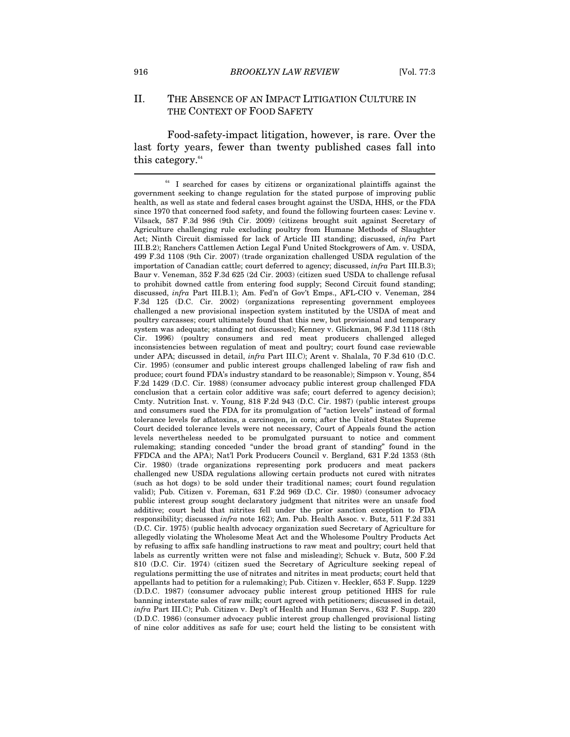## II. THE ABSENCE OF AN IMPACT LITIGATION CULTURE IN THE CONTEXT OF FOOD SAFETY

Food-safety-impact litigation, however, is rare. Over the last forty years, fewer than twenty published cases fall into this category.[64]

---

[64] I searched for cases by citizens or organizational plaintiffs against the government seeking to change regulation for the stated purpose of improving public health, as well as state and federal cases brought against the USDA, HHS, or the FDA since 1970 that concerned food safety, and found the following fourteen cases: Levine v. Vilsack, 587 F.3d 986 (9th Cir. 2009) (citizens brought suit against Secretary of Agriculture challenging rule excluding poultry from Humane Methods of Slaughter Act; Ninth Circuit dismissed for lack of Article III standing; discussed, *infra* Part III.B.2); Ranchers Cattlemen Action Legal Fund United Stockgrowers of Am. v. USDA, 499 F.3d 1108 (9th Cir. 2007) (trade organization challenged USDA regulation of the importation of Canadian cattle; court deferred to agency; discussed, *infra* Part III.B.3); Baur v. Veneman, 352 F.3d 625 (2d Cir. 2003) (citizen sued USDA to challenge refusal to prohibit downed cattle from entering food supply; Second Circuit found standing; discussed, *infra* Part III.B.1); Am. Fed'n of Gov't Emps., AFL-CIO v. Veneman, 284 F.3d 125 (D.C. Cir. 2002) (organizations representing government employees challenged a new provisional inspection system instituted by the USDA of meat and poultry carcasses; court ultimately found that this new, but provisional and temporary system was adequate; standing not discussed); Kenney v. Glickman, 96 F.3d 1118 (8th Cir. 1996) (poultry consumers and red meat producers challenged alleged inconsistencies between regulation of meat and poultry; court found case reviewable under APA; discussed in detail, *infra* Part III.C); Arent v. Shalala, 70 F.3d 610 (D.C. Cir. 1995) (consumer and public interest groups challenged labeling of raw fish and produce; court found FDA's industry standard to be reasonable); Simpson v. Young, 854 F.2d 1429 (D.C. Cir. 1988) (consumer advocacy public interest group challenged FDA conclusion that a certain color additive was safe; court deferred to agency decision); Cmty. Nutrition Inst. v. Young, 818 F.2d 943 (D.C. Cir. 1987) (public interest groups and consumers sued the FDA for its promulgation of "action levels" instead of formal tolerance levels for aflatoxins, a carcinogen, in corn; after the United States Supreme Court decided tolerance levels were not necessary, Court of Appeals found the action levels nevertheless needed to be promulgated pursuant to notice and comment rulemaking; standing conceded "under the broad grant of standing" found in the FFDCA and the APA); Nat'l Pork Producers Council v. Bergland, 631 F.2d 1353 (8th Cir. 1980) (trade organizations representing pork producers and meat packers challenged new USDA regulations allowing certain products not cured with nitrates (such as hot dogs) to be sold under their traditional names; court found regulation valid); Pub. Citizen v. Foreman, 631 F.2d 969 (D.C. Cir. 1980) (consumer advocacy public interest group sought declaratory judgment that nitrites were an unsafe food additive; court held that nitrites fell under the prior sanction exception to FDA responsibility; discussed *infra* note 162); Am. Pub. Health Assoc. v. Butz, 511 F.2d 331 (D.C. Cir. 1975) (public health advocacy organization sued Secretary of Agriculture for allegedly violating the Wholesome Meat Act and the Wholesome Poultry Products Act by refusing to affix safe handling instructions to raw meat and poultry; court held that labels as currently written were not false and misleading); Schuck v. Butz, 500 F.2d 810 (D.C. Cir. 1974) (citizen sued the Secretary of Agriculture seeking repeal of regulations permitting the use of nitrates and nitrites in meat products; court held that appellants had to petition for a rulemaking); Pub. Citizen v. Heckler, 653 F. Supp. 1229 (D.D.C. 1987) (consumer advocacy public interest group petitioned HHS for rule banning interstate sales of raw milk; court agreed with petitioners; discussed in detail, *infra* Part III.C); Pub. Citizen v. Dep't of Health and Human Servs., 632 F. Supp. 220 (D.D.C. 1986) (consumer advocacy public interest group challenged provisional listing of nine color additives as safe for use; court held the listing to be consistent with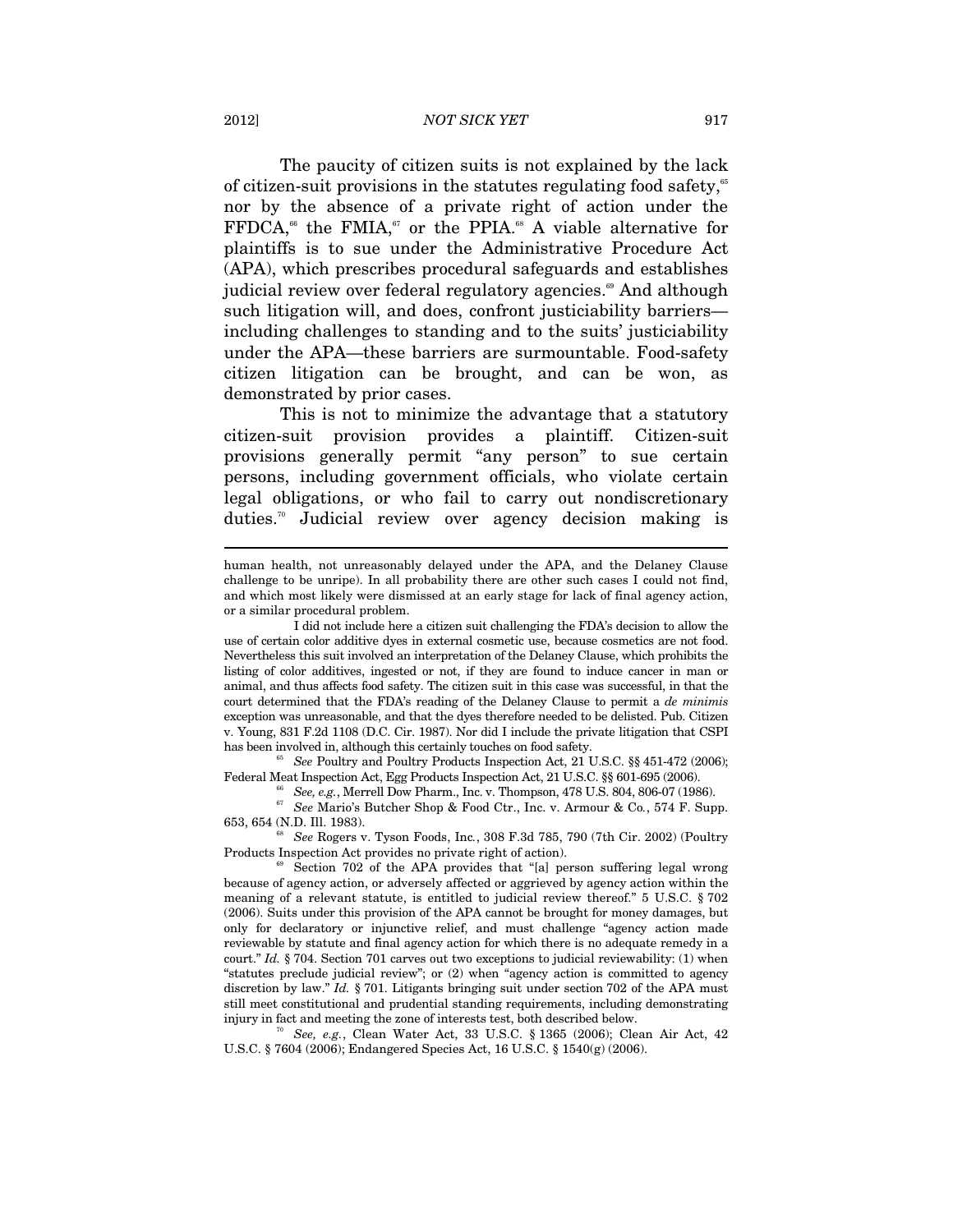The paucity of citizen suits is not explained by the lack of citizen-suit provisions in the statutes regulating food safety,[65] nor by the absence of a private right of action under the FFDCA,[66] the FMIA,[67] or the PPIA.[68] A viable alternative for plaintiffs is to sue under the Administrative Procedure Act (APA), which prescribes procedural safeguards and establishes judicial review over federal regulatory agencies.[69] And although such litigation will, and does, confront justiciability barriers—including challenges to standing and to the suits' justiciability under the APA—these barriers are surmountable. Food-safety citizen litigation can be brought, and can be won, as demonstrated by prior cases.

This is not to minimize the advantage that a statutory citizen-suit provision provides a plaintiff. Citizen-suit provisions generally permit "any person" to sue certain persons, including government officials, who violate certain legal obligations, or who fail to carry out nondiscretionary duties.[70] Judicial review over agency decision making is

---

human health, not unreasonably delayed under the APA, and the Delaney Clause challenge to be unripe). In all probability there are other such cases I could not find, and which most likely were dismissed at an early stage for lack of final agency action, or a similar procedural problem.

I did not include here a citizen suit challenging the FDA's decision to allow the use of certain color additive dyes in external cosmetic use, because cosmetics are not food. Nevertheless this suit involved an interpretation of the Delaney Clause, which prohibits the listing of color additives, ingested or not, if they are found to induce cancer in man or animal, and thus affects food safety. The citizen suit in this case was successful, in that the court determined that the FDA's reading of the Delaney Clause to permit a *de minimis* exception was unreasonable, and that the dyes therefore needed to be delisted. Pub. Citizen v. Young, 831 F.2d 1108 (D.C. Cir. 1987). Nor did I include the private litigation that CSPI has been involved in, although this certainly touches on food safety.

[65] *See* Poultry and Poultry Products Inspection Act, 21 U.S.C. §§ 451-472 (2006); Federal Meat Inspection Act, Egg Products Inspection Act, 21 U.S.C. §§ 601-695 (2006).

[66] *See, e.g.*, Merrell Dow Pharm., Inc. v. Thompson, 478 U.S. 804, 806-07 (1986).

[67] *See* Mario's Butcher Shop & Food Ctr., Inc. v. Armour & Co., 574 F. Supp. 653, 654 (N.D. Ill. 1983).

[68] *See* Rogers v. Tyson Foods, Inc., 308 F.3d 785, 790 (7th Cir. 2002) (Poultry Products Inspection Act provides no private right of action).

[69] Section 702 of the APA provides that "[a] person suffering legal wrong because of agency action, or adversely affected or aggrieved by agency action within the meaning of a relevant statute, is entitled to judicial review thereof." 5 U.S.C. § 702 (2006). Suits under this provision of the APA cannot be brought for money damages, but only for declaratory or injunctive relief, and must challenge "agency action made reviewable by statute and final agency action for which there is no adequate remedy in a court." *Id.* § 704. Section 701 carves out two exceptions to judicial reviewability: (1) when "statutes preclude judicial review"; or (2) when "agency action is committed to agency discretion by law." *Id.* § 701. Litigants bringing suit under section 702 of the APA must still meet constitutional and prudential standing requirements, including demonstrating injury in fact and meeting the zone of interests test, both described below.

[70] *See, e.g.*, Clean Water Act, 33 U.S.C. § 1365 (2006); Clean Air Act, 42 U.S.C. § 7604 (2006); Endangered Species Act, 16 U.S.C. § 1540(g) (2006).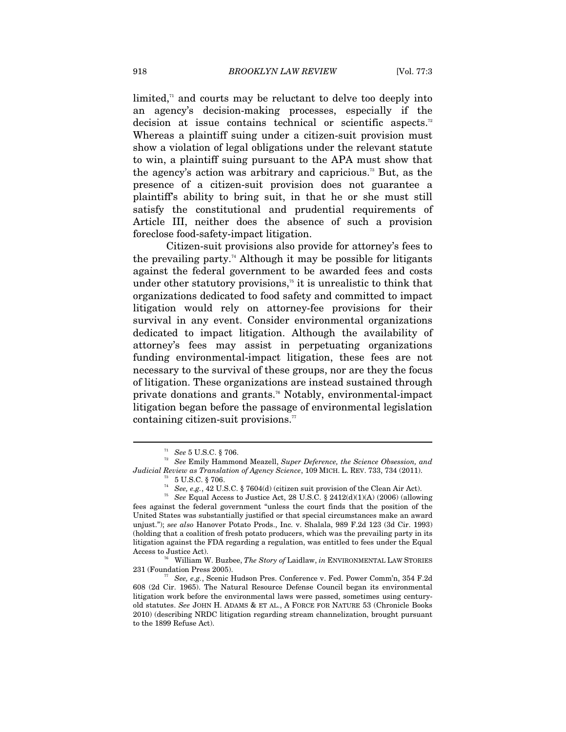limited,[71] and courts may be reluctant to delve too deeply into an agency's decision-making processes, especially if the decision at issue contains technical or scientific aspects.[72] Whereas a plaintiff suing under a citizen-suit provision must show a violation of legal obligations under the relevant statute to win, a plaintiff suing pursuant to the APA must show that the agency's action was arbitrary and capricious.[73] But, as the presence of a citizen-suit provision does not guarantee a plaintiff's ability to bring suit, in that he or she must still satisfy the constitutional and prudential requirements of Article III, neither does the absence of such a provision foreclose food-safety-impact litigation.

Citizen-suit provisions also provide for attorney's fees to the prevailing party.[74] Although it may be possible for litigants against the federal government to be awarded fees and costs under other statutory provisions,[75] it is unrealistic to think that organizations dedicated to food safety and committed to impact litigation would rely on attorney-fee provisions for their survival in any event. Consider environmental organizations dedicated to impact litigation. Although the availability of attorney's fees may assist in perpetuating organizations funding environmental-impact litigation, these fees are not necessary to the survival of these groups, nor are they the focus of litigation. These organizations are instead sustained through private donations and grants.[76] Notably, environmental-impact litigation began before the passage of environmental legislation containing citizen-suit provisions.[77]

---

[71] *See* 5 U.S.C. § 706.

[72] *See* Emily Hammond Meazell, *Super Deference, the Science Obsession, and Judicial Review as Translation of Agency Science*, 109 MICH. L. REV. 733, 734 (2011).

[73] 5 U.S.C. § 706.

[74] *See, e.g.*, 42 U.S.C. § 7604(d) (citizen suit provision of the Clean Air Act).

[75] *See* Equal Access to Justice Act, 28 U.S.C. § 2412(d)(1)(A) (2006) (allowing fees against the federal government "unless the court finds that the position of the United States was substantially justified or that special circumstances make an award unjust."); *see also* Hanover Potato Prods., Inc. v. Shalala, 989 F.2d 123 (3d Cir. 1993) (holding that a coalition of fresh potato producers, which was the prevailing party in its litigation against the FDA regarding a regulation, was entitled to fees under the Equal Access to Justice Act).

[76] William W. Buzbee, *The Story of* Laidlaw, *in* ENVIRONMENTAL LAW STORIES 231 (Foundation Press 2005).

[77] *See, e.g.*, Scenic Hudson Pres. Conference v. Fed. Power Comm'n, 354 F.2d 608 (2d Cir. 1965). The Natural Resource Defense Council began its environmental litigation work before the environmental laws were passed, sometimes using century-old statutes. *See* JOHN H. ADAMS & ET AL., A FORCE FOR NATURE 53 (Chronicle Books 2010) (describing NRDC litigation regarding stream channelization, brought pursuant to the 1899 Refuse Act).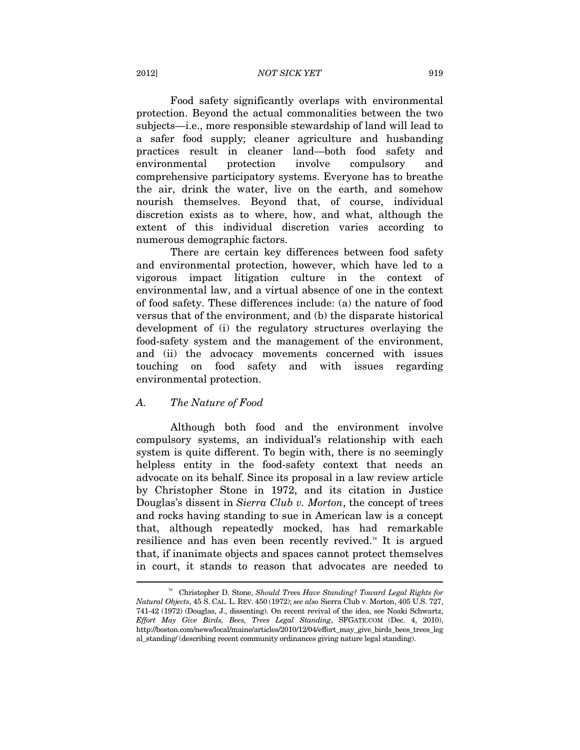Food safety significantly overlaps with environmental protection. Beyond the actual commonalities between the two subjects—i.e., more responsible stewardship of land will lead to a safer food supply; cleaner agriculture and husbanding practices result in cleaner land—both food safety and environmental protection involve compulsory and comprehensive participatory systems. Everyone has to breathe the air, drink the water, live on the earth, and somehow nourish themselves. Beyond that, of course, individual discretion exists as to where, how, and what, although the extent of this individual discretion varies according to numerous demographic factors.

There are certain key differences between food safety and environmental protection, however, which have led to a vigorous impact litigation culture in the context of environmental law, and a virtual absence of one in the context of food safety. These differences include: (a) the nature of food versus that of the environment, and (b) the disparate historical development of (i) the regulatory structures overlaying the food-safety system and the management of the environment, and (ii) the advocacy movements concerned with issues touching on food safety and with issues regarding environmental protection.

### *A. The Nature of Food*

Although both food and the environment involve compulsory systems, an individual's relationship with each system is quite different. To begin with, there is no seemingly helpless entity in the food-safety context that needs an advocate on its behalf. Since its proposal in a law review article by Christopher Stone in 1972, and its citation in Justice Douglas's dissent in *Sierra Club v. Morton*, the concept of trees and rocks having standing to sue in American law is a concept that, although repeatedly mocked, has had remarkable resilience and has even been recently revived.[78] It is argued that, if inanimate objects and spaces cannot protect themselves in court, it stands to reason that advocates are needed to

---

[78] Christopher D. Stone, *Should Trees Have Standing? Toward Legal Rights for Natural Objects*, 45 S. CAL. L. REV. 450 (1972); *see also* Sierra Club v. Morton, 405 U.S. 727, 741-42 (1972) (Douglas, J., dissenting). On recent revival of the idea, see Noaki Schwartz, *Effort May Give Birds, Bees, Trees Legal Standing*, SFGATE.COM (Dec. 4, 2010), http://boston.com/news/local/maine/articles/2010/12/04/effort_may_give_birds_bees_trees_legal_standing/ (describing recent community ordinances giving nature legal standing).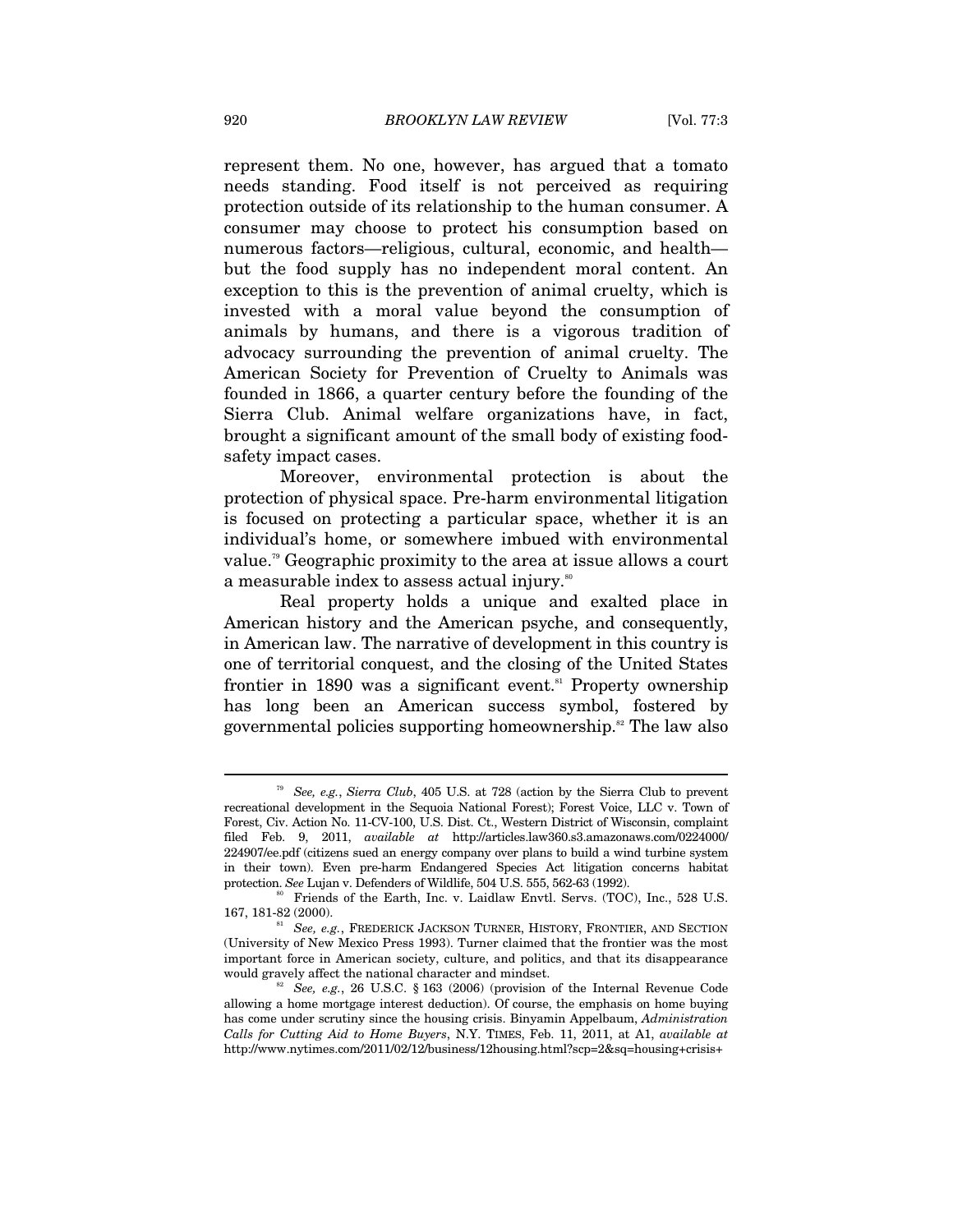represent them. No one, however, has argued that a tomato needs standing. Food itself is not perceived as requiring protection outside of its relationship to the human consumer. A consumer may choose to protect his consumption based on numerous factors—religious, cultural, economic, and health—but the food supply has no independent moral content. An exception to this is the prevention of animal cruelty, which is invested with a moral value beyond the consumption of animals by humans, and there is a vigorous tradition of advocacy surrounding the prevention of animal cruelty. The American Society for Prevention of Cruelty to Animals was founded in 1866, a quarter century before the founding of the Sierra Club. Animal welfare organizations have, in fact, brought a significant amount of the small body of existing food-safety impact cases.

Moreover, environmental protection is about the protection of physical space. Pre-harm environmental litigation is focused on protecting a particular space, whether it is an individual's home, or somewhere imbued with environmental value.[79] Geographic proximity to the area at issue allows a court a measurable index to assess actual injury.[80]

Real property holds a unique and exalted place in American history and the American psyche, and consequently, in American law. The narrative of development in this country is one of territorial conquest, and the closing of the United States frontier in 1890 was a significant event.[81] Property ownership has long been an American success symbol, fostered by governmental policies supporting homeownership.[82] The law also

---

[79] *See, e.g.*, *Sierra Club*, 405 U.S. at 728 (action by the Sierra Club to prevent recreational development in the Sequoia National Forest); Forest Voice, LLC v. Town of Forest, Civ. Action No. 11-CV-100, U.S. Dist. Ct., Western District of Wisconsin, complaint filed Feb. 9, 2011, *available at* http://articles.law360.s3.amazonaws.com/0224000/224907/ee.pdf (citizens sued an energy company over plans to build a wind turbine system in their town). Even pre-harm Endangered Species Act litigation concerns habitat protection. *See* Lujan v. Defenders of Wildlife, 504 U.S. 555, 562-63 (1992).

[80] Friends of the Earth, Inc. v. Laidlaw Envtl. Servs. (TOC), Inc., 528 U.S. 167, 181-82 (2000).

[81] *See, e.g.*, FREDERICK JACKSON TURNER, HISTORY, FRONTIER, AND SECTION (University of New Mexico Press 1993). Turner claimed that the frontier was the most important force in American society, culture, and politics, and that its disappearance would gravely affect the national character and mindset.

[82] *See, e.g.*, 26 U.S.C. § 163 (2006) (provision of the Internal Revenue Code allowing a home mortgage interest deduction). Of course, the emphasis on home buying has come under scrutiny since the housing crisis. Binyamin Appelbaum, *Administration Calls for Cutting Aid to Home Buyers*, N.Y. TIMES, Feb. 11, 2011, at A1, *available at* http://www.nytimes.com/2011/02/12/business/12housing.html?scp=2&sq=housing+crisis+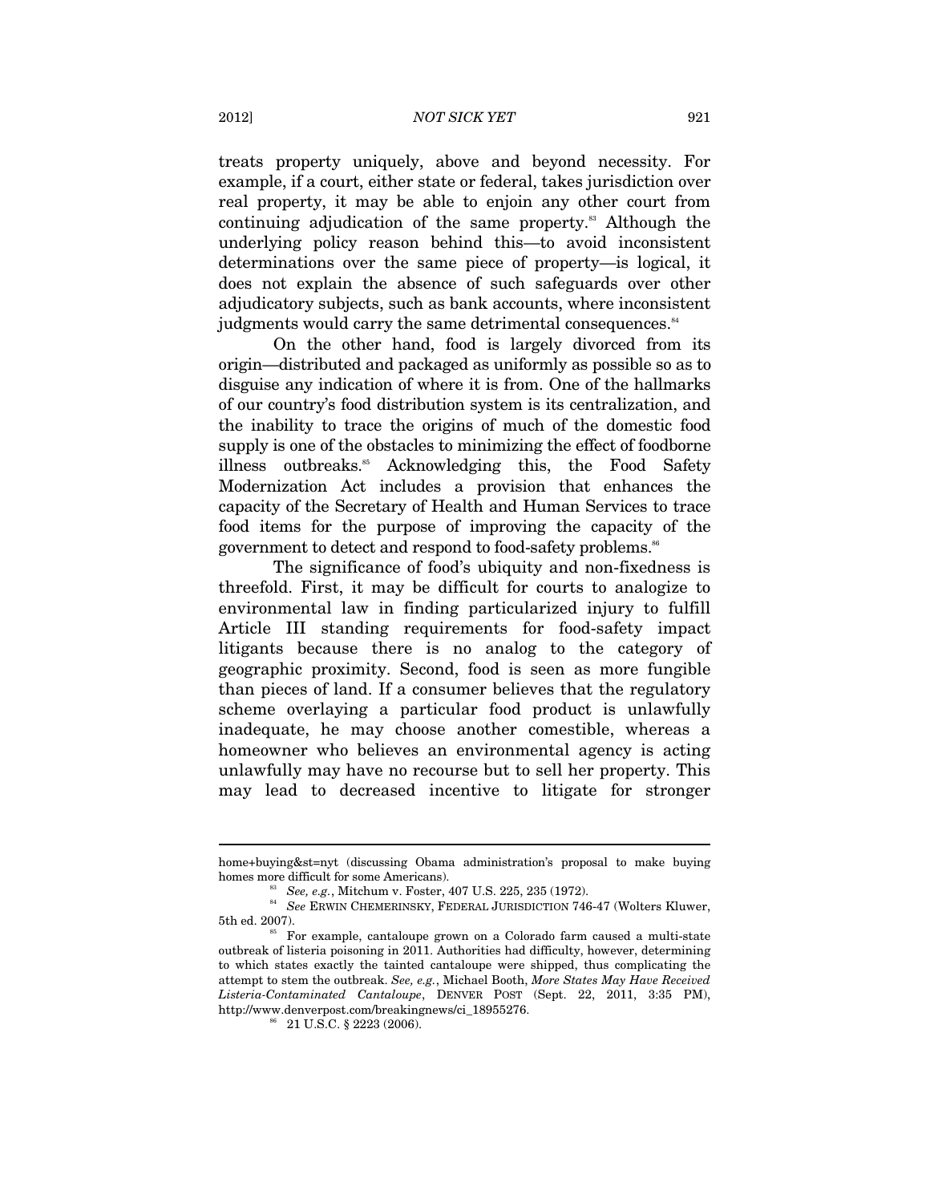treats property uniquely, above and beyond necessity. For example, if a court, either state or federal, takes jurisdiction over real property, it may be able to enjoin any other court from continuing adjudication of the same property.[83] Although the underlying policy reason behind this—to avoid inconsistent determinations over the same piece of property—is logical, it does not explain the absence of such safeguards over other adjudicatory subjects, such as bank accounts, where inconsistent judgments would carry the same detrimental consequences.[84]

On the other hand, food is largely divorced from its origin—distributed and packaged as uniformly as possible so as to disguise any indication of where it is from. One of the hallmarks of our country's food distribution system is its centralization, and the inability to trace the origins of much of the domestic food supply is one of the obstacles to minimizing the effect of foodborne illness outbreaks.[85] Acknowledging this, the Food Safety Modernization Act includes a provision that enhances the capacity of the Secretary of Health and Human Services to trace food items for the purpose of improving the capacity of the government to detect and respond to food-safety problems.[86]

The significance of food's ubiquity and non-fixedness is threefold. First, it may be difficult for courts to analogize to environmental law in finding particularized injury to fulfill Article III standing requirements for food-safety impact litigants because there is no analog to the category of geographic proximity. Second, food is seen as more fungible than pieces of land. If a consumer believes that the regulatory scheme overlaying a particular food product is unlawfully inadequate, he may choose another comestible, whereas a homeowner who believes an environmental agency is acting unlawfully may have no recourse but to sell her property. This may lead to decreased incentive to litigate for stronger

---

home+buying&st=nyt (discussing Obama administration's proposal to make buying homes more difficult for some Americans).

[83] *See, e.g.*, Mitchum v. Foster, 407 U.S. 225, 235 (1972).

[84] *See* ERWIN CHEMERINSKY, FEDERAL JURISDICTION 746-47 (Wolters Kluwer, 5th ed. 2007).

[85] For example, cantaloupe grown on a Colorado farm caused a multi-state outbreak of listeria poisoning in 2011. Authorities had difficulty, however, determining to which states exactly the tainted cantaloupe were shipped, thus complicating the attempt to stem the outbreak. *See, e.g.*, Michael Booth, *More States May Have Received Listeria-Contaminated Cantaloupe*, DENVER POST (Sept. 22, 2011, 3:35 PM), http://www.denverpost.com/breakingnews/ci_18955276.

[86] 21 U.S.C. § 2223 (2006).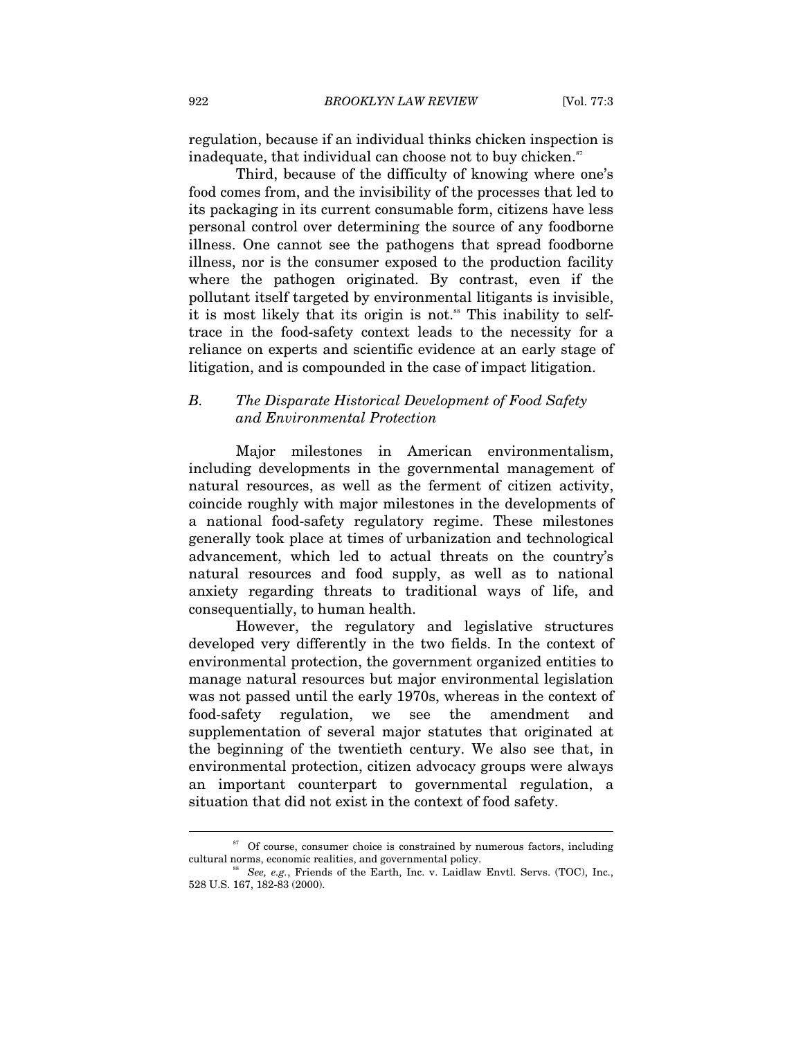regulation, because if an individual thinks chicken inspection is inadequate, that individual can choose not to buy chicken.[87]

Third, because of the difficulty of knowing where one's food comes from, and the invisibility of the processes that led to its packaging in its current consumable form, citizens have less personal control over determining the source of any foodborne illness. One cannot see the pathogens that spread foodborne illness, nor is the consumer exposed to the production facility where the pathogen originated. By contrast, even if the pollutant itself targeted by environmental litigants is invisible, it is most likely that its origin is not.[88] This inability to self-trace in the food-safety context leads to the necessity for a reliance on experts and scientific evidence at an early stage of litigation, and is compounded in the case of impact litigation.

### B. *The Disparate Historical Development of Food Safety and Environmental Protection*

Major milestones in American environmentalism, including developments in the governmental management of natural resources, as well as the ferment of citizen activity, coincide roughly with major milestones in the developments of a national food-safety regulatory regime. These milestones generally took place at times of urbanization and technological advancement, which led to actual threats on the country's natural resources and food supply, as well as to national anxiety regarding threats to traditional ways of life, and consequentially, to human health.

However, the regulatory and legislative structures developed very differently in the two fields. In the context of environmental protection, the government organized entities to manage natural resources but major environmental legislation was not passed until the early 1970s, whereas in the context of food-safety regulation, we see the amendment and supplementation of several major statutes that originated at the beginning of the twentieth century. We also see that, in environmental protection, citizen advocacy groups were always an important counterpart to governmental regulation, a situation that did not exist in the context of food safety.

---

[87] Of course, consumer choice is constrained by numerous factors, including cultural norms, economic realities, and governmental policy.

[88] *See, e.g.*, Friends of the Earth, Inc. v. Laidlaw Envtl. Servs. (TOC), Inc., 528 U.S. 167, 182-83 (2000).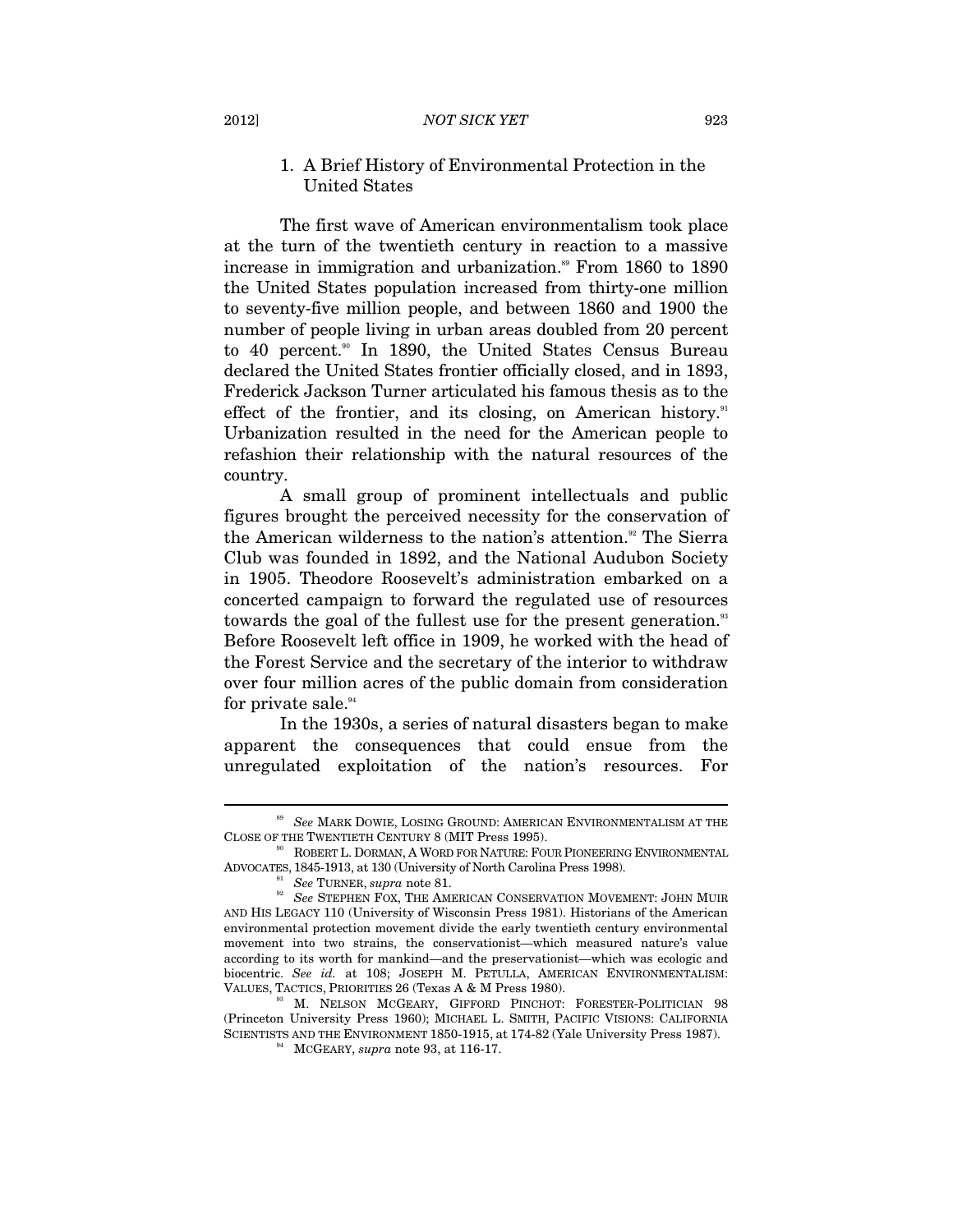### 1. A Brief History of Environmental Protection in the United States

The first wave of American environmentalism took place at the turn of the twentieth century in reaction to a massive increase in immigration and urbanization.[89] From 1860 to 1890 the United States population increased from thirty-one million to seventy-five million people, and between 1860 and 1900 the number of people living in urban areas doubled from 20 percent to 40 percent.[90] In 1890, the United States Census Bureau declared the United States frontier officially closed, and in 1893, Frederick Jackson Turner articulated his famous thesis as to the effect of the frontier, and its closing, on American history.[91] Urbanization resulted in the need for the American people to refashion their relationship with the natural resources of the country.

A small group of prominent intellectuals and public figures brought the perceived necessity for the conservation of the American wilderness to the nation's attention.[92] The Sierra Club was founded in 1892, and the National Audubon Society in 1905. Theodore Roosevelt's administration embarked on a concerted campaign to forward the regulated use of resources towards the goal of the fullest use for the present generation.[93] Before Roosevelt left office in 1909, he worked with the head of the Forest Service and the secretary of the interior to withdraw over four million acres of the public domain from consideration for private sale.[94]

In the 1930s, a series of natural disasters began to make apparent the consequences that could ensue from the unregulated exploitation of the nation's resources. For

---

[89] *See* MARK DOWIE, LOSING GROUND: AMERICAN ENVIRONMENTALISM AT THE CLOSE OF THE TWENTIETH CENTURY 8 (MIT Press 1995).

[90] ROBERT L. DORMAN, A WORD FOR NATURE: FOUR PIONEERING ENVIRONMENTAL ADVOCATES, 1845-1913, at 130 (University of North Carolina Press 1998).

[91] *See* TURNER, *supra* note 81.

[92] *See* STEPHEN FOX, THE AMERICAN CONSERVATION MOVEMENT: JOHN MUIR AND HIS LEGACY 110 (University of Wisconsin Press 1981). Historians of the American environmental protection movement divide the early twentieth century environmental movement into two strains, the conservationist—which measured nature's value according to its worth for mankind—and the preservationist—which was ecologic and biocentric. *See id.* at 108; JOSEPH M. PETULLA, AMERICAN ENVIRONMENTALISM: VALUES, TACTICS, PRIORITIES 26 (Texas A & M Press 1980).

[93] M. NELSON MCGEARY, GIFFORD PINCHOT: FORESTER-POLITICIAN 98 (Princeton University Press 1960); MICHAEL L. SMITH, PACIFIC VISIONS: CALIFORNIA SCIENTISTS AND THE ENVIRONMENT 1850-1915, at 174-82 (Yale University Press 1987).

[94] MCGEARY, *supra* note 93, at 116-17.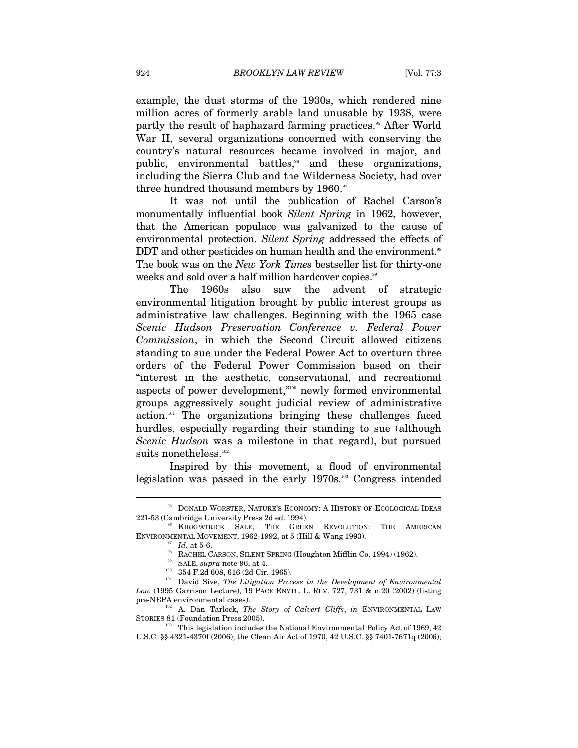example, the dust storms of the 1930s, which rendered nine million acres of formerly arable land unusable by 1938, were partly the result of haphazard farming practices.[95] After World War II, several organizations concerned with conserving the country's natural resources became involved in major, and public, environmental battles,[96] and these organizations, including the Sierra Club and the Wilderness Society, had over three hundred thousand members by 1960.[97]

It was not until the publication of Rachel Carson's monumentally influential book *Silent Spring* in 1962, however, that the American populace was galvanized to the cause of environmental protection. *Silent Spring* addressed the effects of DDT and other pesticides on human health and the environment.[98] The book was on the *New York Times* bestseller list for thirty-one weeks and sold over a half million hardcover copies.[99]

The 1960s also saw the advent of strategic environmental litigation brought by public interest groups as administrative law challenges. Beginning with the 1965 case *Scenic Hudson Preservation Conference v. Federal Power Commission*, in which the Second Circuit allowed citizens standing to sue under the Federal Power Act to overturn three orders of the Federal Power Commission based on their "interest in the aesthetic, conservational, and recreational aspects of power development,"[100] newly formed environmental groups aggressively sought judicial review of administrative action.[101] The organizations bringing these challenges faced hurdles, especially regarding their standing to sue (although *Scenic Hudson* was a milestone in that regard), but pursued suits nonetheless.[102]

Inspired by this movement, a flood of environmental legislation was passed in the early 1970s.[103] Congress intended

---

[95] DONALD WORSTER, NATURE'S ECONOMY: A HISTORY OF ECOLOGICAL IDEAS 221-53 (Cambridge University Press 2d ed. 1994).

[96] KIRKPATRICK SALE, THE GREEN REVOLUTION: THE AMERICAN ENVIRONMENTAL MOVEMENT, 1962-1992, at 5 (Hill & Wang 1993).

[97] *Id.* at 5-6.

[98] RACHEL CARSON, SILENT SPRING (Houghton Mifflin Co. 1994) (1962).

[99] SALE, *supra* note 96, at 4.

[100] 354 F.2d 608, 616 (2d Cir. 1965).

[101] David Sive, *The Litigation Process in the Development of Environmental Law* (1995 Garrison Lecture), 19 PACE ENVTL. L. REV. 727, 731 & n.20 (2002) (listing pre-NEPA environmental cases).

[102] A. Dan Tarlock, *The Story of Calvert Cliffs*, *in* ENVIRONMENTAL LAW STORIES 81 (Foundation Press 2005).

[103] This legislation includes the National Environmental Policy Act of 1969, 42 U.S.C. §§ 4321-4370f (2006); the Clean Air Act of 1970, 42 U.S.C. §§ 7401-7671q (2006);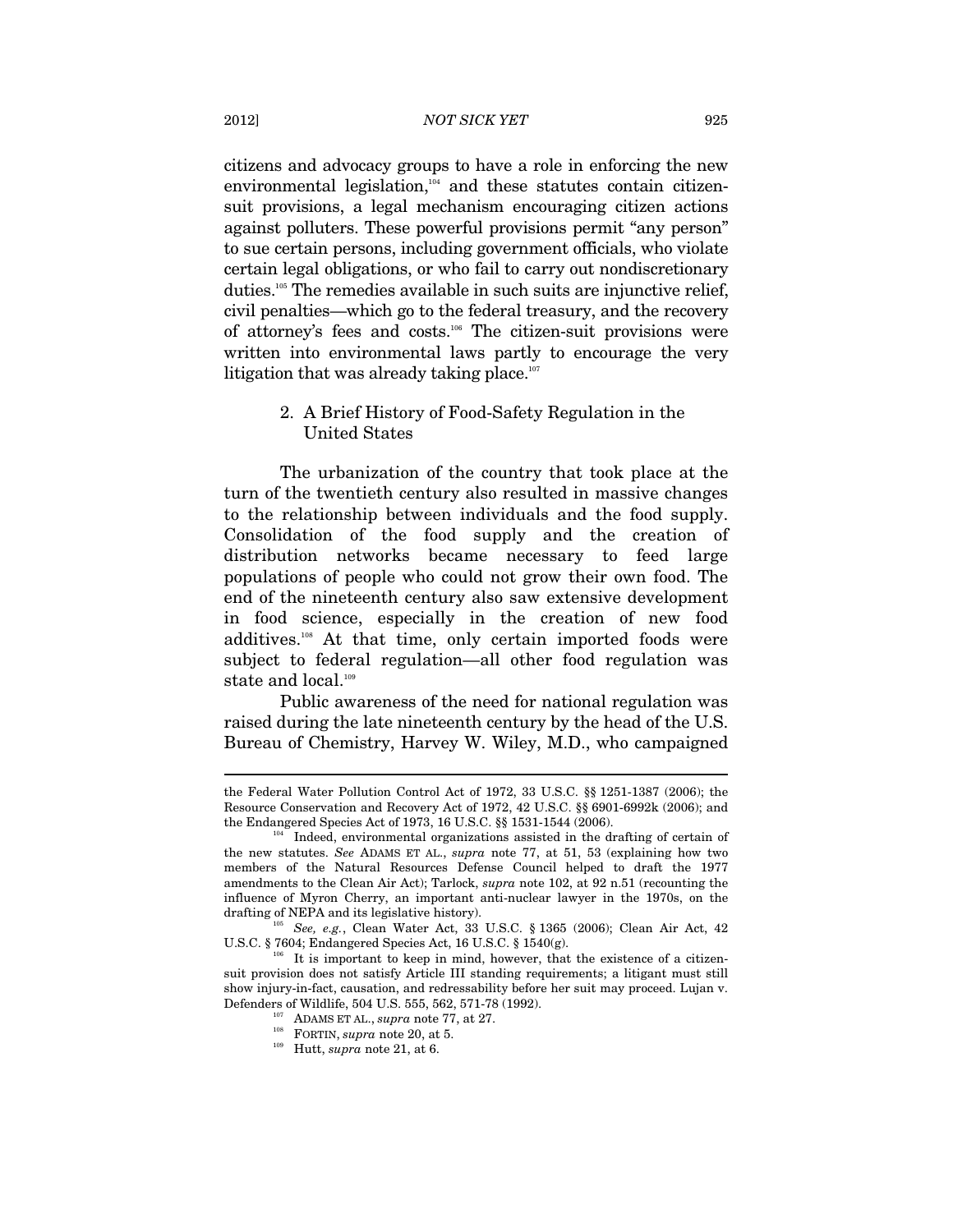citizens and advocacy groups to have a role in enforcing the new environmental legislation,[104] and these statutes contain citizen-suit provisions, a legal mechanism encouraging citizen actions against polluters. These powerful provisions permit "any person" to sue certain persons, including government officials, who violate certain legal obligations, or who fail to carry out nondiscretionary duties.[105] The remedies available in such suits are injunctive relief, civil penalties—which go to the federal treasury, and the recovery of attorney's fees and costs.[106] The citizen-suit provisions were written into environmental laws partly to encourage the very litigation that was already taking place.[107]

### 2. A Brief History of Food-Safety Regulation in the United States

The urbanization of the country that took place at the turn of the twentieth century also resulted in massive changes to the relationship between individuals and the food supply. Consolidation of the food supply and the creation of distribution networks became necessary to feed large populations of people who could not grow their own food. The end of the nineteenth century also saw extensive development in food science, especially in the creation of new food additives.[108] At that time, only certain imported foods were subject to federal regulation—all other food regulation was state and local.[109]

Public awareness of the need for national regulation was raised during the late nineteenth century by the head of the U.S. Bureau of Chemistry, Harvey W. Wiley, M.D., who campaigned

---

the Federal Water Pollution Control Act of 1972, 33 U.S.C. §§ 1251-1387 (2006); the Resource Conservation and Recovery Act of 1972, 42 U.S.C. §§ 6901-6992k (2006); and the Endangered Species Act of 1973, 16 U.S.C. §§ 1531-1544 (2006).

[104] Indeed, environmental organizations assisted in the drafting of certain of the new statutes. *See* ADAMS ET AL., *supra* note 77, at 51, 53 (explaining how two members of the Natural Resources Defense Council helped to draft the 1977 amendments to the Clean Air Act); Tarlock, *supra* note 102, at 92 n.51 (recounting the influence of Myron Cherry, an important anti-nuclear lawyer in the 1970s, on the drafting of NEPA and its legislative history).

[105] *See, e.g.*, Clean Water Act, 33 U.S.C. § 1365 (2006); Clean Air Act, 42 U.S.C. § 7604; Endangered Species Act, 16 U.S.C. § 1540(g).

[106] It is important to keep in mind, however, that the existence of a citizen-suit provision does not satisfy Article III standing requirements; a litigant must still show injury-in-fact, causation, and redressability before her suit may proceed. Lujan v. Defenders of Wildlife, 504 U.S. 555, 562, 571-78 (1992).

[107] ADAMS ET AL., *supra* note 77, at 27.

[108] FORTIN, *supra* note 20, at 5.

[109] Hutt, *supra* note 21, at 6.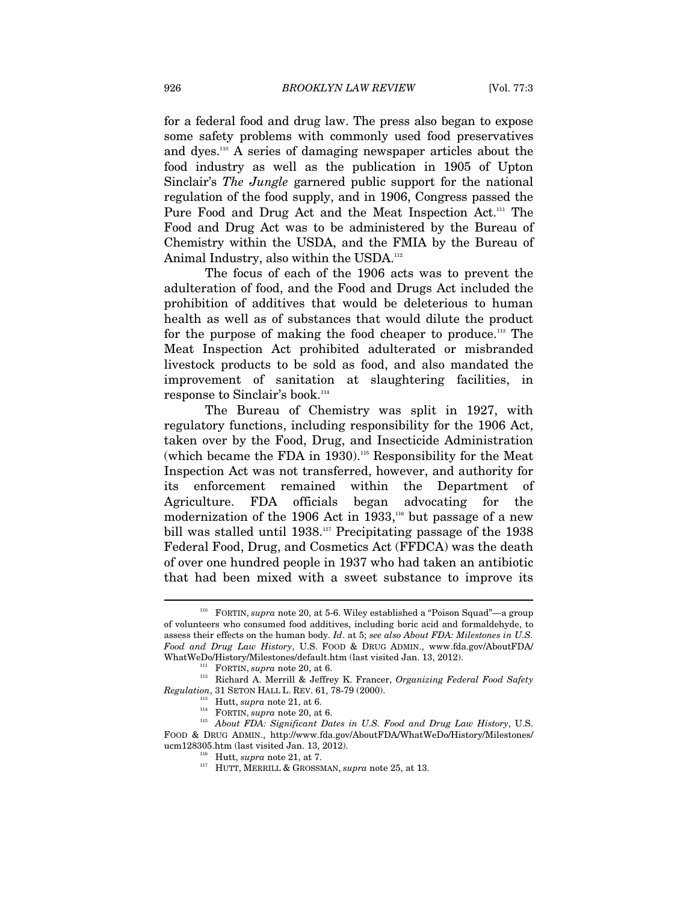for a federal food and drug law. The press also began to expose some safety problems with commonly used food preservatives and dyes.[110] A series of damaging newspaper articles about the food industry as well as the publication in 1905 of Upton Sinclair's *The Jungle* garnered public support for the national regulation of the food supply, and in 1906, Congress passed the Pure Food and Drug Act and the Meat Inspection Act.[111] The Food and Drug Act was to be administered by the Bureau of Chemistry within the USDA, and the FMIA by the Bureau of Animal Industry, also within the USDA.[112]

The focus of each of the 1906 acts was to prevent the adulteration of food, and the Food and Drugs Act included the prohibition of additives that would be deleterious to human health as well as of substances that would dilute the product for the purpose of making the food cheaper to produce.[113] The Meat Inspection Act prohibited adulterated or misbranded livestock products to be sold as food, and also mandated the improvement of sanitation at slaughtering facilities, in response to Sinclair's book.[114]

The Bureau of Chemistry was split in 1927, with regulatory functions, including responsibility for the 1906 Act, taken over by the Food, Drug, and Insecticide Administration (which became the FDA in 1930).[115] Responsibility for the Meat Inspection Act was not transferred, however, and authority for its enforcement remained within the Department of Agriculture. FDA officials began advocating for the modernization of the 1906 Act in 1933,[116] but passage of a new bill was stalled until 1938.[117] Precipitating passage of the 1938 Federal Food, Drug, and Cosmetics Act (FFDCA) was the death of over one hundred people in 1937 who had taken an antibiotic that had been mixed with a sweet substance to improve its

---

[110] FORTIN, *supra* note 20, at 5-6. Wiley established a "Poison Squad"—a group of volunteers who consumed food additives, including boric acid and formaldehyde, to assess their effects on the human body. *Id*. at 5; *see also About FDA: Milestones in U.S. Food and Drug Law History*, U.S. FOOD & DRUG ADMIN., www.fda.gov/AboutFDA/WhatWeDo/History/Milestones/default.htm (last visited Jan. 13, 2012).

[111] FORTIN, *supra* note 20, at 6.

[112] Richard A. Merrill & Jeffrey K. Francer, *Organizing Federal Food Safety Regulation*, 31 SETON HALL L. REV. 61, 78-79 (2000).

[113] Hutt, *supra* note 21, at 6.

[114] FORTIN, *supra* note 20, at 6.

[115] *About FDA: Significant Dates in U.S. Food and Drug Law History*, U.S. FOOD & DRUG ADMIN., http://www.fda.gov/AboutFDA/WhatWeDo/History/Milestones/ucm128305.htm (last visited Jan. 13, 2012).

[116] Hutt, *supra* note 21, at 7.

[117] HUTT, MERRILL & GROSSMAN, *supra* note 25, at 13.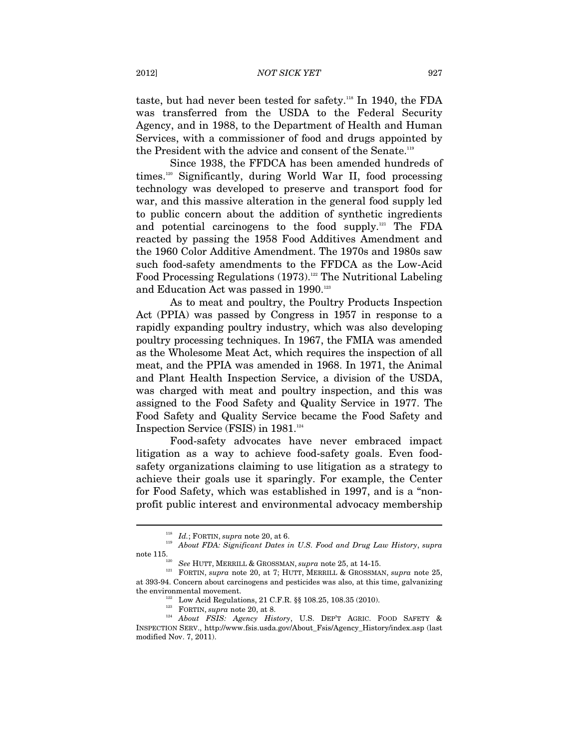taste, but had never been tested for safety.[118] In 1940, the FDA was transferred from the USDA to the Federal Security Agency, and in 1988, to the Department of Health and Human Services, with a commissioner of food and drugs appointed by the President with the advice and consent of the Senate.[119]

Since 1938, the FFDCA has been amended hundreds of times.[120] Significantly, during World War II, food processing technology was developed to preserve and transport food for war, and this massive alteration in the general food supply led to public concern about the addition of synthetic ingredients and potential carcinogens to the food supply.[121] The FDA reacted by passing the 1958 Food Additives Amendment and the 1960 Color Additive Amendment. The 1970s and 1980s saw such food-safety amendments to the FFDCA as the Low-Acid Food Processing Regulations (1973).[122] The Nutritional Labeling and Education Act was passed in 1990.[123]

As to meat and poultry, the Poultry Products Inspection Act (PPIA) was passed by Congress in 1957 in response to a rapidly expanding poultry industry, which was also developing poultry processing techniques. In 1967, the FMIA was amended as the Wholesome Meat Act, which requires the inspection of all meat, and the PPIA was amended in 1968. In 1971, the Animal and Plant Health Inspection Service, a division of the USDA, was charged with meat and poultry inspection, and this was assigned to the Food Safety and Quality Service in 1977. The Food Safety and Quality Service became the Food Safety and Inspection Service (FSIS) in 1981.[124]

Food-safety advocates have never embraced impact litigation as a way to achieve food-safety goals. Even food-safety organizations claiming to use litigation as a strategy to achieve their goals use it sparingly. For example, the Center for Food Safety, which was established in 1997, and is a "non-profit public interest and environmental advocacy membership

---

[118] *Id.*; FORTIN, *supra* note 20, at 6.

[119] *About FDA: Significant Dates in U.S. Food and Drug Law History*, *supra* note 115.

[120] *See* HUTT, MERRILL & GROSSMAN, *supra* note 25, at 14-15.

[121] FORTIN, *supra* note 20, at 7; HUTT, MERRILL & GROSSMAN, *supra* note 25, at 393-94. Concern about carcinogens and pesticides was also, at this time, galvanizing the environmental movement.

[122] Low Acid Regulations, 21 C.F.R. §§ 108.25, 108.35 (2010).

[123] FORTIN, *supra* note 20, at 8.

[124] *About FSIS: Agency History*, U.S. DEP'T AGRIC. FOOD SAFETY & INSPECTION SERV., http://www.fsis.usda.gov/About_Fsis/Agency_History/index.asp (last modified Nov. 7, 2011).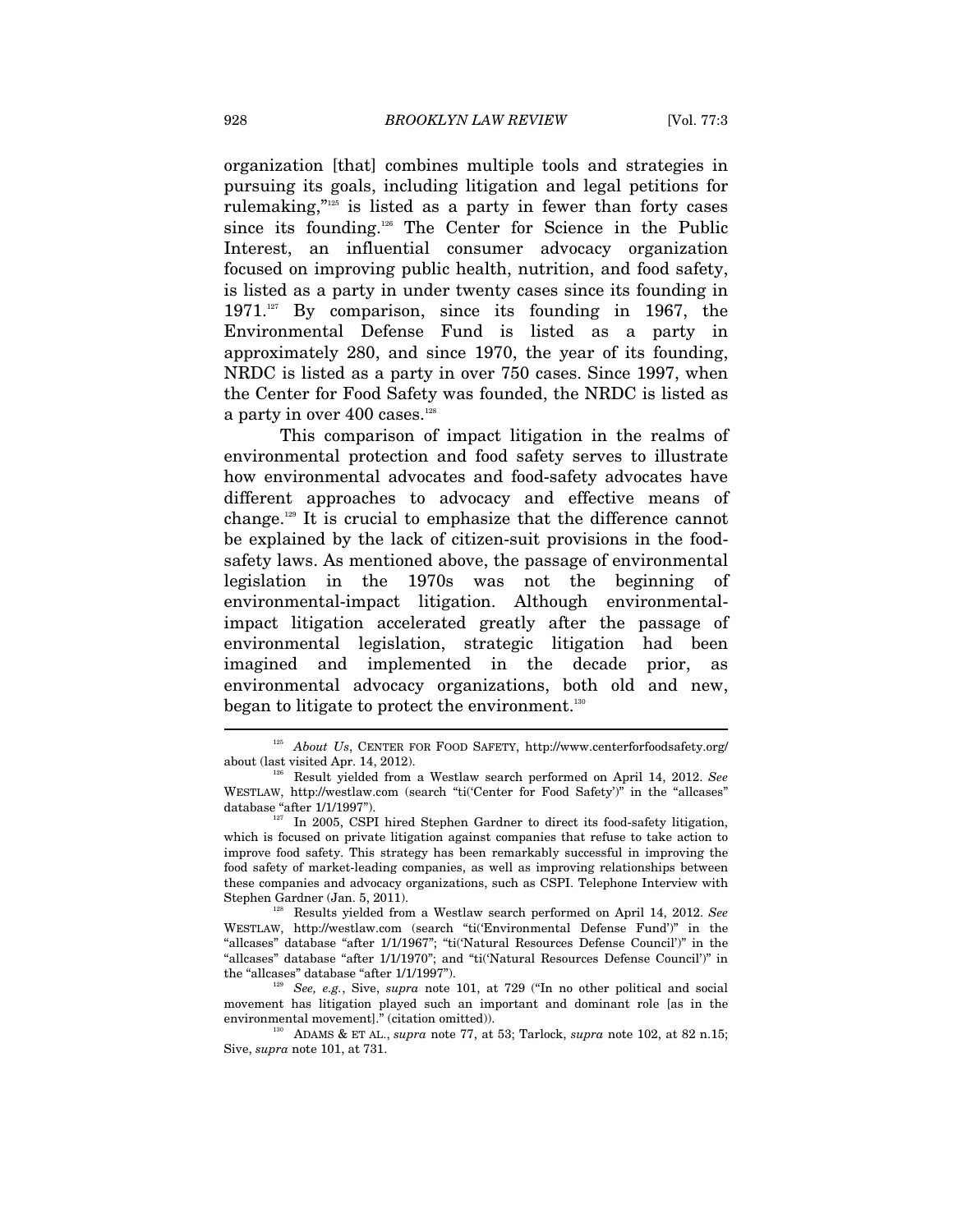organization [that] combines multiple tools and strategies in pursuing its goals, including litigation and legal petitions for rulemaking,"[125] is listed as a party in fewer than forty cases since its founding.[126] The Center for Science in the Public Interest, an influential consumer advocacy organization focused on improving public health, nutrition, and food safety, is listed as a party in under twenty cases since its founding in 1971.[127] By comparison, since its founding in 1967, the Environmental Defense Fund is listed as a party in approximately 280, and since 1970, the year of its founding, NRDC is listed as a party in over 750 cases. Since 1997, when the Center for Food Safety was founded, the NRDC is listed as a party in over 400 cases.[128]

This comparison of impact litigation in the realms of environmental protection and food safety serves to illustrate how environmental advocates and food-safety advocates have different approaches to advocacy and effective means of change.[129] It is crucial to emphasize that the difference cannot be explained by the lack of citizen-suit provisions in the food-safety laws. As mentioned above, the passage of environmental legislation in the 1970s was not the beginning of environmental-impact litigation. Although environmental-impact litigation accelerated greatly after the passage of environmental legislation, strategic litigation had been imagined and implemented in the decade prior, as environmental advocacy organizations, both old and new, began to litigate to protect the environment.[130]

---

[125] *About Us*, CENTER FOR FOOD SAFETY, http://www.centerforfoodsafety.org/about (last visited Apr. 14, 2012).

[126] Result yielded from a Westlaw search performed on April 14, 2012. *See* WESTLAW, http://westlaw.com (search "ti('Center for Food Safety')" in the "allcases" database "after 1/1/1997").

[127] In 2005, CSPI hired Stephen Gardner to direct its food-safety litigation, which is focused on private litigation against companies that refuse to take action to improve food safety. This strategy has been remarkably successful in improving the food safety of market-leading companies, as well as improving relationships between these companies and advocacy organizations, such as CSPI. Telephone Interview with Stephen Gardner (Jan. 5, 2011).

[128] Results yielded from a Westlaw search performed on April 14, 2012. *See* WESTLAW, http://westlaw.com (search "ti('Environmental Defense Fund')" in the "allcases" database "after 1/1/1967"; "ti('Natural Resources Defense Council')" in the "allcases" database "after 1/1/1970"; and "ti('Natural Resources Defense Council')" in the "allcases" database "after 1/1/1997").

[129] *See, e.g.*, Sive, *supra* note 101, at 729 ("In no other political and social movement has litigation played such an important and dominant role [as in the environmental movement]." (citation omitted)).

[130] ADAMS & ET AL., *supra* note 77, at 53; Tarlock, *supra* note 102, at 82 n.15; Sive, *supra* note 101, at 731.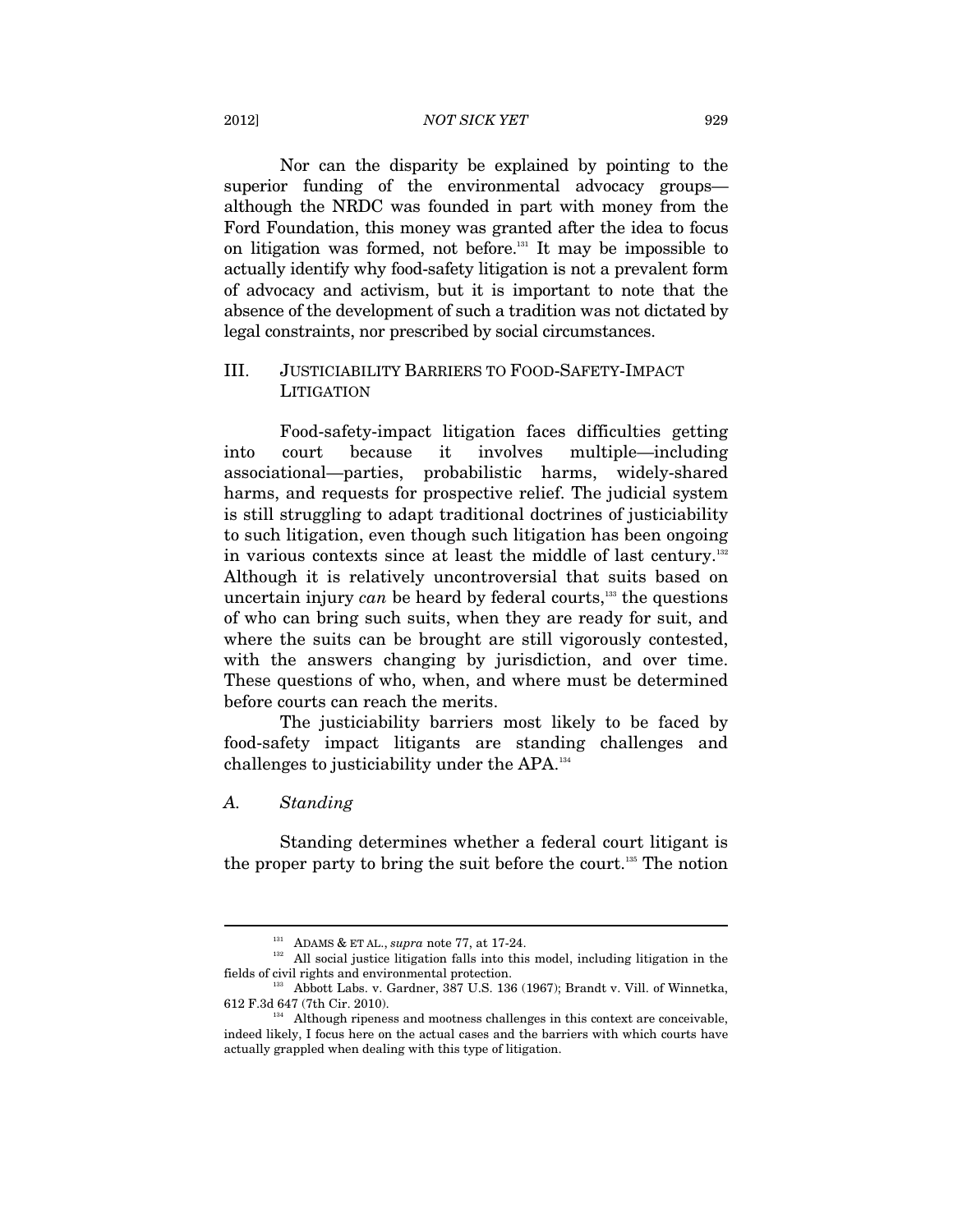Nor can the disparity be explained by pointing to the superior funding of the environmental advocacy groups—although the NRDC was founded in part with money from the Ford Foundation, this money was granted after the idea to focus on litigation was formed, not before.[131] It may be impossible to actually identify why food-safety litigation is not a prevalent form of advocacy and activism, but it is important to note that the absence of the development of such a tradition was not dictated by legal constraints, nor prescribed by social circumstances.

## III. JUSTICIABILITY BARRIERS TO FOOD-SAFETY-IMPACT LITIGATION

Food-safety-impact litigation faces difficulties getting into court because it involves multiple—including associational—parties, probabilistic harms, widely-shared harms, and requests for prospective relief. The judicial system is still struggling to adapt traditional doctrines of justiciability to such litigation, even though such litigation has been ongoing in various contexts since at least the middle of last century.[132] Although it is relatively uncontroversial that suits based on uncertain injury *can* be heard by federal courts,[133] the questions of who can bring such suits, when they are ready for suit, and where the suits can be brought are still vigorously contested, with the answers changing by jurisdiction, and over time. These questions of who, when, and where must be determined before courts can reach the merits.

The justiciability barriers most likely to be faced by food-safety impact litigants are standing challenges and challenges to justiciability under the APA.[134]

### *A. Standing*

Standing determines whether a federal court litigant is the proper party to bring the suit before the court.[135] The notion

---

[131] ADAMS & ET AL., *supra* note 77, at 17-24.

[132] All social justice litigation falls into this model, including litigation in the fields of civil rights and environmental protection.

[133] Abbott Labs. v. Gardner, 387 U.S. 136 (1967); Brandt v. Vill. of Winnetka, 612 F.3d 647 (7th Cir. 2010).

[134] Although ripeness and mootness challenges in this context are conceivable, indeed likely, I focus here on the actual cases and the barriers with which courts have actually grappled when dealing with this type of litigation.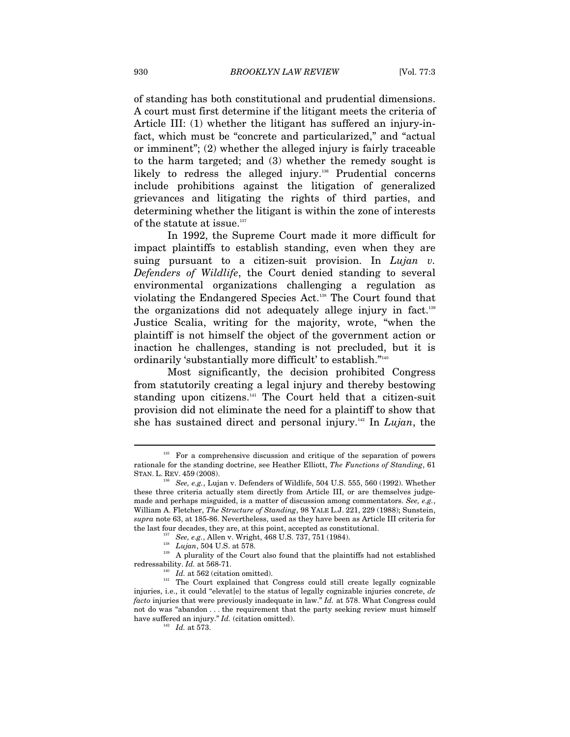of standing has both constitutional and prudential dimensions. A court must first determine if the litigant meets the criteria of Article III: (1) whether the litigant has suffered an injury-in-fact, which must be "concrete and particularized," and "actual or imminent"; (2) whether the alleged injury is fairly traceable to the harm targeted; and (3) whether the remedy sought is likely to redress the alleged injury.[136] Prudential concerns include prohibitions against the litigation of generalized grievances and litigating the rights of third parties, and determining whether the litigant is within the zone of interests of the statute at issue.[137]

In 1992, the Supreme Court made it more difficult for impact plaintiffs to establish standing, even when they are suing pursuant to a citizen-suit provision. In *Lujan v. Defenders of Wildlife*, the Court denied standing to several environmental organizations challenging a regulation as violating the Endangered Species Act.[138] The Court found that the organizations did not adequately allege injury in fact.[139] Justice Scalia, writing for the majority, wrote, "when the plaintiff is not himself the object of the government action or inaction he challenges, standing is not precluded, but it is ordinarily 'substantially more difficult' to establish."[140]

Most significantly, the decision prohibited Congress from statutorily creating a legal injury and thereby bestowing standing upon citizens.[141] The Court held that a citizen-suit provision did not eliminate the need for a plaintiff to show that she has sustained direct and personal injury.[142] In *Lujan*, the

---

[135] For a comprehensive discussion and critique of the separation of powers rationale for the standing doctrine, see Heather Elliott, *The Functions of Standing*, 61 STAN. L. REV. 459 (2008).

[136] *See, e.g.*, Lujan v. Defenders of Wildlife, 504 U.S. 555, 560 (1992). Whether these three criteria actually stem directly from Article III, or are themselves judge-made and perhaps misguided, is a matter of discussion among commentators. *See, e.g.*, William A. Fletcher, *The Structure of Standing*, 98 YALE L.J. 221, 229 (1988); Sunstein, *supra* note 63, at 185-86. Nevertheless, used as they have been as Article III criteria for the last four decades, they are, at this point, accepted as constitutional.

[137] *See, e.g.*, Allen v. Wright, 468 U.S. 737, 751 (1984).

[138] *Lujan*, 504 U.S. at 578.

[139] A plurality of the Court also found that the plaintiffs had not established redressability. *Id.* at 568-71.

[140] *Id.* at 562 (citation omitted).

[141] The Court explained that Congress could still create legally cognizable injuries, i.e., it could "elevat[e] to the status of legally cognizable injuries concrete, *de facto* injuries that were previously inadequate in law." *Id.* at 578. What Congress could not do was "abandon . . . the requirement that the party seeking review must himself have suffered an injury." *Id.* (citation omitted).

[142] *Id.* at 573.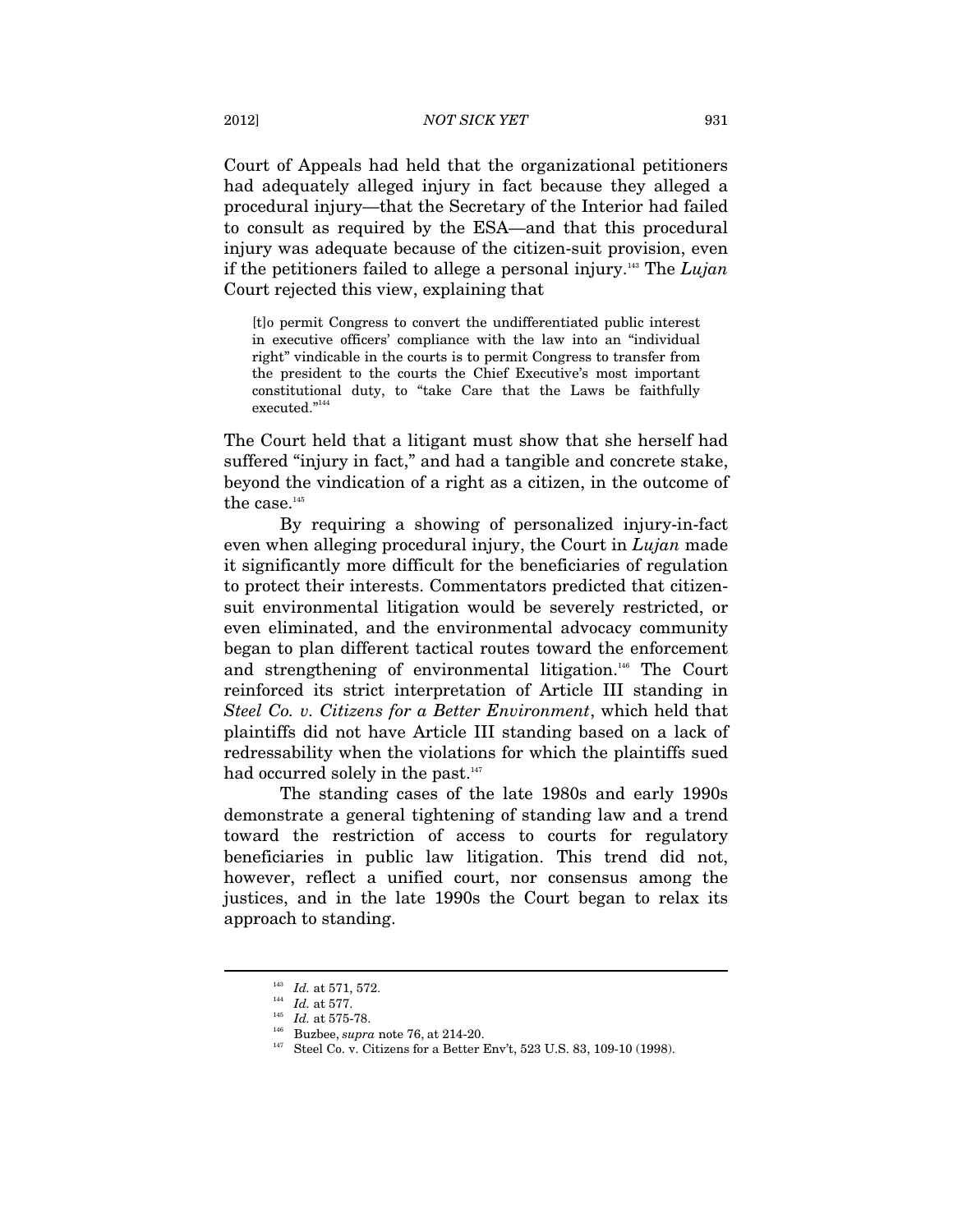Court of Appeals had held that the organizational petitioners had adequately alleged injury in fact because they alleged a procedural injury—that the Secretary of the Interior had failed to consult as required by the ESA—and that this procedural injury was adequate because of the citizen-suit provision, even if the petitioners failed to allege a personal injury.[143] The *Lujan* Court rejected this view, explaining that

> [t]o permit Congress to convert the undifferentiated public interest in executive officers' compliance with the law into an "individual right" vindicable in the courts is to permit Congress to transfer from the president to the courts the Chief Executive's most important constitutional duty, to "take Care that the Laws be faithfully executed."[144]

The Court held that a litigant must show that she herself had suffered "injury in fact," and had a tangible and concrete stake, beyond the vindication of a right as a citizen, in the outcome of the case.[145]

By requiring a showing of personalized injury-in-fact even when alleging procedural injury, the Court in *Lujan* made it significantly more difficult for the beneficiaries of regulation to protect their interests. Commentators predicted that citizen-suit environmental litigation would be severely restricted, or even eliminated, and the environmental advocacy community began to plan different tactical routes toward the enforcement and strengthening of environmental litigation.[146] The Court reinforced its strict interpretation of Article III standing in *Steel Co. v. Citizens for a Better Environment*, which held that plaintiffs did not have Article III standing based on a lack of redressability when the violations for which the plaintiffs sued had occurred solely in the past.[147]

The standing cases of the late 1980s and early 1990s demonstrate a general tightening of standing law and a trend toward the restriction of access to courts for regulatory beneficiaries in public law litigation. This trend did not, however, reflect a unified court, nor consensus among the justices, and in the late 1990s the Court began to relax its approach to standing.

---

[143] *Id.* at 571, 572.

[144] *Id.* at 577.

[145] *Id.* at 575-78.

[146] Buzbee, *supra* note 76, at 214-20.

[147] Steel Co. v. Citizens for a Better Env't, 523 U.S. 83, 109-10 (1998).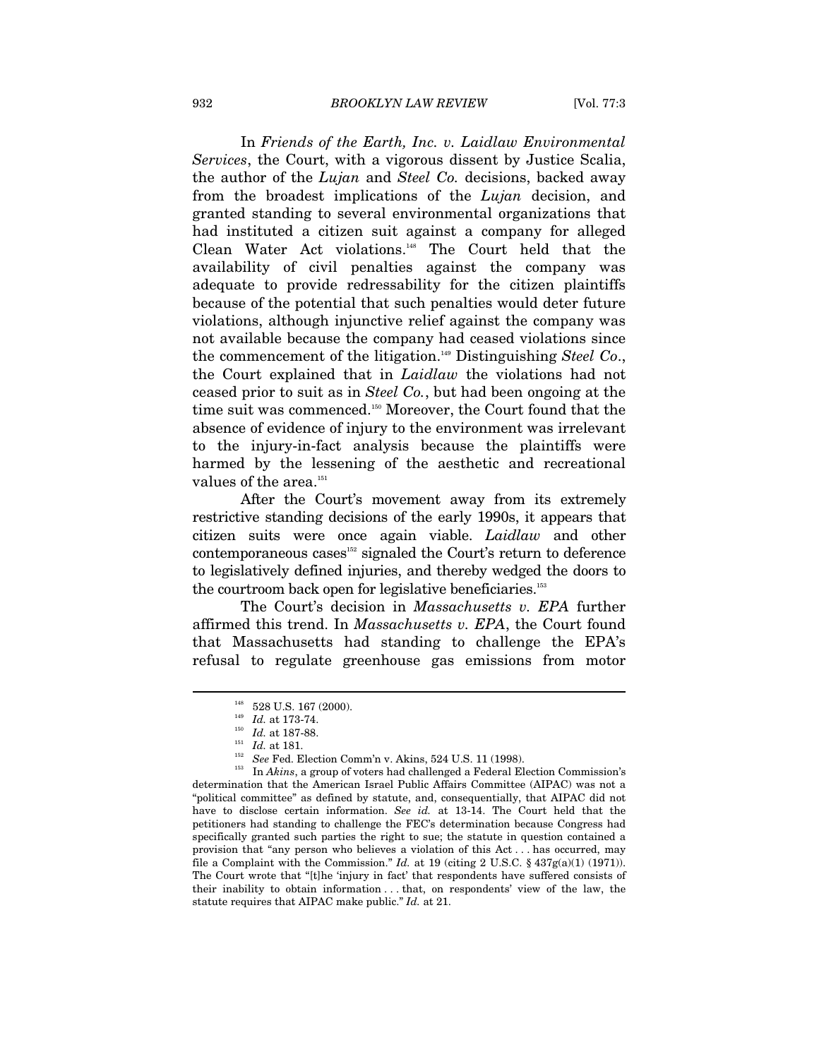In *Friends of the Earth, Inc. v. Laidlaw Environmental Services*, the Court, with a vigorous dissent by Justice Scalia, the author of the *Lujan* and *Steel Co.* decisions, backed away from the broadest implications of the *Lujan* decision, and granted standing to several environmental organizations that had instituted a citizen suit against a company for alleged Clean Water Act violations.[148] The Court held that the availability of civil penalties against the company was adequate to provide redressability for the citizen plaintiffs because of the potential that such penalties would deter future violations, although injunctive relief against the company was not available because the company had ceased violations since the commencement of the litigation.[149] Distinguishing *Steel Co*., the Court explained that in *Laidlaw* the violations had not ceased prior to suit as in *Steel Co.*, but had been ongoing at the time suit was commenced.[150] Moreover, the Court found that the absence of evidence of injury to the environment was irrelevant to the injury-in-fact analysis because the plaintiffs were harmed by the lessening of the aesthetic and recreational values of the area.[151]

After the Court's movement away from its extremely restrictive standing decisions of the early 1990s, it appears that citizen suits were once again viable. *Laidlaw* and other contemporaneous cases[152] signaled the Court's return to deference to legislatively defined injuries, and thereby wedged the doors to the courtroom back open for legislative beneficiaries.[153]

The Court's decision in *Massachusetts v. EPA* further affirmed this trend. In *Massachusetts v. EPA*, the Court found that Massachusetts had standing to challenge the EPA's refusal to regulate greenhouse gas emissions from motor

---

[148] 528 U.S. 167 (2000).

[149] *Id.* at 173-74.

[150] *Id.* at 187-88.

[151] *Id.* at 181.

[152] *See* Fed. Election Comm'n v. Akins, 524 U.S. 11 (1998).

[153] In *Akins*, a group of voters had challenged a Federal Election Commission's determination that the American Israel Public Affairs Committee (AIPAC) was not a "political committee" as defined by statute, and, consequentially, that AIPAC did not have to disclose certain information. *See id.* at 13-14. The Court held that the petitioners had standing to challenge the FEC's determination because Congress had specifically granted such parties the right to sue; the statute in question contained a provision that "any person who believes a violation of this Act . . . has occurred, may file a Complaint with the Commission." *Id.* at 19 (citing 2 U.S.C. § 437g(a)(1) (1971)). The Court wrote that "[t]he 'injury in fact' that respondents have suffered consists of their inability to obtain information . . . that, on respondents' view of the law, the statute requires that AIPAC make public." *Id.* at 21.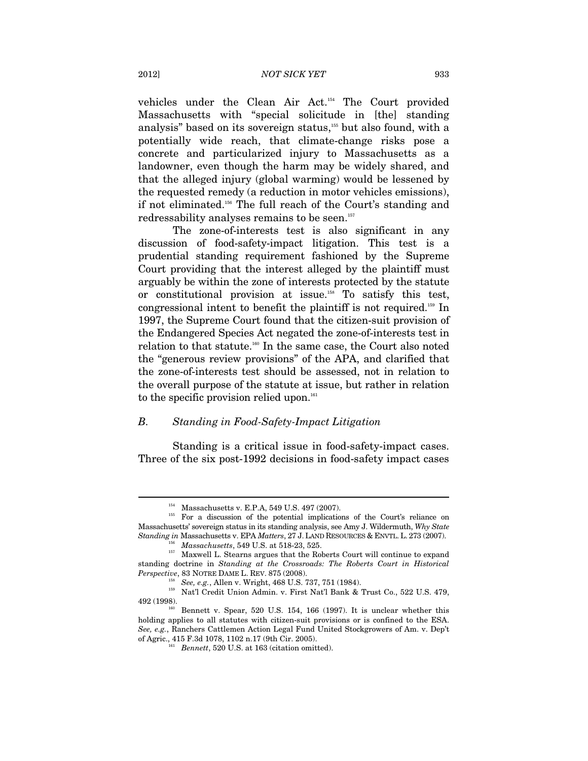vehicles under the Clean Air Act.[154] The Court provided Massachusetts with "special solicitude in [the] standing analysis" based on its sovereign status,[155] but also found, with a potentially wide reach, that climate-change risks pose a concrete and particularized injury to Massachusetts as a landowner, even though the harm may be widely shared, and that the alleged injury (global warming) would be lessened by the requested remedy (a reduction in motor vehicles emissions), if not eliminated.[156] The full reach of the Court's standing and redressability analyses remains to be seen.[157]

The zone-of-interests test is also significant in any discussion of food-safety-impact litigation. This test is a prudential standing requirement fashioned by the Supreme Court providing that the interest alleged by the plaintiff must arguably be within the zone of interests protected by the statute or constitutional provision at issue.[158] To satisfy this test, congressional intent to benefit the plaintiff is not required.[159] In 1997, the Supreme Court found that the citizen-suit provision of the Endangered Species Act negated the zone-of-interests test in relation to that statute.[160] In the same case, the Court also noted the "generous review provisions" of the APA, and clarified that the zone-of-interests test should be assessed, not in relation to the overall purpose of the statute at issue, but rather in relation to the specific provision relied upon.[161]

### B. Standing in Food-Safety-Impact Litigation

Standing is a critical issue in food-safety-impact cases. Three of the six post-1992 decisions in food-safety impact cases

---

[154] Massachusetts v. E.P.A, 549 U.S. 497 (2007).

[155] For a discussion of the potential implications of the Court's reliance on Massachusetts' sovereign status in its standing analysis, see Amy J. Wildermuth, *Why State Standing in* Massachusetts v. EPA *Matters*, 27 J. LAND RESOURCES & ENVTL. L. 273 (2007).

[156] *Massachusetts*, 549 U.S. at 518-23, 525.

[157] Maxwell L. Stearns argues that the Roberts Court will continue to expand standing doctrine in *Standing at the Crossroads: The Roberts Court in Historical Perspective*, 83 NOTRE DAME L. REV. 875 (2008).

[158] *See, e.g.*, Allen v. Wright, 468 U.S. 737, 751 (1984).

[159] Nat'l Credit Union Admin. v. First Nat'l Bank & Trust Co., 522 U.S. 479, 492 (1998).

[160] Bennett v. Spear, 520 U.S. 154, 166 (1997). It is unclear whether this holding applies to all statutes with citizen-suit provisions or is confined to the ESA. *See, e.g.*, Ranchers Cattlemen Action Legal Fund United Stockgrowers of Am. v. Dep't of Agric., 415 F.3d 1078, 1102 n.17 (9th Cir. 2005).

[161] *Bennett*, 520 U.S. at 163 (citation omitted).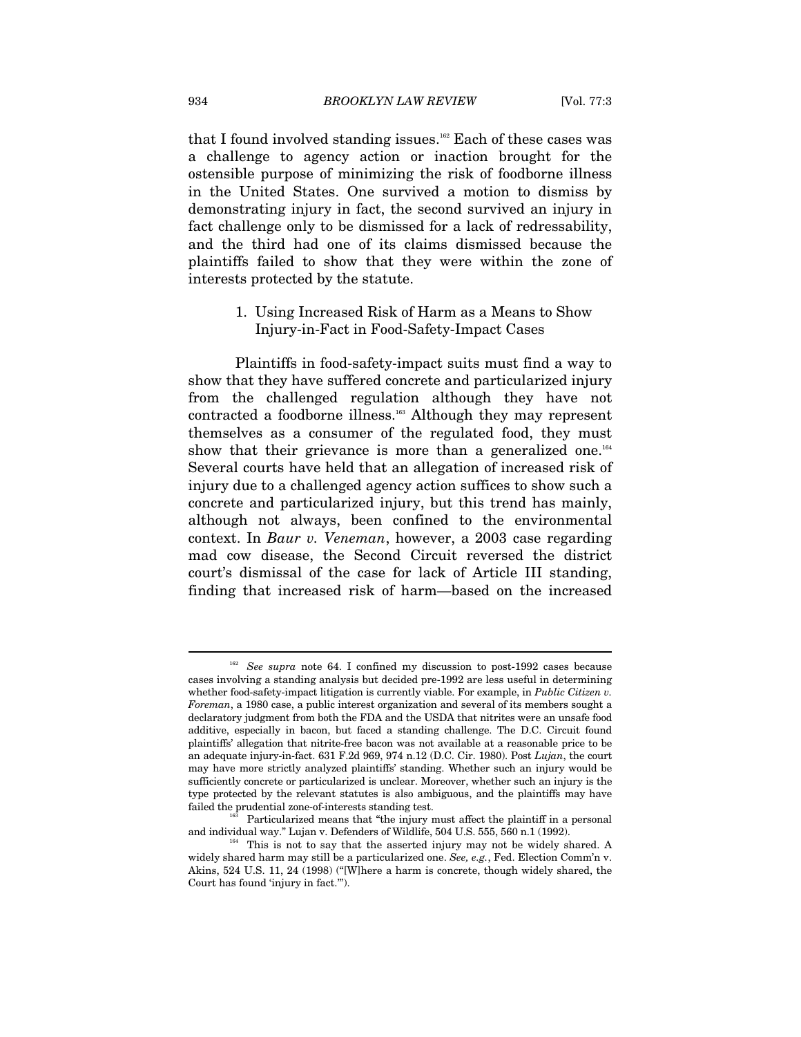that I found involved standing issues.[162] Each of these cases was a challenge to agency action or inaction brought for the ostensible purpose of minimizing the risk of foodborne illness in the United States. One survived a motion to dismiss by demonstrating injury in fact, the second survived an injury in fact challenge only to be dismissed for a lack of redressability, and the third had one of its claims dismissed because the plaintiffs failed to show that they were within the zone of interests protected by the statute.

### 1. Using Increased Risk of Harm as a Means to Show Injury-in-Fact in Food-Safety-Impact Cases

Plaintiffs in food-safety-impact suits must find a way to show that they have suffered concrete and particularized injury from the challenged regulation although they have not contracted a foodborne illness.[163] Although they may represent themselves as a consumer of the regulated food, they must show that their grievance is more than a generalized one.[164] Several courts have held that an allegation of increased risk of injury due to a challenged agency action suffices to show such a concrete and particularized injury, but this trend has mainly, although not always, been confined to the environmental context. In *Baur v. Veneman*, however, a 2003 case regarding mad cow disease, the Second Circuit reversed the district court's dismissal of the case for lack of Article III standing, finding that increased risk of harm—based on the increased

---

[162] *See supra* note 64. I confined my discussion to post-1992 cases because cases involving a standing analysis but decided pre-1992 are less useful in determining whether food-safety-impact litigation is currently viable. For example, in *Public Citizen v. Foreman*, a 1980 case, a public interest organization and several of its members sought a declaratory judgment from both the FDA and the USDA that nitrites were an unsafe food additive, especially in bacon, but faced a standing challenge. The D.C. Circuit found plaintiffs' allegation that nitrite-free bacon was not available at a reasonable price to be an adequate injury-in-fact. 631 F.2d 969, 974 n.12 (D.C. Cir. 1980). Post *Lujan*, the court may have more strictly analyzed plaintiffs' standing. Whether such an injury would be sufficiently concrete or particularized is unclear. Moreover, whether such an injury is the type protected by the relevant statutes is also ambiguous, and the plaintiffs may have failed the prudential zone-of-interests standing test.

[163] Particularized means that "the injury must affect the plaintiff in a personal and individual way." Lujan v. Defenders of Wildlife, 504 U.S. 555, 560 n.1 (1992).

[164] This is not to say that the asserted injury may not be widely shared. A widely shared harm may still be a particularized one. *See, e.g.*, Fed. Election Comm'n v. Akins, 524 U.S. 11, 24 (1998) ("[W]here a harm is concrete, though widely shared, the Court has found 'injury in fact.'").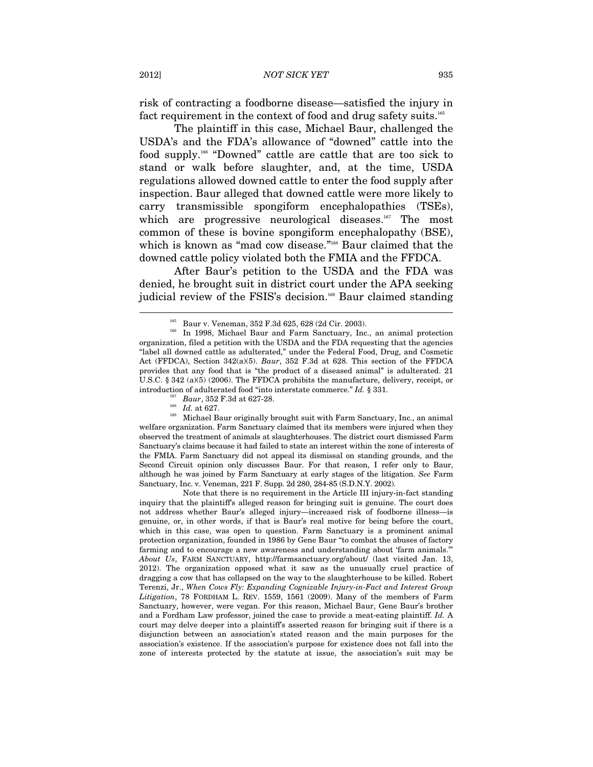risk of contracting a foodborne disease—satisfied the injury in fact requirement in the context of food and drug safety suits.[165]

The plaintiff in this case, Michael Baur, challenged the USDA's and the FDA's allowance of "downed" cattle into the food supply.[166] "Downed" cattle are cattle that are too sick to stand or walk before slaughter, and, at the time, USDA regulations allowed downed cattle to enter the food supply after inspection. Baur alleged that downed cattle were more likely to carry transmissible spongiform encephalopathies (TSEs), which are progressive neurological diseases.[167] The most common of these is bovine spongiform encephalopathy (BSE), which is known as "mad cow disease."[168] Baur claimed that the downed cattle policy violated both the FMIA and the FFDCA.

After Baur's petition to the USDA and the FDA was denied, he brought suit in district court under the APA seeking judicial review of the FSIS's decision.[169] Baur claimed standing

---

[165] Baur v. Veneman, 352 F.3d 625, 628 (2d Cir. 2003).

[166] In 1998, Michael Baur and Farm Sanctuary, Inc., an animal protection organization, filed a petition with the USDA and the FDA requesting that the agencies "label all downed cattle as adulterated," under the Federal Food, Drug, and Cosmetic Act (FFDCA), Section 342(a)(5). *Baur*, 352 F.3d at 628. This section of the FFDCA provides that any food that is "the product of a diseased animal" is adulterated. 21 U.S.C. § 342 (a)(5) (2006). The FFDCA prohibits the manufacture, delivery, receipt, or introduction of adulterated food "into interstate commerce." *Id.* § 331.

[167] *Baur*, 352 F.3d at 627-28.

[168] *Id.* at 627.

[169] Michael Baur originally brought suit with Farm Sanctuary, Inc., an animal welfare organization. Farm Sanctuary claimed that its members were injured when they observed the treatment of animals at slaughterhouses. The district court dismissed Farm Sanctuary's claims because it had failed to state an interest within the zone of interests of the FMIA. Farm Sanctuary did not appeal its dismissal on standing grounds, and the Second Circuit opinion only discusses Baur. For that reason, I refer only to Baur, although he was joined by Farm Sanctuary at early stages of the litigation. *See* Farm Sanctuary, Inc. v. Veneman, 221 F. Supp. 2d 280, 284-85 (S.D.N.Y. 2002).

Note that there is no requirement in the Article III injury-in-fact standing inquiry that the plaintiff's alleged reason for bringing suit is genuine. The court does not address whether Baur's alleged injury—increased risk of foodborne illness—is genuine, or, in other words, if that is Baur's real motive for being before the court, which in this case, was open to question. Farm Sanctuary is a prominent animal protection organization, founded in 1986 by Gene Baur "to combat the abuses of factory farming and to encourage a new awareness and understanding about 'farm animals.'" *About Us*, FARM SANCTUARY, http://farmsanctuary.org/about/ (last visited Jan. 13, 2012). The organization opposed what it saw as the unusually cruel practice of dragging a cow that has collapsed on the way to the slaughterhouse to be killed. Robert Terenzi, Jr., *When Cows Fly: Expanding Cognizable Injury-in-Fact and Interest Group Litigation*, 78 FORDHAM L. REV. 1559, 1561 (2009). Many of the members of Farm Sanctuary, however, were vegan. For this reason, Michael Baur, Gene Baur's brother and a Fordham Law professor, joined the case to provide a meat-eating plaintiff. *Id.* A court may delve deeper into a plaintiff's asserted reason for bringing suit if there is a disjunction between an association's stated reason and the main purposes for the association's existence. If the association's purpose for existence does not fall into the zone of interests protected by the statute at issue, the association's suit may be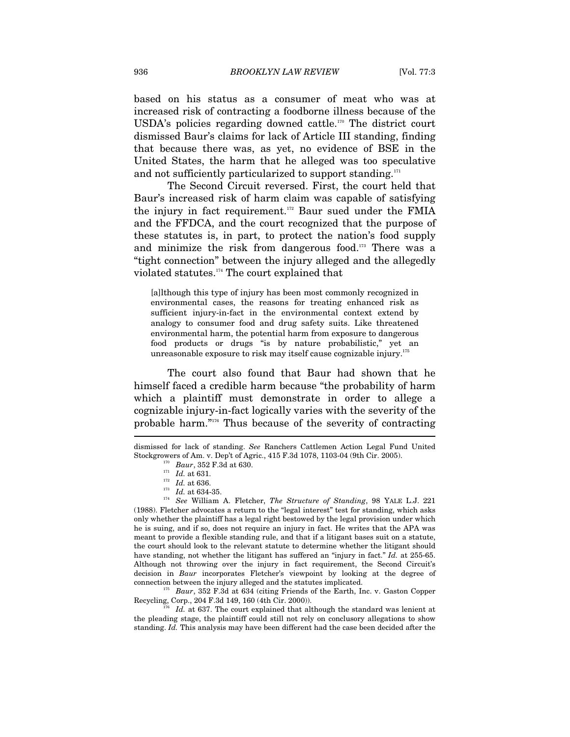based on his status as a consumer of meat who was at increased risk of contracting a foodborne illness because of the USDA's policies regarding downed cattle.[170] The district court dismissed Baur's claims for lack of Article III standing, finding that because there was, as yet, no evidence of BSE in the United States, the harm that he alleged was too speculative and not sufficiently particularized to support standing.[171]

The Second Circuit reversed. First, the court held that Baur's increased risk of harm claim was capable of satisfying the injury in fact requirement.[172] Baur sued under the FMIA and the FFDCA, and the court recognized that the purpose of these statutes is, in part, to protect the nation's food supply and minimize the risk from dangerous food.[173] There was a "tight connection" between the injury alleged and the allegedly violated statutes.[174] The court explained that

> [a]lthough this type of injury has been most commonly recognized in environmental cases, the reasons for treating enhanced risk as sufficient injury-in-fact in the environmental context extend by analogy to consumer food and drug safety suits. Like threatened environmental harm, the potential harm from exposure to dangerous food products or drugs "is by nature probabilistic," yet an unreasonable exposure to risk may itself cause cognizable injury.[175]

The court also found that Baur had shown that he himself faced a credible harm because "the probability of harm which a plaintiff must demonstrate in order to allege a cognizable injury-in-fact logically varies with the severity of the probable harm."[176] Thus because of the severity of contracting

---

dismissed for lack of standing. *See* Ranchers Cattlemen Action Legal Fund United Stockgrowers of Am. v. Dep't of Agric., 415 F.3d 1078, 1103-04 (9th Cir. 2005).

[170] *Baur*, 352 F.3d at 630.

[171] *Id.* at 631.

[172] *Id.* at 636.

[173] *Id.* at 634-35.

[174] *See* William A. Fletcher, *The Structure of Standing*, 98 YALE L.J. 221 (1988). Fletcher advocates a return to the "legal interest" test for standing, which asks only whether the plaintiff has a legal right bestowed by the legal provision under which he is suing, and if so, does not require an injury in fact. He writes that the APA was meant to provide a flexible standing rule, and that if a litigant bases suit on a statute, the court should look to the relevant statute to determine whether the litigant should have standing, not whether the litigant has suffered an "injury in fact." *Id.* at 255-65. Although not throwing over the injury in fact requirement, the Second Circuit's decision in *Baur* incorporates Fletcher's viewpoint by looking at the degree of connection between the injury alleged and the statutes implicated.

[175] *Baur*, 352 F.3d at 634 (citing Friends of the Earth, Inc. v. Gaston Copper Recycling, Corp., 204 F.3d 149, 160 (4th Cir. 2000)).

[176] *Id.* at 637. The court explained that although the standard was lenient at the pleading stage, the plaintiff could still not rely on conclusory allegations to show standing. *Id.* This analysis may have been different had the case been decided after the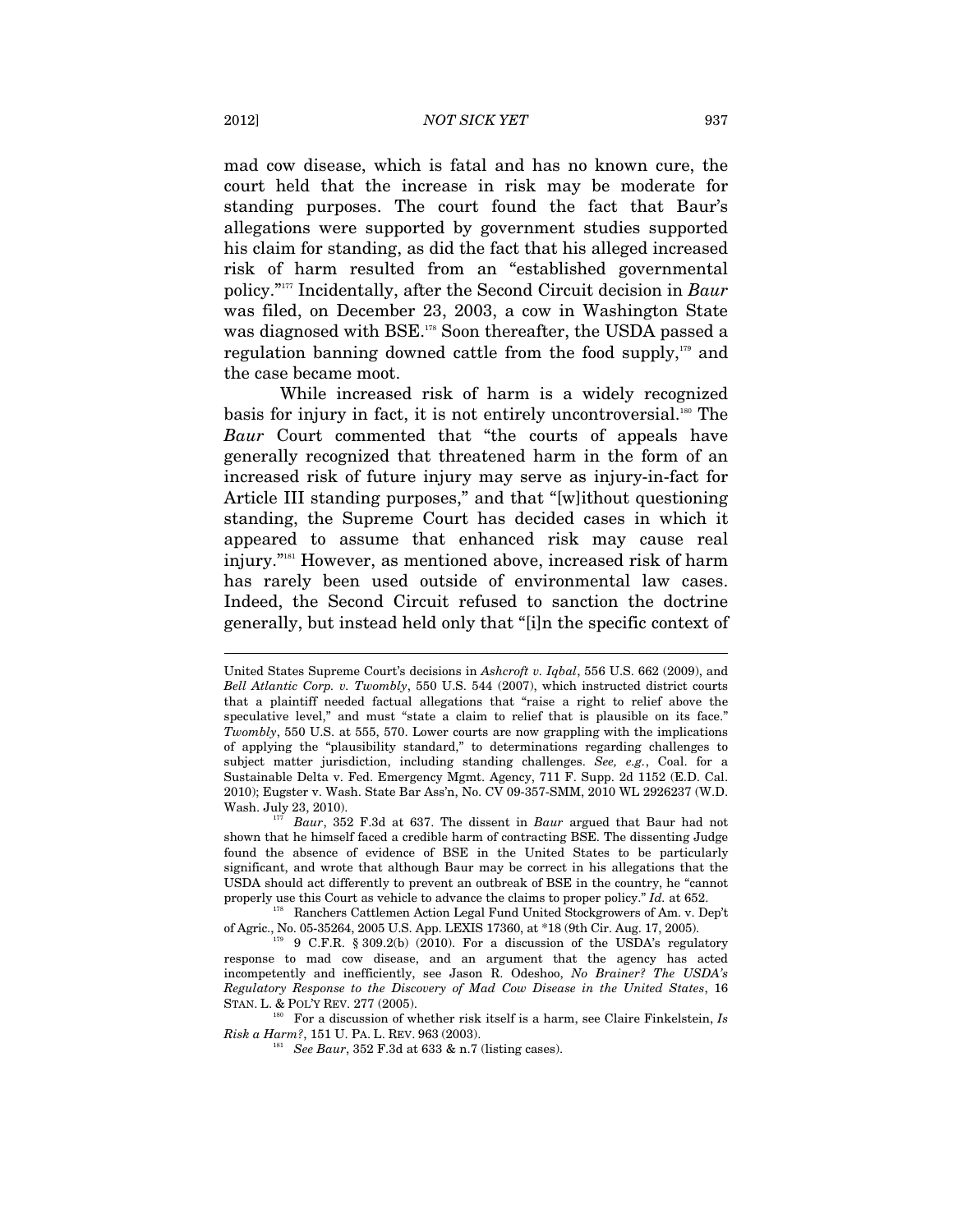mad cow disease, which is fatal and has no known cure, the court held that the increase in risk may be moderate for standing purposes. The court found the fact that Baur's allegations were supported by government studies supported his claim for standing, as did the fact that his alleged increased risk of harm resulted from an "established governmental policy."[177] Incidentally, after the Second Circuit decision in *Baur* was filed, on December 23, 2003, a cow in Washington State was diagnosed with BSE.[178] Soon thereafter, the USDA passed a regulation banning downed cattle from the food supply,[179] and the case became moot.

While increased risk of harm is a widely recognized basis for injury in fact, it is not entirely uncontroversial.[180] The *Baur* Court commented that "the courts of appeals have generally recognized that threatened harm in the form of an increased risk of future injury may serve as injury-in-fact for Article III standing purposes," and that "[w]ithout questioning standing, the Supreme Court has decided cases in which it appeared to assume that enhanced risk may cause real injury."[181] However, as mentioned above, increased risk of harm has rarely been used outside of environmental law cases. Indeed, the Second Circuit refused to sanction the doctrine generally, but instead held only that "[i]n the specific context of

---

United States Supreme Court's decisions in *Ashcroft v. Iqbal*, 556 U.S. 662 (2009), and *Bell Atlantic Corp. v. Twombly*, 550 U.S. 544 (2007), which instructed district courts that a plaintiff needed factual allegations that "raise a right to relief above the speculative level," and must "state a claim to relief that is plausible on its face." *Twombly*, 550 U.S. at 555, 570. Lower courts are now grappling with the implications of applying the "plausibility standard," to determinations regarding challenges to subject matter jurisdiction, including standing challenges. *See, e.g.*, Coal. for a Sustainable Delta v. Fed. Emergency Mgmt. Agency, 711 F. Supp. 2d 1152 (E.D. Cal. 2010); Eugster v. Wash. State Bar Ass'n, No. CV 09-357-SMM, 2010 WL 2926237 (W.D. Wash. July 23, 2010).

[177] *Baur*, 352 F.3d at 637. The dissent in *Baur* argued that Baur had not shown that he himself faced a credible harm of contracting BSE. The dissenting Judge found the absence of evidence of BSE in the United States to be particularly significant, and wrote that although Baur may be correct in his allegations that the USDA should act differently to prevent an outbreak of BSE in the country, he "cannot properly use this Court as vehicle to advance the claims to proper policy." *Id.* at 652.

[178] Ranchers Cattlemen Action Legal Fund United Stockgrowers of Am. v. Dep't of Agric., No. 05-35264, 2005 U.S. App. LEXIS 17360, at *18 (9th Cir. Aug. 17, 2005).

[179] 9 C.F.R. § 309.2(b) (2010). For a discussion of the USDA's regulatory response to mad cow disease, and an argument that the agency has acted incompetently and inefficiently, see Jason R. Odeshoo, *No Brainer? The USDA's Regulatory Response to the Discovery of Mad Cow Disease in the United States*, 16 STAN. L. & POL'Y REV. 277 (2005).

[180] For a discussion of whether risk itself is a harm, see Claire Finkelstein, *Is Risk a Harm?*, 151 U. PA. L. REV. 963 (2003).

[181] *See Baur*, 352 F.3d at 633 & n.7 (listing cases).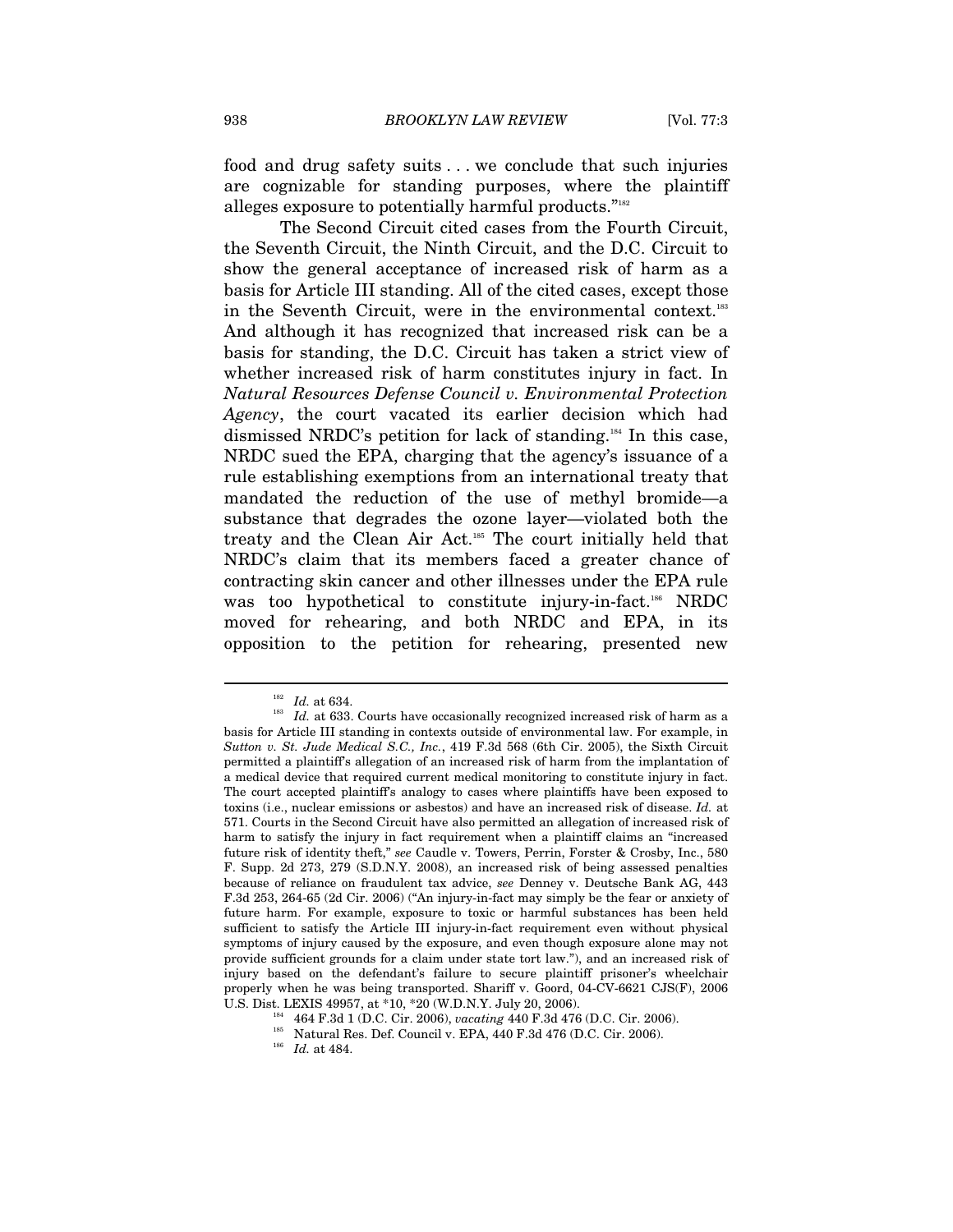food and drug safety suits . . . we conclude that such injuries are cognizable for standing purposes, where the plaintiff alleges exposure to potentially harmful products."[182]

The Second Circuit cited cases from the Fourth Circuit, the Seventh Circuit, the Ninth Circuit, and the D.C. Circuit to show the general acceptance of increased risk of harm as a basis for Article III standing. All of the cited cases, except those in the Seventh Circuit, were in the environmental context.[183] And although it has recognized that increased risk can be a basis for standing, the D.C. Circuit has taken a strict view of whether increased risk of harm constitutes injury in fact. In *Natural Resources Defense Council v. Environmental Protection Agency*, the court vacated its earlier decision which had dismissed NRDC's petition for lack of standing.[184] In this case, NRDC sued the EPA, charging that the agency's issuance of a rule establishing exemptions from an international treaty that mandated the reduction of the use of methyl bromide—a substance that degrades the ozone layer—violated both the treaty and the Clean Air Act.[185] The court initially held that NRDC's claim that its members faced a greater chance of contracting skin cancer and other illnesses under the EPA rule was too hypothetical to constitute injury-in-fact.[186] NRDC moved for rehearing, and both NRDC and EPA, in its opposition to the petition for rehearing, presented new

---

[182] *Id.* at 634.

[183] *Id.* at 633. Courts have occasionally recognized increased risk of harm as a basis for Article III standing in contexts outside of environmental law. For example, in *Sutton v. St. Jude Medical S.C., Inc.*, 419 F.3d 568 (6th Cir. 2005), the Sixth Circuit permitted a plaintiff's allegation of an increased risk of harm from the implantation of a medical device that required current medical monitoring to constitute injury in fact. The court accepted plaintiff's analogy to cases where plaintiffs have been exposed to toxins (i.e., nuclear emissions or asbestos) and have an increased risk of disease. *Id.* at 571. Courts in the Second Circuit have also permitted an allegation of increased risk of harm to satisfy the injury in fact requirement when a plaintiff claims an "increased future risk of identity theft," *see* Caudle v. Towers, Perrin, Forster & Crosby, Inc., 580 F. Supp. 2d 273, 279 (S.D.N.Y. 2008), an increased risk of being assessed penalties because of reliance on fraudulent tax advice, *see* Denney v. Deutsche Bank AG, 443 F.3d 253, 264-65 (2d Cir. 2006) ("An injury-in-fact may simply be the fear or anxiety of future harm. For example, exposure to toxic or harmful substances has been held sufficient to satisfy the Article III injury-in-fact requirement even without physical symptoms of injury caused by the exposure, and even though exposure alone may not provide sufficient grounds for a claim under state tort law."), and an increased risk of injury based on the defendant's failure to secure plaintiff prisoner's wheelchair properly when he was being transported. Shariff v. Goord, 04-CV-6621 CJS(F), 2006 U.S. Dist. LEXIS 49957, at *10, *20 (W.D.N.Y. July 20, 2006).

[184] 464 F.3d 1 (D.C. Cir. 2006), *vacating* 440 F.3d 476 (D.C. Cir. 2006).

[185] Natural Res. Def. Council v. EPA, 440 F.3d 476 (D.C. Cir. 2006).

[186] *Id.* at 484.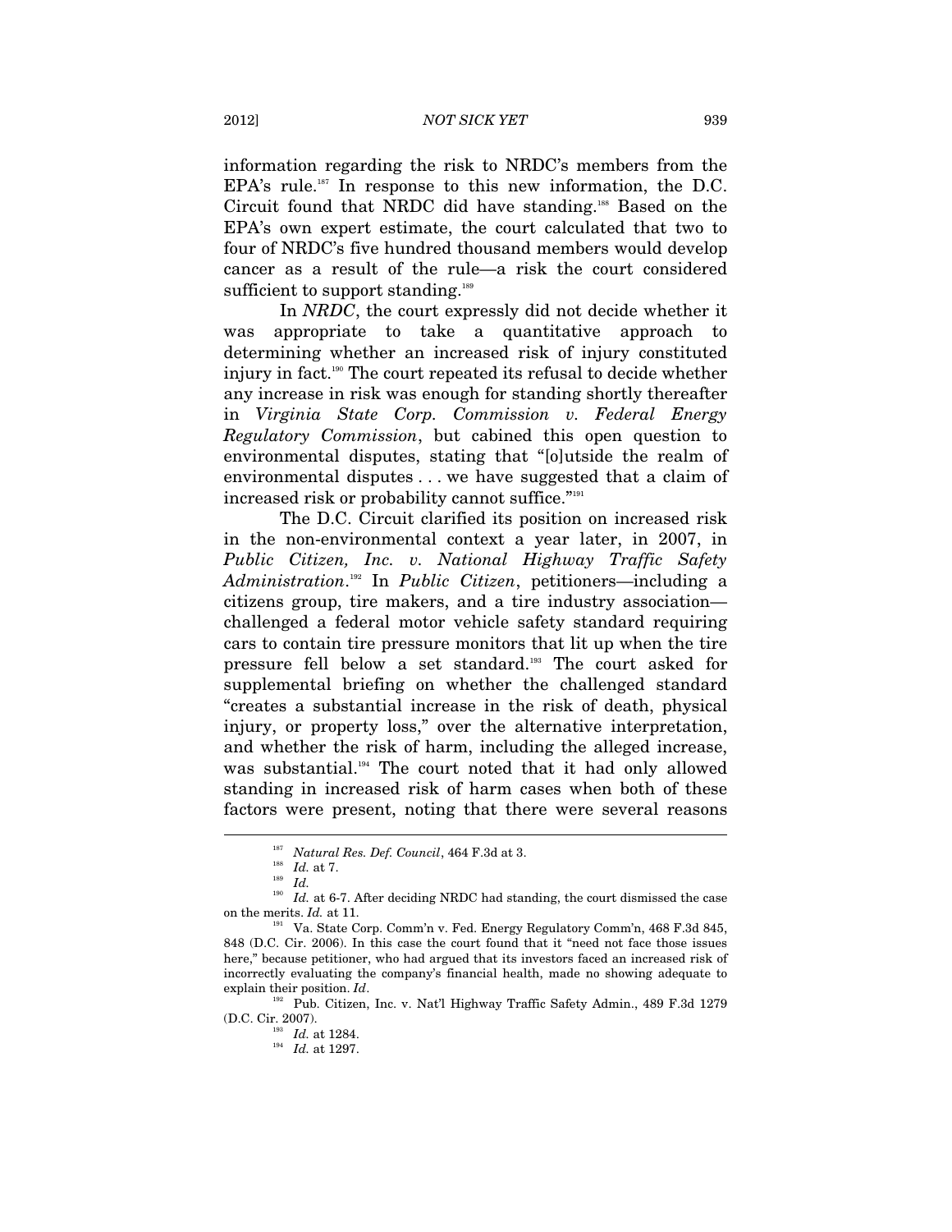information regarding the risk to NRDC's members from the EPA's rule.[187] In response to this new information, the D.C. Circuit found that NRDC did have standing.[188] Based on the EPA's own expert estimate, the court calculated that two to four of NRDC's five hundred thousand members would develop cancer as a result of the rule—a risk the court considered sufficient to support standing.[189]

In *NRDC*, the court expressly did not decide whether it was appropriate to take a quantitative approach to determining whether an increased risk of injury constituted injury in fact.[190] The court repeated its refusal to decide whether any increase in risk was enough for standing shortly thereafter in *Virginia State Corp. Commission v. Federal Energy Regulatory Commission*, but cabined this open question to environmental disputes, stating that "[o]utside the realm of environmental disputes . . . we have suggested that a claim of increased risk or probability cannot suffice."[191]

The D.C. Circuit clarified its position on increased risk in the non-environmental context a year later, in 2007, in *Public Citizen, Inc. v. National Highway Traffic Safety Administration*.[192] In *Public Citizen*, petitioners—including a citizens group, tire makers, and a tire industry association—challenged a federal motor vehicle safety standard requiring cars to contain tire pressure monitors that lit up when the tire pressure fell below a set standard.[193] The court asked for supplemental briefing on whether the challenged standard "creates a substantial increase in the risk of death, physical injury, or property loss," over the alternative interpretation, and whether the risk of harm, including the alleged increase, was substantial.[194] The court noted that it had only allowed standing in increased risk of harm cases when both of these factors were present, noting that there were several reasons

---

[187] *Natural Res. Def. Council*, 464 F.3d at 3.

[188] *Id.* at 7.

[189] *Id.*

[190] *Id.* at 6-7. After deciding NRDC had standing, the court dismissed the case on the merits. *Id.* at 11.

[191] Va. State Corp. Comm'n v. Fed. Energy Regulatory Comm'n, 468 F.3d 845, 848 (D.C. Cir. 2006). In this case the court found that it "need not face those issues here," because petitioner, who had argued that its investors faced an increased risk of incorrectly evaluating the company's financial health, made no showing adequate to explain their position. *Id*.

[192] Pub. Citizen, Inc. v. Nat'l Highway Traffic Safety Admin., 489 F.3d 1279 (D.C. Cir. 2007).

[193] *Id.* at 1284.

[194] *Id.* at 1297.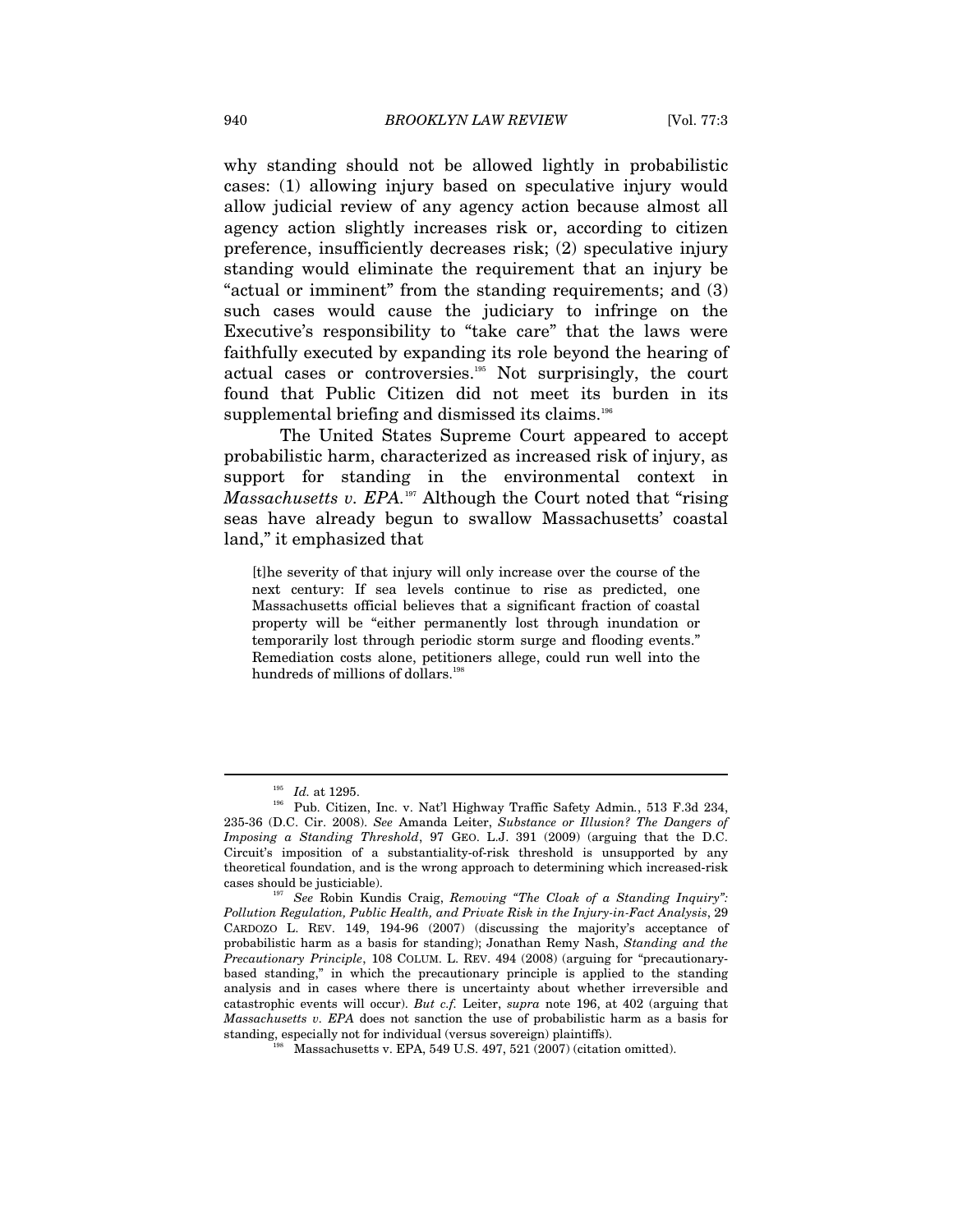why standing should not be allowed lightly in probabilistic cases: (1) allowing injury based on speculative injury would allow judicial review of any agency action because almost all agency action slightly increases risk or, according to citizen preference, insufficiently decreases risk; (2) speculative injury standing would eliminate the requirement that an injury be "actual or imminent" from the standing requirements; and (3) such cases would cause the judiciary to infringe on the Executive's responsibility to "take care" that the laws were faithfully executed by expanding its role beyond the hearing of actual cases or controversies.[195] Not surprisingly, the court found that Public Citizen did not meet its burden in its supplemental briefing and dismissed its claims.[196]

The United States Supreme Court appeared to accept probabilistic harm, characterized as increased risk of injury, as support for standing in the environmental context in *Massachusetts v. EPA*.[197] Although the Court noted that "rising seas have already begun to swallow Massachusetts' coastal land," it emphasized that

> [t]he severity of that injury will only increase over the course of the next century: If sea levels continue to rise as predicted, one Massachusetts official believes that a significant fraction of coastal property will be "either permanently lost through inundation or temporarily lost through periodic storm surge and flooding events." Remediation costs alone, petitioners allege, could run well into the hundreds of millions of dollars.[198]

---

[195] *Id.* at 1295.

[196] Pub. Citizen, Inc. v. Nat'l Highway Traffic Safety Admin., 513 F.3d 234, 235-36 (D.C. Cir. 2008). *See* Amanda Leiter, *Substance or Illusion? The Dangers of Imposing a Standing Threshold*, 97 GEO. L.J. 391 (2009) (arguing that the D.C. Circuit's imposition of a substantiality-of-risk threshold is unsupported by any theoretical foundation, and is the wrong approach to determining which increased-risk cases should be justiciable).

[197] *See* Robin Kundis Craig, *Removing "The Cloak of a Standing Inquiry": Pollution Regulation, Public Health, and Private Risk in the Injury-in-Fact Analysis*, 29 CARDOZO L. REV. 149, 194-96 (2007) (discussing the majority's acceptance of probabilistic harm as a basis for standing); Jonathan Remy Nash, *Standing and the Precautionary Principle*, 108 COLUM. L. REV. 494 (2008) (arguing for "precautionary-based standing," in which the precautionary principle is applied to the standing analysis and in cases where there is uncertainty about whether irreversible and catastrophic events will occur). *But c.f.* Leiter, *supra* note 196, at 402 (arguing that *Massachusetts v. EPA* does not sanction the use of probabilistic harm as a basis for standing, especially not for individual (versus sovereign) plaintiffs).

[198] Massachusetts v. EPA, 549 U.S. 497, 521 (2007) (citation omitted).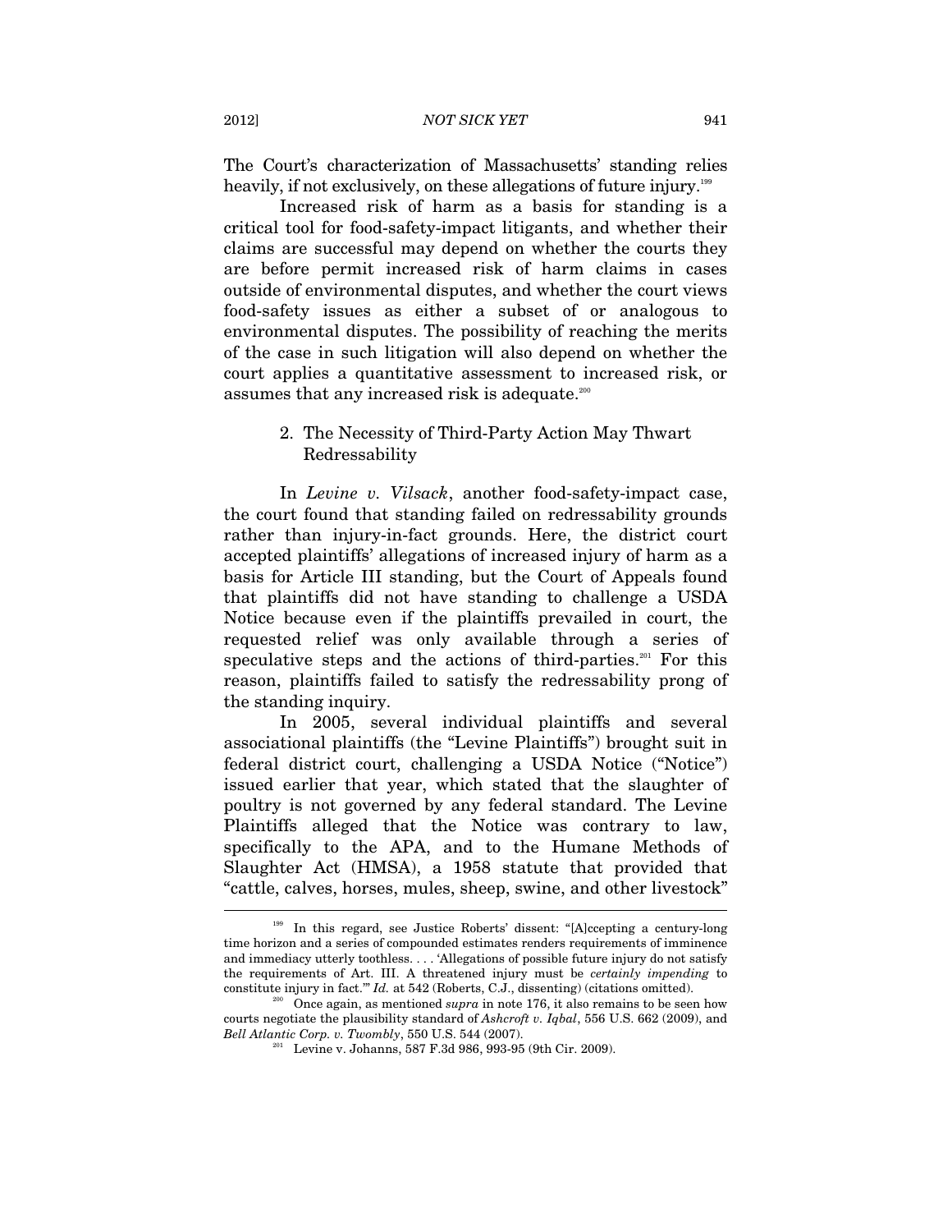The Court's characterization of Massachusetts' standing relies heavily, if not exclusively, on these allegations of future injury.[199]

Increased risk of harm as a basis for standing is a critical tool for food-safety-impact litigants, and whether their claims are successful may depend on whether the courts they are before permit increased risk of harm claims in cases outside of environmental disputes, and whether the court views food-safety issues as either a subset of or analogous to environmental disputes. The possibility of reaching the merits of the case in such litigation will also depend on whether the court applies a quantitative assessment to increased risk, or assumes that any increased risk is adequate.[200]

### 2. The Necessity of Third-Party Action May Thwart Redressability

In *Levine v. Vilsack*, another food-safety-impact case, the court found that standing failed on redressability grounds rather than injury-in-fact grounds. Here, the district court accepted plaintiffs' allegations of increased injury of harm as a basis for Article III standing, but the Court of Appeals found that plaintiffs did not have standing to challenge a USDA Notice because even if the plaintiffs prevailed in court, the requested relief was only available through a series of speculative steps and the actions of third-parties.[201] For this reason, plaintiffs failed to satisfy the redressability prong of the standing inquiry.

In 2005, several individual plaintiffs and several associational plaintiffs (the "Levine Plaintiffs") brought suit in federal district court, challenging a USDA Notice ("Notice") issued earlier that year, which stated that the slaughter of poultry is not governed by any federal standard. The Levine Plaintiffs alleged that the Notice was contrary to law, specifically to the APA, and to the Humane Methods of Slaughter Act (HMSA), a 1958 statute that provided that "cattle, calves, horses, mules, sheep, swine, and other livestock"

---

[199] In this regard, see Justice Roberts' dissent: "[A]ccepting a century-long time horizon and a series of compounded estimates renders requirements of imminence and immediacy utterly toothless. . . . 'Allegations of possible future injury do not satisfy the requirements of Art. III. A threatened injury must be *certainly impending* to constitute injury in fact.'" *Id.* at 542 (Roberts, C.J., dissenting) (citations omitted).

[200] Once again, as mentioned *supra* in note 176, it also remains to be seen how courts negotiate the plausibility standard of *Ashcroft v. Iqbal*, 556 U.S. 662 (2009), and *Bell Atlantic Corp. v. Twombly*, 550 U.S. 544 (2007).

[201] Levine v. Johanns, 587 F.3d 986, 993-95 (9th Cir. 2009).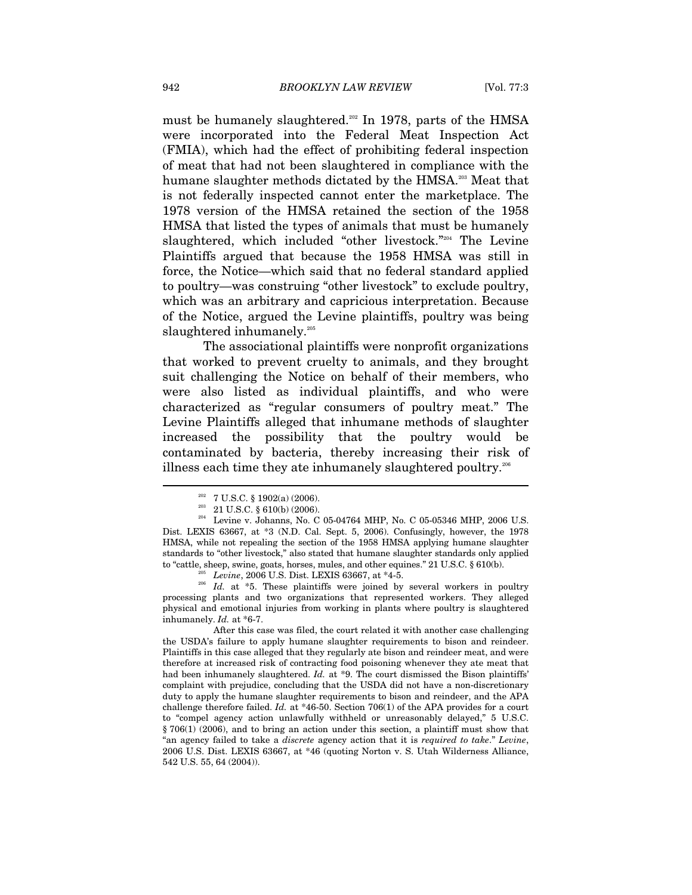must be humanely slaughtered.[202] In 1978, parts of the HMSA were incorporated into the Federal Meat Inspection Act (FMIA), which had the effect of prohibiting federal inspection of meat that had not been slaughtered in compliance with the humane slaughter methods dictated by the HMSA.[203] Meat that is not federally inspected cannot enter the marketplace. The 1978 version of the HMSA retained the section of the 1958 HMSA that listed the types of animals that must be humanely slaughtered, which included "other livestock."[204] The Levine Plaintiffs argued that because the 1958 HMSA was still in force, the Notice—which said that no federal standard applied to poultry—was construing "other livestock" to exclude poultry, which was an arbitrary and capricious interpretation. Because of the Notice, argued the Levine plaintiffs, poultry was being slaughtered inhumanely.[205]

The associational plaintiffs were nonprofit organizations that worked to prevent cruelty to animals, and they brought suit challenging the Notice on behalf of their members, who were also listed as individual plaintiffs, and who were characterized as "regular consumers of poultry meat." The Levine Plaintiffs alleged that inhumane methods of slaughter increased the possibility that the poultry would be contaminated by bacteria, thereby increasing their risk of illness each time they ate inhumanely slaughtered poultry.[206]

---

[202] 7 U.S.C. § 1902(a) (2006).

[203] 21 U.S.C. § 610(b) (2006).

[204] Levine v. Johanns, No. C 05-04764 MHP, No. C 05-05346 MHP, 2006 U.S. Dist. LEXIS 63667, at *3 (N.D. Cal. Sept. 5, 2006). Confusingly, however, the 1978 HMSA, while not repealing the section of the 1958 HMSA applying humane slaughter standards to "other livestock," also stated that humane slaughter standards only applied to "cattle, sheep, swine, goats, horses, mules, and other equines." 21 U.S.C. § 610(b).

[205] *Levine*, 2006 U.S. Dist. LEXIS 63667, at *4-5.

[206] *Id.* at *5. These plaintiffs were joined by several workers in poultry processing plants and two organizations that represented workers. They alleged physical and emotional injuries from working in plants where poultry is slaughtered inhumanely. *Id.* at *6-7.

After this case was filed, the court related it with another case challenging the USDA's failure to apply humane slaughter requirements to bison and reindeer. Plaintiffs in this case alleged that they regularly ate bison and reindeer meat, and were therefore at increased risk of contracting food poisoning whenever they ate meat that had been inhumanely slaughtered. *Id.* at *9. The court dismissed the Bison plaintiffs' complaint with prejudice, concluding that the USDA did not have a non-discretionary duty to apply the humane slaughter requirements to bison and reindeer, and the APA challenge therefore failed. *Id.* at *46-50. Section 706(1) of the APA provides for a court to "compel agency action unlawfully withheld or unreasonably delayed," 5 U.S.C. § 706(1) (2006), and to bring an action under this section, a plaintiff must show that "an agency failed to take a *discrete* agency action that it is *required to take*." *Levine*, 2006 U.S. Dist. LEXIS 63667, at *46 (quoting Norton v. S. Utah Wilderness Alliance, 542 U.S. 55, 64 (2004)).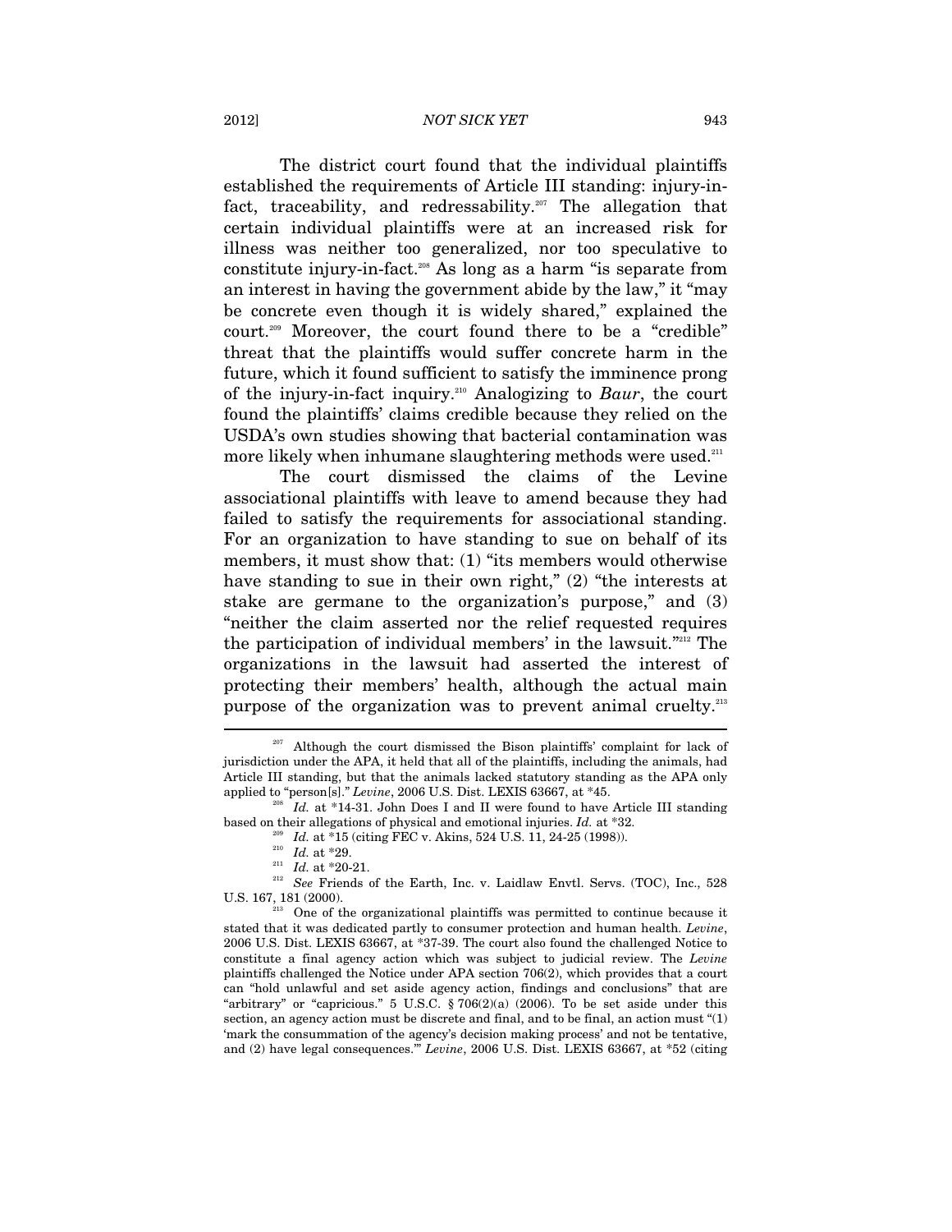The district court found that the individual plaintiffs established the requirements of Article III standing: injury-in-fact, traceability, and redressability.[207] The allegation that certain individual plaintiffs were at an increased risk for illness was neither too generalized, nor too speculative to constitute injury-in-fact.[208] As long as a harm "is separate from an interest in having the government abide by the law," it "may be concrete even though it is widely shared," explained the court.[209] Moreover, the court found there to be a "credible" threat that the plaintiffs would suffer concrete harm in the future, which it found sufficient to satisfy the imminence prong of the injury-in-fact inquiry.[210] Analogizing to *Baur*, the court found the plaintiffs' claims credible because they relied on the USDA's own studies showing that bacterial contamination was more likely when inhumane slaughtering methods were used.[211]

The court dismissed the claims of the Levine associational plaintiffs with leave to amend because they had failed to satisfy the requirements for associational standing. For an organization to have standing to sue on behalf of its members, it must show that: (1) "its members would otherwise have standing to sue in their own right," (2) "the interests at stake are germane to the organization's purpose," and (3) "neither the claim asserted nor the relief requested requires the participation of individual members' in the lawsuit."[212] The organizations in the lawsuit had asserted the interest of protecting their members' health, although the actual main purpose of the organization was to prevent animal cruelty.[213]

---

[207] Although the court dismissed the Bison plaintiffs' complaint for lack of jurisdiction under the APA, it held that all of the plaintiffs, including the animals, had Article III standing, but that the animals lacked statutory standing as the APA only applied to "person[s]." *Levine*, 2006 U.S. Dist. LEXIS 63667, at *45.

[208] *Id.* at *14-31. John Does I and II were found to have Article III standing based on their allegations of physical and emotional injuries. *Id.* at *32.

[209] *Id.* at *15 (citing FEC v. Akins, 524 U.S. 11, 24-25 (1998)).

[210] *Id.* at *29.

[211] *Id.* at *20-21.

[212] *See* Friends of the Earth, Inc. v. Laidlaw Envtl. Servs. (TOC), Inc., 528 U.S. 167, 181 (2000).

[213] One of the organizational plaintiffs was permitted to continue because it stated that it was dedicated partly to consumer protection and human health. *Levine*, 2006 U.S. Dist. LEXIS 63667, at *37-39. The court also found the challenged Notice to constitute a final agency action which was subject to judicial review. The *Levine* plaintiffs challenged the Notice under APA section 706(2), which provides that a court can "hold unlawful and set aside agency action, findings and conclusions" that are "arbitrary" or "capricious." 5 U.S.C. § 706(2)(a) (2006). To be set aside under this section, an agency action must be discrete and final, and to be final, an action must "(1) 'mark the consummation of the agency's decision making process' and not be tentative, and (2) have legal consequences.'" *Levine*, 2006 U.S. Dist. LEXIS 63667, at *52 (citing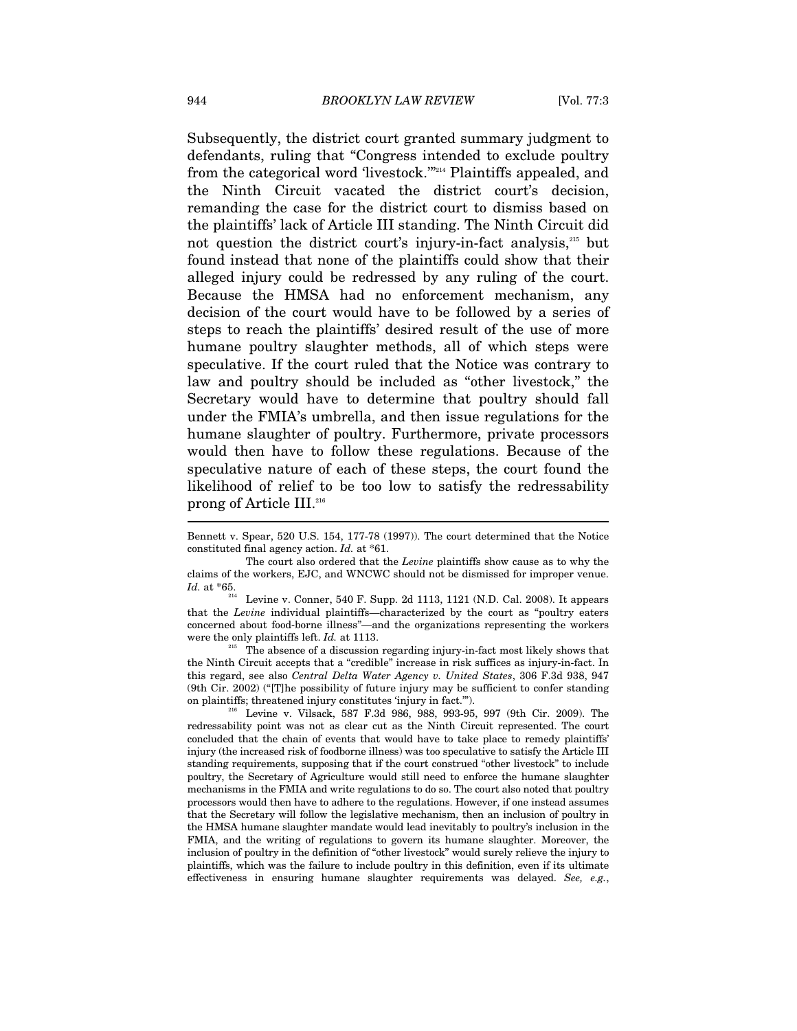Subsequently, the district court granted summary judgment to defendants, ruling that "Congress intended to exclude poultry from the categorical word 'livestock.'"[214] Plaintiffs appealed, and the Ninth Circuit vacated the district court's decision, remanding the case for the district court to dismiss based on the plaintiffs' lack of Article III standing. The Ninth Circuit did not question the district court's injury-in-fact analysis,[215] but found instead that none of the plaintiffs could show that their alleged injury could be redressed by any ruling of the court. Because the HMSA had no enforcement mechanism, any decision of the court would have to be followed by a series of steps to reach the plaintiffs' desired result of the use of more humane poultry slaughter methods, all of which steps were speculative. If the court ruled that the Notice was contrary to law and poultry should be included as "other livestock," the Secretary would have to determine that poultry should fall under the FMIA's umbrella, and then issue regulations for the humane slaughter of poultry. Furthermore, private processors would then have to follow these regulations. Because of the speculative nature of each of these steps, the court found the likelihood of relief to be too low to satisfy the redressability prong of Article III.[216]

---

Bennett v. Spear, 520 U.S. 154, 177-78 (1997)). The court determined that the Notice constituted final agency action. *Id.* at *61.

The court also ordered that the *Levine* plaintiffs show cause as to why the claims of the workers, EJC, and WNCWC should not be dismissed for improper venue. *Id.* at *65.

[214] Levine v. Conner, 540 F. Supp. 2d 1113, 1121 (N.D. Cal. 2008). It appears that the *Levine* individual plaintiffs—characterized by the court as "poultry eaters concerned about food-borne illness"—and the organizations representing the workers were the only plaintiffs left. *Id.* at 1113.

[215] The absence of a discussion regarding injury-in-fact most likely shows that the Ninth Circuit accepts that a "credible" increase in risk suffices as injury-in-fact. In this regard, see also *Central Delta Water Agency v. United States*, 306 F.3d 938, 947 (9th Cir. 2002) ("[T]he possibility of future injury may be sufficient to confer standing on plaintiffs; threatened injury constitutes 'injury in fact.'").

[216] Levine v. Vilsack, 587 F.3d 986, 988, 993-95, 997 (9th Cir. 2009). The redressability point was not as clear cut as the Ninth Circuit represented. The court concluded that the chain of events that would have to take place to remedy plaintiffs' injury (the increased risk of foodborne illness) was too speculative to satisfy the Article III standing requirements, supposing that if the court construed "other livestock" to include poultry, the Secretary of Agriculture would still need to enforce the humane slaughter mechanisms in the FMIA and write regulations to do so. The court also noted that poultry processors would then have to adhere to the regulations. However, if one instead assumes that the Secretary will follow the legislative mechanism, then an inclusion of poultry in the HMSA humane slaughter mandate would lead inevitably to poultry's inclusion in the FMIA, and the writing of regulations to govern its humane slaughter. Moreover, the inclusion of poultry in the definition of "other livestock" would surely relieve the injury to plaintiffs, which was the failure to include poultry in this definition, even if its ultimate effectiveness in ensuring humane slaughter requirements was delayed. *See, e.g.*,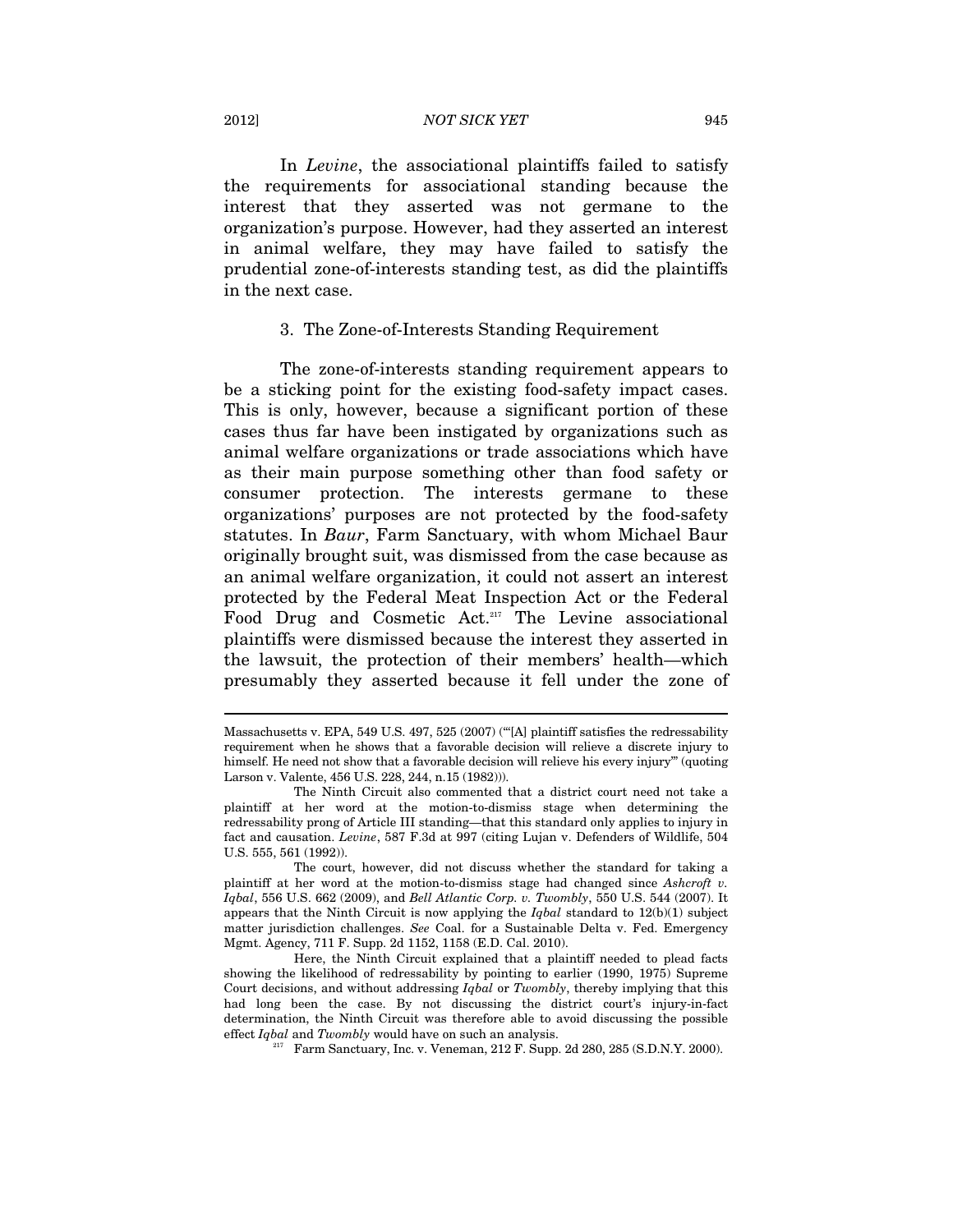In *Levine*, the associational plaintiffs failed to satisfy the requirements for associational standing because the interest that they asserted was not germane to the organization's purpose. However, had they asserted an interest in animal welfare, they may have failed to satisfy the prudential zone-of-interests standing test, as did the plaintiffs in the next case.

### 3. The Zone-of-Interests Standing Requirement

The zone-of-interests standing requirement appears to be a sticking point for the existing food-safety impact cases. This is only, however, because a significant portion of these cases thus far have been instigated by organizations such as animal welfare organizations or trade associations which have as their main purpose something other than food safety or consumer protection. The interests germane to these organizations' purposes are not protected by the food-safety statutes. In *Baur*, Farm Sanctuary, with whom Michael Baur originally brought suit, was dismissed from the case because as an animal welfare organization, it could not assert an interest protected by the Federal Meat Inspection Act or the Federal Food Drug and Cosmetic Act.[217] The Levine associational plaintiffs were dismissed because the interest they asserted in the lawsuit, the protection of their members' health—which presumably they asserted because it fell under the zone of

---

Massachusetts v. EPA, 549 U.S. 497, 525 (2007) ("'[A] plaintiff satisfies the redressability requirement when he shows that a favorable decision will relieve a discrete injury to himself. He need not show that a favorable decision will relieve his every injury'" (quoting Larson v. Valente, 456 U.S. 228, 244, n.15 (1982))).

The Ninth Circuit also commented that a district court need not take a plaintiff at her word at the motion-to-dismiss stage when determining the redressability prong of Article III standing—that this standard only applies to injury in fact and causation. *Levine*, 587 F.3d at 997 (citing Lujan v. Defenders of Wildlife, 504 U.S. 555, 561 (1992)).

The court, however, did not discuss whether the standard for taking a plaintiff at her word at the motion-to-dismiss stage had changed since *Ashcroft v. Iqbal*, 556 U.S. 662 (2009), and *Bell Atlantic Corp. v. Twombly*, 550 U.S. 544 (2007). It appears that the Ninth Circuit is now applying the *Iqbal* standard to 12(b)(1) subject matter jurisdiction challenges. *See* Coal. for a Sustainable Delta v. Fed. Emergency Mgmt. Agency, 711 F. Supp. 2d 1152, 1158 (E.D. Cal. 2010).

Here, the Ninth Circuit explained that a plaintiff needed to plead facts showing the likelihood of redressability by pointing to earlier (1990, 1975) Supreme Court decisions, and without addressing *Iqbal* or *Twombly*, thereby implying that this had long been the case. By not discussing the district court's injury-in-fact determination, the Ninth Circuit was therefore able to avoid discussing the possible effect *Iqbal* and *Twombly* would have on such an analysis.

[217] Farm Sanctuary, Inc. v. Veneman, 212 F. Supp. 2d 280, 285 (S.D.N.Y. 2000).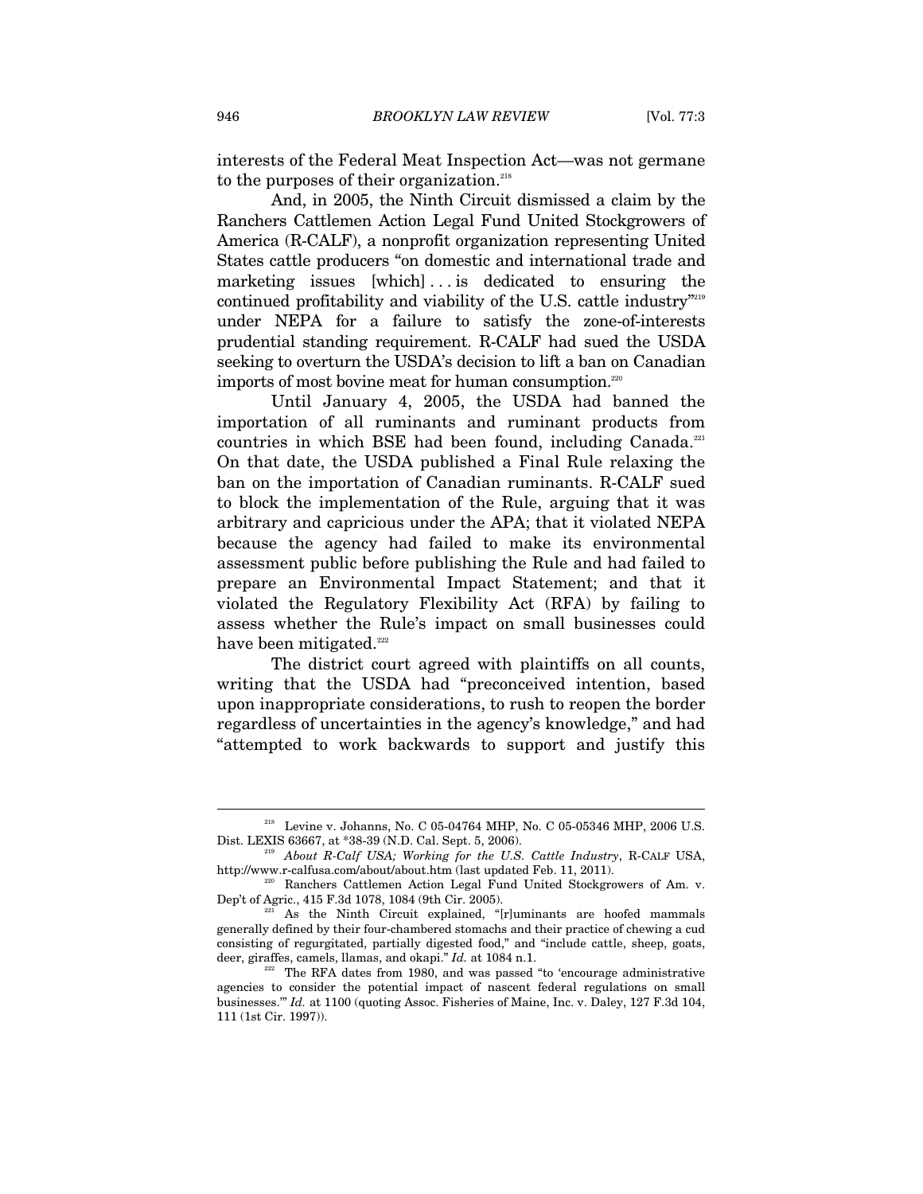interests of the Federal Meat Inspection Act—was not germane to the purposes of their organization.[218]

And, in 2005, the Ninth Circuit dismissed a claim by the Ranchers Cattlemen Action Legal Fund United Stockgrowers of America (R-CALF), a nonprofit organization representing United States cattle producers "on domestic and international trade and marketing issues [which] . . . is dedicated to ensuring the continued profitability and viability of the U.S. cattle industry"[219] under NEPA for a failure to satisfy the zone-of-interests prudential standing requirement. R-CALF had sued the USDA seeking to overturn the USDA's decision to lift a ban on Canadian imports of most bovine meat for human consumption.[220]

Until January 4, 2005, the USDA had banned the importation of all ruminants and ruminant products from countries in which BSE had been found, including Canada.[221] On that date, the USDA published a Final Rule relaxing the ban on the importation of Canadian ruminants. R-CALF sued to block the implementation of the Rule, arguing that it was arbitrary and capricious under the APA; that it violated NEPA because the agency had failed to make its environmental assessment public before publishing the Rule and had failed to prepare an Environmental Impact Statement; and that it violated the Regulatory Flexibility Act (RFA) by failing to assess whether the Rule's impact on small businesses could have been mitigated.[222]

The district court agreed with plaintiffs on all counts, writing that the USDA had "preconceived intention, based upon inappropriate considerations, to rush to reopen the border regardless of uncertainties in the agency's knowledge," and had "attempted to work backwards to support and justify this

---

[218] Levine v. Johanns, No. C 05-04764 MHP, No. C 05-05346 MHP, 2006 U.S. Dist. LEXIS 63667, at *38-39 (N.D. Cal. Sept. 5, 2006).

[219] *About R-Calf USA; Working for the U.S. Cattle Industry*, R-CALF USA, http://www.r-calfusa.com/about/about.htm (last updated Feb. 11, 2011).

[220] Ranchers Cattlemen Action Legal Fund United Stockgrowers of Am. v. Dep't of Agric., 415 F.3d 1078, 1084 (9th Cir. 2005).

[221] As the Ninth Circuit explained, "[r]uminants are hoofed mammals generally defined by their four-chambered stomachs and their practice of chewing a cud consisting of regurgitated, partially digested food," and "include cattle, sheep, goats, deer, giraffes, camels, llamas, and okapi." *Id.* at 1084 n.1.

[222] The RFA dates from 1980, and was passed "to 'encourage administrative agencies to consider the potential impact of nascent federal regulations on small businesses.'" *Id.* at 1100 (quoting Assoc. Fisheries of Maine, Inc. v. Daley, 127 F.3d 104, 111 (1st Cir. 1997)).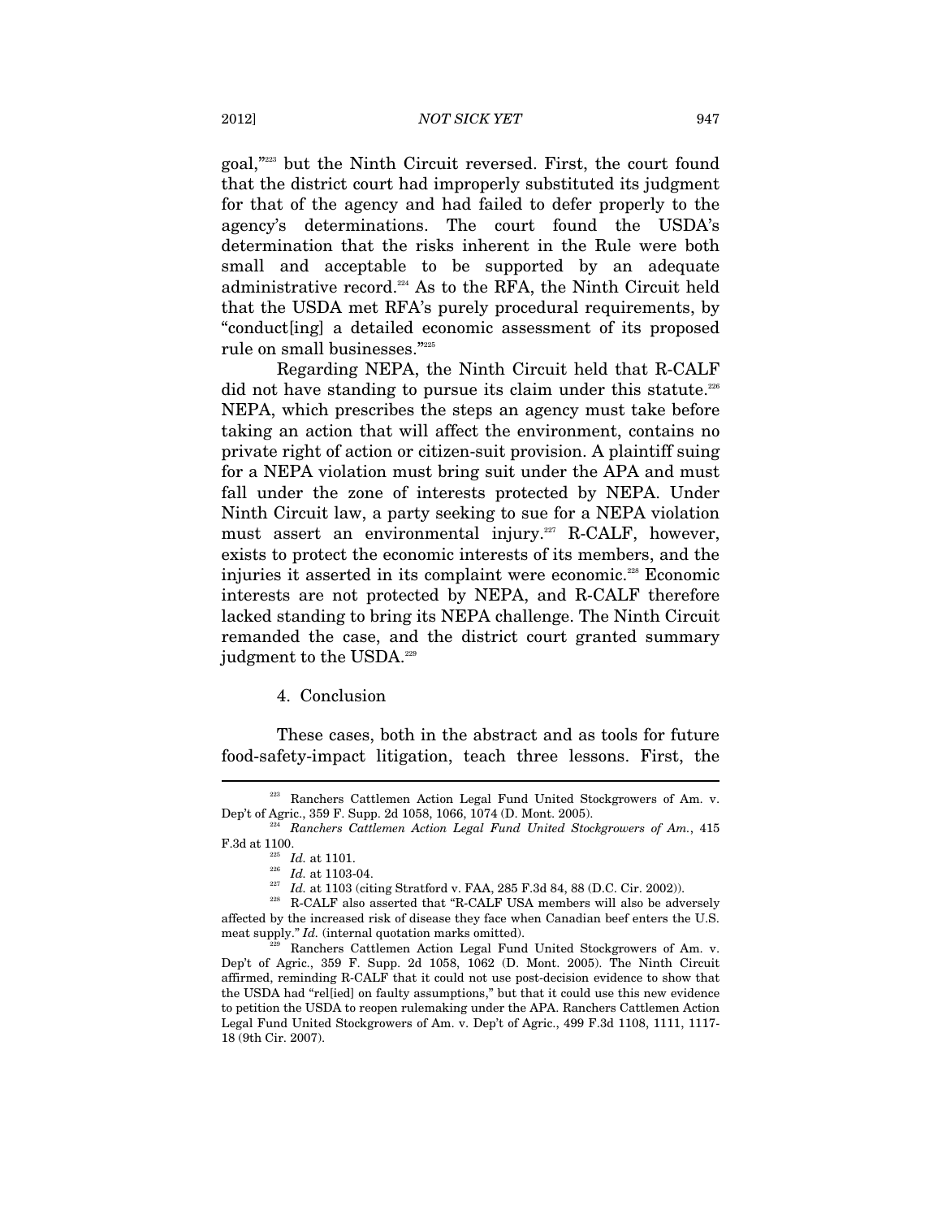goal,"[223] but the Ninth Circuit reversed. First, the court found that the district court had improperly substituted its judgment for that of the agency and had failed to defer properly to the agency's determinations. The court found the USDA's determination that the risks inherent in the Rule were both small and acceptable to be supported by an adequate administrative record.[224] As to the RFA, the Ninth Circuit held that the USDA met RFA's purely procedural requirements, by "conduct[ing] a detailed economic assessment of its proposed rule on small businesses."[225]

Regarding NEPA, the Ninth Circuit held that R-CALF did not have standing to pursue its claim under this statute.[226] NEPA, which prescribes the steps an agency must take before taking an action that will affect the environment, contains no private right of action or citizen-suit provision. A plaintiff suing for a NEPA violation must bring suit under the APA and must fall under the zone of interests protected by NEPA. Under Ninth Circuit law, a party seeking to sue for a NEPA violation must assert an environmental injury.[227] R-CALF, however, exists to protect the economic interests of its members, and the injuries it asserted in its complaint were economic.[228] Economic interests are not protected by NEPA, and R-CALF therefore lacked standing to bring its NEPA challenge. The Ninth Circuit remanded the case, and the district court granted summary judgment to the USDA.[229]

4. Conclusion

These cases, both in the abstract and as tools for future food-safety-impact litigation, teach three lessons. First, the

---

[223] Ranchers Cattlemen Action Legal Fund United Stockgrowers of Am. v. Dep't of Agric., 359 F. Supp. 2d 1058, 1066, 1074 (D. Mont. 2005).

[224] *Ranchers Cattlemen Action Legal Fund United Stockgrowers of Am.*, 415 F.3d at 1100.

[225] *Id.* at 1101.

[226] *Id.* at 1103-04.

[227] *Id.* at 1103 (citing Stratford v. FAA, 285 F.3d 84, 88 (D.C. Cir. 2002)).

[228] R-CALF also asserted that "R-CALF USA members will also be adversely affected by the increased risk of disease they face when Canadian beef enters the U.S. meat supply." *Id.* (internal quotation marks omitted).

[229] Ranchers Cattlemen Action Legal Fund United Stockgrowers of Am. v. Dep't of Agric., 359 F. Supp. 2d 1058, 1062 (D. Mont. 2005). The Ninth Circuit affirmed, reminding R-CALF that it could not use post-decision evidence to show that the USDA had "rel[ied] on faulty assumptions," but that it could use this new evidence to petition the USDA to reopen rulemaking under the APA. Ranchers Cattlemen Action Legal Fund United Stockgrowers of Am. v. Dep't of Agric., 499 F.3d 1108, 1111, 1117-18 (9th Cir. 2007).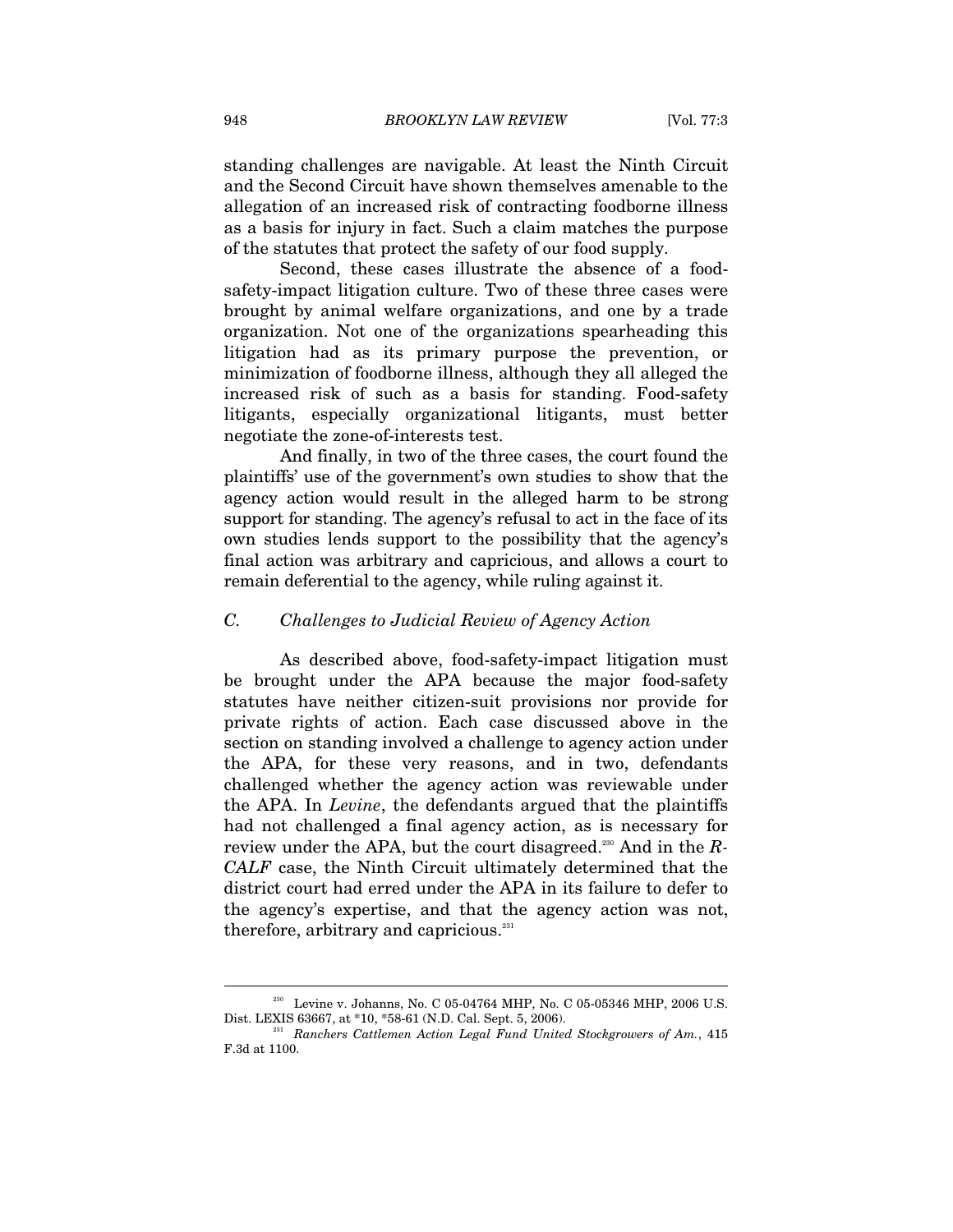standing challenges are navigable. At least the Ninth Circuit and the Second Circuit have shown themselves amenable to the allegation of an increased risk of contracting foodborne illness as a basis for injury in fact. Such a claim matches the purpose of the statutes that protect the safety of our food supply.

Second, these cases illustrate the absence of a food-safety-impact litigation culture. Two of these three cases were brought by animal welfare organizations, and one by a trade organization. Not one of the organizations spearheading this litigation had as its primary purpose the prevention, or minimization of foodborne illness, although they all alleged the increased risk of such as a basis for standing. Food-safety litigants, especially organizational litigants, must better negotiate the zone-of-interests test.

And finally, in two of the three cases, the court found the plaintiffs' use of the government's own studies to show that the agency action would result in the alleged harm to be strong support for standing. The agency's refusal to act in the face of its own studies lends support to the possibility that the agency's final action was arbitrary and capricious, and allows a court to remain deferential to the agency, while ruling against it.

### *C. Challenges to Judicial Review of Agency Action*

As described above, food-safety-impact litigation must be brought under the APA because the major food-safety statutes have neither citizen-suit provisions nor provide for private rights of action. Each case discussed above in the section on standing involved a challenge to agency action under the APA, for these very reasons, and in two, defendants challenged whether the agency action was reviewable under the APA. In *Levine*, the defendants argued that the plaintiffs had not challenged a final agency action, as is necessary for review under the APA, but the court disagreed.[230] And in the *R-CALF* case, the Ninth Circuit ultimately determined that the district court had erred under the APA in its failure to defer to the agency's expertise, and that the agency action was not, therefore, arbitrary and capricious.[231]

---

[230] Levine v. Johanns, No. C 05-04764 MHP, No. C 05-05346 MHP, 2006 U.S. Dist. LEXIS 63667, at *10, *58-61 (N.D. Cal. Sept. 5, 2006).

[231] *Ranchers Cattlemen Action Legal Fund United Stockgrowers of Am.*, 415 F.3d at 1100.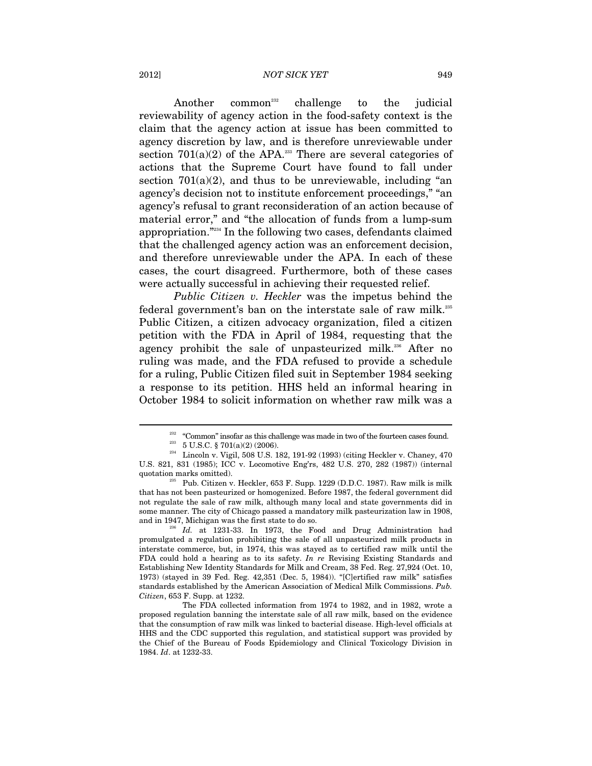Another common[232] challenge to the judicial reviewability of agency action in the food-safety context is the claim that the agency action at issue has been committed to agency discretion by law, and is therefore unreviewable under section 701(a)(2) of the APA.[233] There are several categories of actions that the Supreme Court have found to fall under section 701(a)(2), and thus to be unreviewable, including "an agency's decision not to institute enforcement proceedings," "an agency's refusal to grant reconsideration of an action because of material error," and "the allocation of funds from a lump-sum appropriation."[234] In the following two cases, defendants claimed that the challenged agency action was an enforcement decision, and therefore unreviewable under the APA. In each of these cases, the court disagreed. Furthermore, both of these cases were actually successful in achieving their requested relief.

*Public Citizen v. Heckler* was the impetus behind the federal government's ban on the interstate sale of raw milk.[235] Public Citizen, a citizen advocacy organization, filed a citizen petition with the FDA in April of 1984, requesting that the agency prohibit the sale of unpasteurized milk.[236] After no ruling was made, and the FDA refused to provide a schedule for a ruling, Public Citizen filed suit in September 1984 seeking a response to its petition. HHS held an informal hearing in October 1984 to solicit information on whether raw milk was a

---

[232] "Common" insofar as this challenge was made in two of the fourteen cases found.

[233] 5 U.S.C. § 701(a)(2) (2006).

[234] Lincoln v. Vigil, 508 U.S. 182, 191-92 (1993) (citing Heckler v. Chaney, 470 U.S. 821, 831 (1985); ICC v. Locomotive Eng'rs, 482 U.S. 270, 282 (1987)) (internal quotation marks omitted).

[235] Pub. Citizen v. Heckler, 653 F. Supp. 1229 (D.D.C. 1987). Raw milk is milk that has not been pasteurized or homogenized. Before 1987, the federal government did not regulate the sale of raw milk, although many local and state governments did in some manner. The city of Chicago passed a mandatory milk pasteurization law in 1908, and in 1947, Michigan was the first state to do so.

[236] *Id.* at 1231-33. In 1973, the Food and Drug Administration had promulgated a regulation prohibiting the sale of all unpasteurized milk products in interstate commerce, but, in 1974, this was stayed as to certified raw milk until the FDA could hold a hearing as to its safety. *In re* Revising Existing Standards and Establishing New Identity Standards for Milk and Cream, 38 Fed. Reg. 27,924 (Oct. 10, 1973) (stayed in 39 Fed. Reg. 42,351 (Dec. 5, 1984)). "[C]ertified raw milk" satisfies standards established by the American Association of Medical Milk Commissions. *Pub. Citizen*, 653 F. Supp. at 1232.

The FDA collected information from 1974 to 1982, and in 1982, wrote a proposed regulation banning the interstate sale of all raw milk, based on the evidence that the consumption of raw milk was linked to bacterial disease. High-level officials at HHS and the CDC supported this regulation, and statistical support was provided by the Chief of the Bureau of Foods Epidemiology and Clinical Toxicology Division in 1984. *Id*. at 1232-33.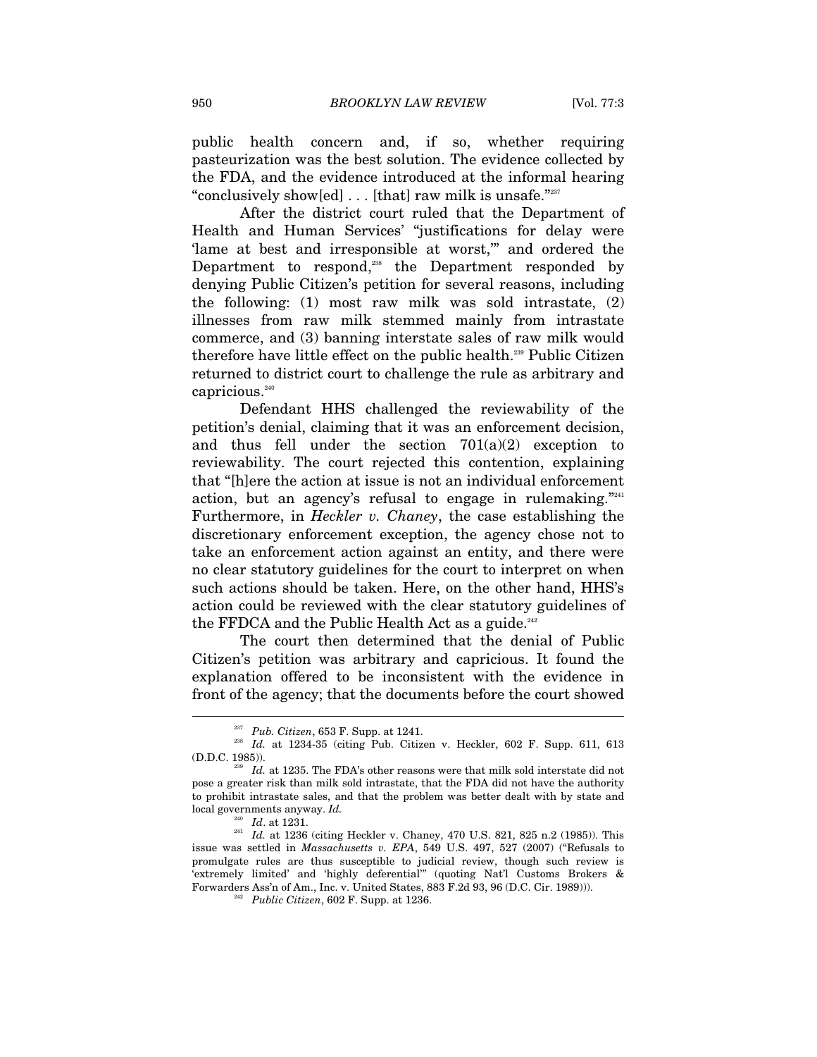public health concern and, if so, whether requiring pasteurization was the best solution. The evidence collected by the FDA, and the evidence introduced at the informal hearing "conclusively show[ed] . . . [that] raw milk is unsafe."[237]

After the district court ruled that the Department of Health and Human Services' "justifications for delay were 'lame at best and irresponsible at worst,'" and ordered the Department to respond,[238] the Department responded by denying Public Citizen's petition for several reasons, including the following: (1) most raw milk was sold intrastate, (2) illnesses from raw milk stemmed mainly from intrastate commerce, and (3) banning interstate sales of raw milk would therefore have little effect on the public health.[239] Public Citizen returned to district court to challenge the rule as arbitrary and capricious.[240]

Defendant HHS challenged the reviewability of the petition's denial, claiming that it was an enforcement decision, and thus fell under the section 701(a)(2) exception to reviewability. The court rejected this contention, explaining that "[h]ere the action at issue is not an individual enforcement action, but an agency's refusal to engage in rulemaking."[241] Furthermore, in *Heckler v. Chaney*, the case establishing the discretionary enforcement exception, the agency chose not to take an enforcement action against an entity, and there were no clear statutory guidelines for the court to interpret on when such actions should be taken. Here, on the other hand, HHS's action could be reviewed with the clear statutory guidelines of the FFDCA and the Public Health Act as a guide.[242]

The court then determined that the denial of Public Citizen's petition was arbitrary and capricious. It found the explanation offered to be inconsistent with the evidence in front of the agency; that the documents before the court showed

---

[237] *Pub. Citizen*, 653 F. Supp. at 1241.

[238] *Id.* at 1234-35 (citing Pub. Citizen v. Heckler, 602 F. Supp. 611, 613 (D.D.C. 1985)).

[239] *Id.* at 1235. The FDA's other reasons were that milk sold interstate did not pose a greater risk than milk sold intrastate, that the FDA did not have the authority to prohibit intrastate sales, and that the problem was better dealt with by state and local governments anyway. *Id.*

[240] *Id*. at 1231.

[241] *Id.* at 1236 (citing Heckler v. Chaney, 470 U.S. 821, 825 n.2 (1985)). This issue was settled in *Massachusetts v. EPA*, 549 U.S. 497, 527 (2007) ("Refusals to promulgate rules are thus susceptible to judicial review, though such review is 'extremely limited' and 'highly deferential'" (quoting Nat'l Customs Brokers & Forwarders Ass'n of Am., Inc. v. United States, 883 F.2d 93, 96 (D.C. Cir. 1989))).

[242] *Public Citizen*, 602 F. Supp. at 1236.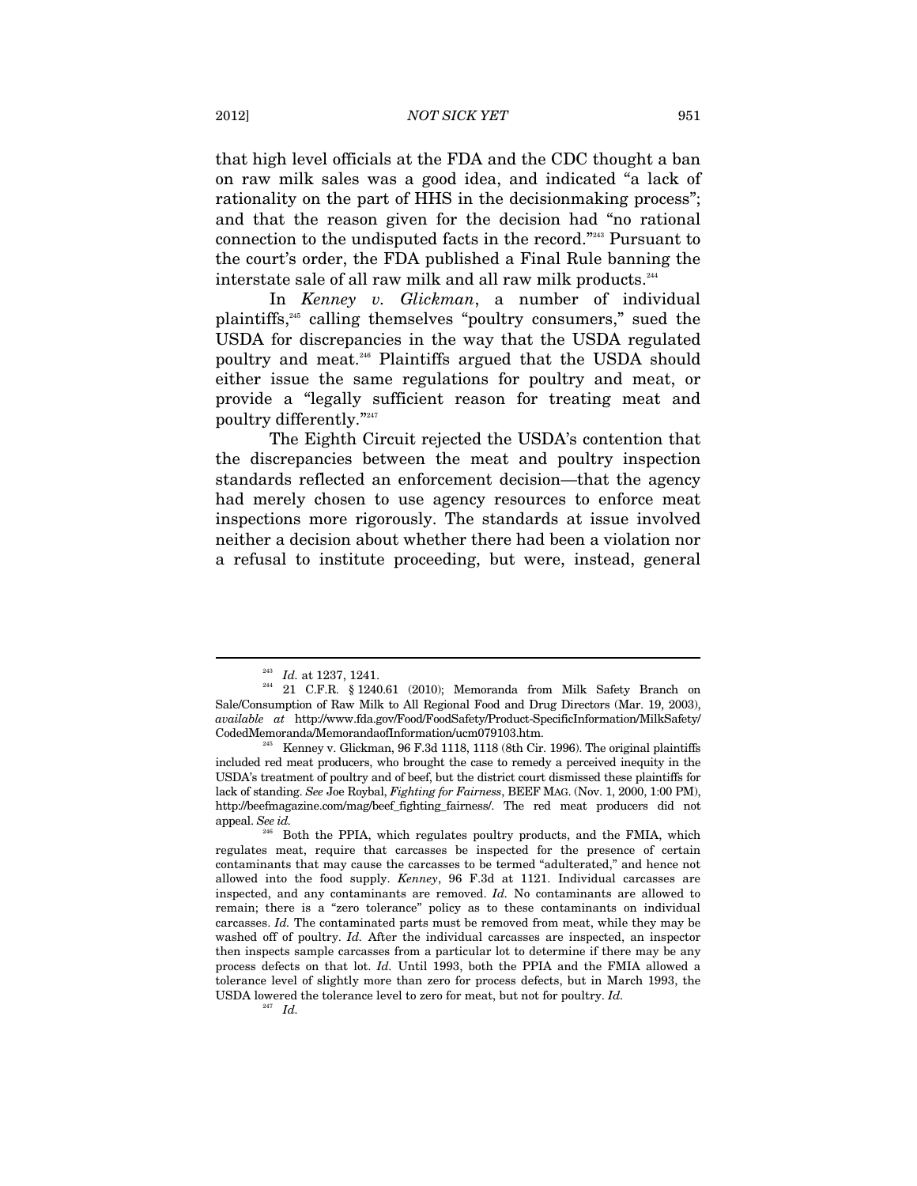that high level officials at the FDA and the CDC thought a ban on raw milk sales was a good idea, and indicated "a lack of rationality on the part of HHS in the decisionmaking process"; and that the reason given for the decision had "no rational connection to the undisputed facts in the record."[243] Pursuant to the court's order, the FDA published a Final Rule banning the interstate sale of all raw milk and all raw milk products.[244]

In *Kenney v. Glickman*, a number of individual plaintiffs,[245] calling themselves "poultry consumers," sued the USDA for discrepancies in the way that the USDA regulated poultry and meat.[246] Plaintiffs argued that the USDA should either issue the same regulations for poultry and meat, or provide a "legally sufficient reason for treating meat and poultry differently."[247]

The Eighth Circuit rejected the USDA's contention that the discrepancies between the meat and poultry inspection standards reflected an enforcement decision—that the agency had merely chosen to use agency resources to enforce meat inspections more rigorously. The standards at issue involved neither a decision about whether there had been a violation nor a refusal to institute proceeding, but were, instead, general

---

[243] *Id.* at 1237, 1241.

[244] 21 C.F.R. § 1240.61 (2010); Memoranda from Milk Safety Branch on Sale/Consumption of Raw Milk to All Regional Food and Drug Directors (Mar. 19, 2003), *available at* http://www.fda.gov/Food/FoodSafety/Product-SpecificInformation/MilkSafety/CodedMemoranda/MemorandaofInformation/ucm079103.htm.

[245] Kenney v. Glickman, 96 F.3d 1118, 1118 (8th Cir. 1996). The original plaintiffs included red meat producers, who brought the case to remedy a perceived inequity in the USDA's treatment of poultry and of beef, but the district court dismissed these plaintiffs for lack of standing. *See* Joe Roybal, *Fighting for Fairness*, BEEF MAG. (Nov. 1, 2000, 1:00 PM), http://beefmagazine.com/mag/beef_fighting_fairness/. The red meat producers did not appeal. *See id.*

[246] Both the PPIA, which regulates poultry products, and the FMIA, which regulates meat, require that carcasses be inspected for the presence of certain contaminants that may cause the carcasses to be termed "adulterated," and hence not allowed into the food supply. *Kenney*, 96 F.3d at 1121. Individual carcasses are inspected, and any contaminants are removed. *Id.* No contaminants are allowed to remain; there is a "zero tolerance" policy as to these contaminants on individual carcasses. *Id.* The contaminated parts must be removed from meat, while they may be washed off of poultry. *Id.* After the individual carcasses are inspected, an inspector then inspects sample carcasses from a particular lot to determine if there may be any process defects on that lot. *Id.* Until 1993, both the PPIA and the FMIA allowed a tolerance level of slightly more than zero for process defects, but in March 1993, the USDA lowered the tolerance level to zero for meat, but not for poultry. *Id.*

[247] *Id.*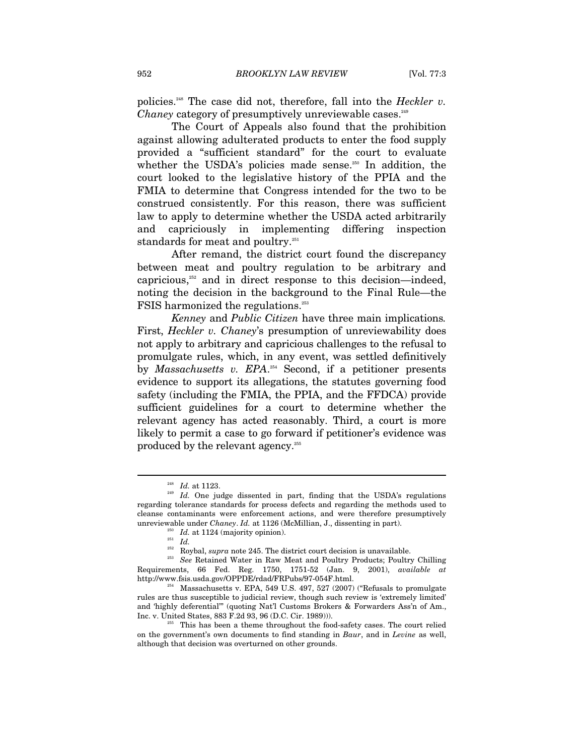policies.[248] The case did not, therefore, fall into the *Heckler v. Chaney* category of presumptively unreviewable cases.[249]

The Court of Appeals also found that the prohibition against allowing adulterated products to enter the food supply provided a "sufficient standard" for the court to evaluate whether the USDA's policies made sense.[250] In addition, the court looked to the legislative history of the PPIA and the FMIA to determine that Congress intended for the two to be construed consistently. For this reason, there was sufficient law to apply to determine whether the USDA acted arbitrarily and capriciously in implementing differing inspection standards for meat and poultry.[251]

After remand, the district court found the discrepancy between meat and poultry regulation to be arbitrary and capricious,[252] and in direct response to this decision—indeed, noting the decision in the background to the Final Rule—the FSIS harmonized the regulations.[253]

*Kenney* and *Public Citizen* have three main implications*.* First, *Heckler v. Chaney*'s presumption of unreviewability does not apply to arbitrary and capricious challenges to the refusal to promulgate rules, which, in any event, was settled definitively by *Massachusetts v. EPA*.[254] Second, if a petitioner presents evidence to support its allegations, the statutes governing food safety (including the FMIA, the PPIA, and the FFDCA) provide sufficient guidelines for a court to determine whether the relevant agency has acted reasonably. Third, a court is more likely to permit a case to go forward if petitioner's evidence was produced by the relevant agency.[255]

---

[248] *Id.* at 1123.

[249] *Id.* One judge dissented in part, finding that the USDA's regulations regarding tolerance standards for process defects and regarding the methods used to cleanse contaminants were enforcement actions, and were therefore presumptively unreviewable under *Chaney*. *Id.* at 1126 (McMillian, J., dissenting in part).

[250] *Id.* at 1124 (majority opinion).

[251] *Id.*

[252] Roybal, *supra* note 245. The district court decision is unavailable.

[253] *See* Retained Water in Raw Meat and Poultry Products; Poultry Chilling Requirements, 66 Fed. Reg. 1750, 1751-52 (Jan. 9, 2001), *available at* http://www.fsis.usda.gov/OPPDE/rdad/FRPubs/97-054F.html.

[254] Massachusetts v. EPA, 549 U.S. 497, 527 (2007) ("Refusals to promulgate rules are thus susceptible to judicial review, though such review is 'extremely limited' and 'highly deferential'" (quoting Nat'l Customs Brokers & Forwarders Ass'n of Am., Inc. v. United States, 883 F.2d 93, 96 (D.C. Cir. 1989))).

[255] This has been a theme throughout the food-safety cases. The court relied on the government's own documents to find standing in *Baur*, and in *Levine* as well, although that decision was overturned on other grounds.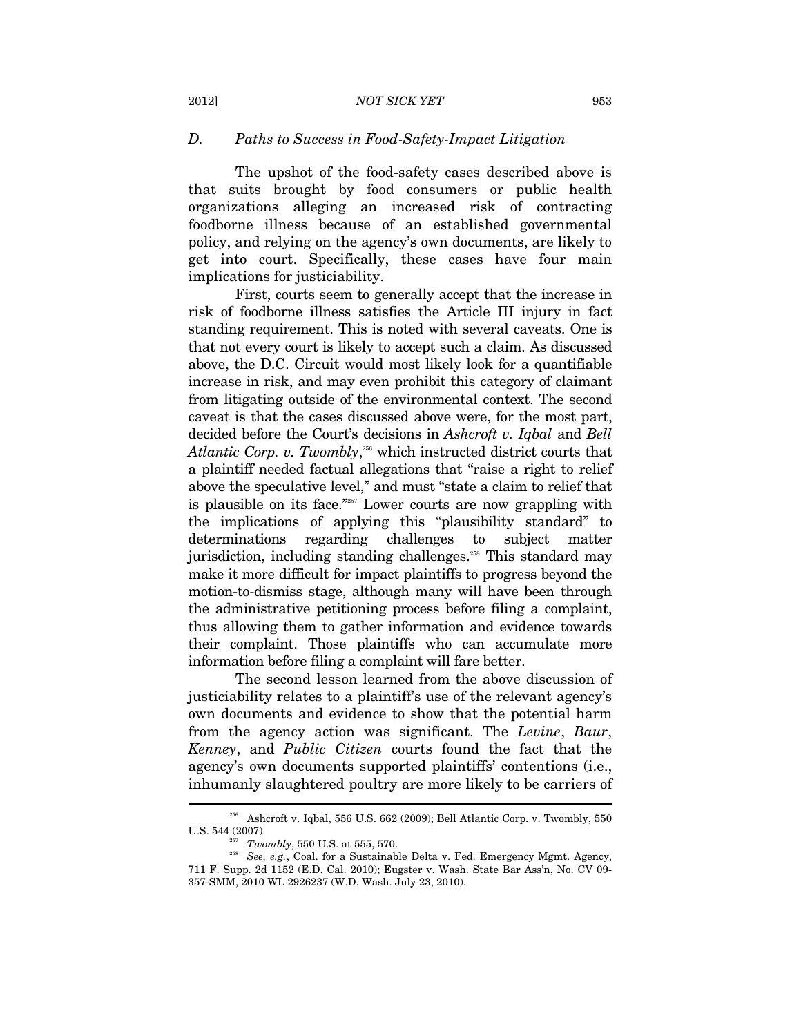### *D. Paths to Success in Food-Safety-Impact Litigation*

The upshot of the food-safety cases described above is that suits brought by food consumers or public health organizations alleging an increased risk of contracting foodborne illness because of an established governmental policy, and relying on the agency's own documents, are likely to get into court. Specifically, these cases have four main implications for justiciability.

First, courts seem to generally accept that the increase in risk of foodborne illness satisfies the Article III injury in fact standing requirement. This is noted with several caveats. One is that not every court is likely to accept such a claim. As discussed above, the D.C. Circuit would most likely look for a quantifiable increase in risk, and may even prohibit this category of claimant from litigating outside of the environmental context. The second caveat is that the cases discussed above were, for the most part, decided before the Court's decisions in *Ashcroft v. Iqbal* and *Bell Atlantic Corp. v. Twombly*,[256] which instructed district courts that a plaintiff needed factual allegations that "raise a right to relief above the speculative level," and must "state a claim to relief that is plausible on its face."[257] Lower courts are now grappling with the implications of applying this "plausibility standard" to determinations regarding challenges to subject matter jurisdiction, including standing challenges.[258] This standard may make it more difficult for impact plaintiffs to progress beyond the motion-to-dismiss stage, although many will have been through the administrative petitioning process before filing a complaint, thus allowing them to gather information and evidence towards their complaint. Those plaintiffs who can accumulate more information before filing a complaint will fare better.

The second lesson learned from the above discussion of justiciability relates to a plaintiff's use of the relevant agency's own documents and evidence to show that the potential harm from the agency action was significant. The *Levine*, *Baur*, *Kenney*, and *Public Citizen* courts found the fact that the agency's own documents supported plaintiffs' contentions (i.e., inhumanly slaughtered poultry are more likely to be carriers of

---

[256] Ashcroft v. Iqbal, 556 U.S. 662 (2009); Bell Atlantic Corp. v. Twombly, 550 U.S. 544 (2007).

[257] *Twombly*, 550 U.S. at 555, 570.

[258] *See, e.g.*, Coal. for a Sustainable Delta v. Fed. Emergency Mgmt. Agency, 711 F. Supp. 2d 1152 (E.D. Cal. 2010); Eugster v. Wash. State Bar Ass'n, No. CV 09-357-SMM, 2010 WL 2926237 (W.D. Wash. July 23, 2010).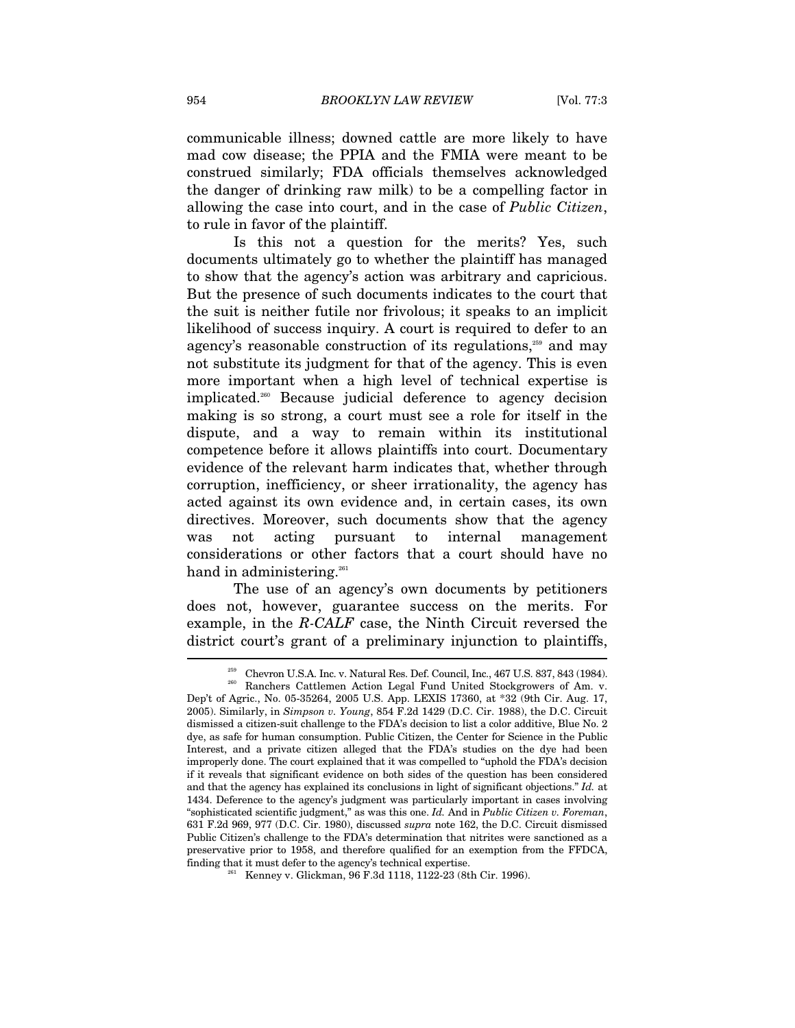communicable illness; downed cattle are more likely to have mad cow disease; the PPIA and the FMIA were meant to be construed similarly; FDA officials themselves acknowledged the danger of drinking raw milk) to be a compelling factor in allowing the case into court, and in the case of *Public Citizen*, to rule in favor of the plaintiff.

Is this not a question for the merits? Yes, such documents ultimately go to whether the plaintiff has managed to show that the agency's action was arbitrary and capricious. But the presence of such documents indicates to the court that the suit is neither futile nor frivolous; it speaks to an implicit likelihood of success inquiry. A court is required to defer to an agency's reasonable construction of its regulations,[259] and may not substitute its judgment for that of the agency. This is even more important when a high level of technical expertise is implicated.[260] Because judicial deference to agency decision making is so strong, a court must see a role for itself in the dispute, and a way to remain within its institutional competence before it allows plaintiffs into court. Documentary evidence of the relevant harm indicates that, whether through corruption, inefficiency, or sheer irrationality, the agency has acted against its own evidence and, in certain cases, its own directives. Moreover, such documents show that the agency was not acting pursuant to internal management considerations or other factors that a court should have no hand in administering.[261]

The use of an agency's own documents by petitioners does not, however, guarantee success on the merits. For example, in the *R-CALF* case, the Ninth Circuit reversed the district court's grant of a preliminary injunction to plaintiffs,

---

[259] Chevron U.S.A. Inc. v. Natural Res. Def. Council, Inc., 467 U.S. 837, 843 (1984).

[260] Ranchers Cattlemen Action Legal Fund United Stockgrowers of Am. v. Dep't of Agric., No. 05-35264, 2005 U.S. App. LEXIS 17360, at *32 (9th Cir. Aug. 17, 2005). Similarly, in *Simpson v. Young*, 854 F.2d 1429 (D.C. Cir. 1988), the D.C. Circuit dismissed a citizen-suit challenge to the FDA's decision to list a color additive, Blue No. 2 dye, as safe for human consumption. Public Citizen, the Center for Science in the Public Interest, and a private citizen alleged that the FDA's studies on the dye had been improperly done. The court explained that it was compelled to "uphold the FDA's decision if it reveals that significant evidence on both sides of the question has been considered and that the agency has explained its conclusions in light of significant objections." *Id.* at 1434. Deference to the agency's judgment was particularly important in cases involving "sophisticated scientific judgment," as was this one. *Id.* And in *Public Citizen v. Foreman*, 631 F.2d 969, 977 (D.C. Cir. 1980), discussed *supra* note 162, the D.C. Circuit dismissed Public Citizen's challenge to the FDA's determination that nitrites were sanctioned as a preservative prior to 1958, and therefore qualified for an exemption from the FFDCA, finding that it must defer to the agency's technical expertise.

[261] Kenney v. Glickman, 96 F.3d 1118, 1122-23 (8th Cir. 1996).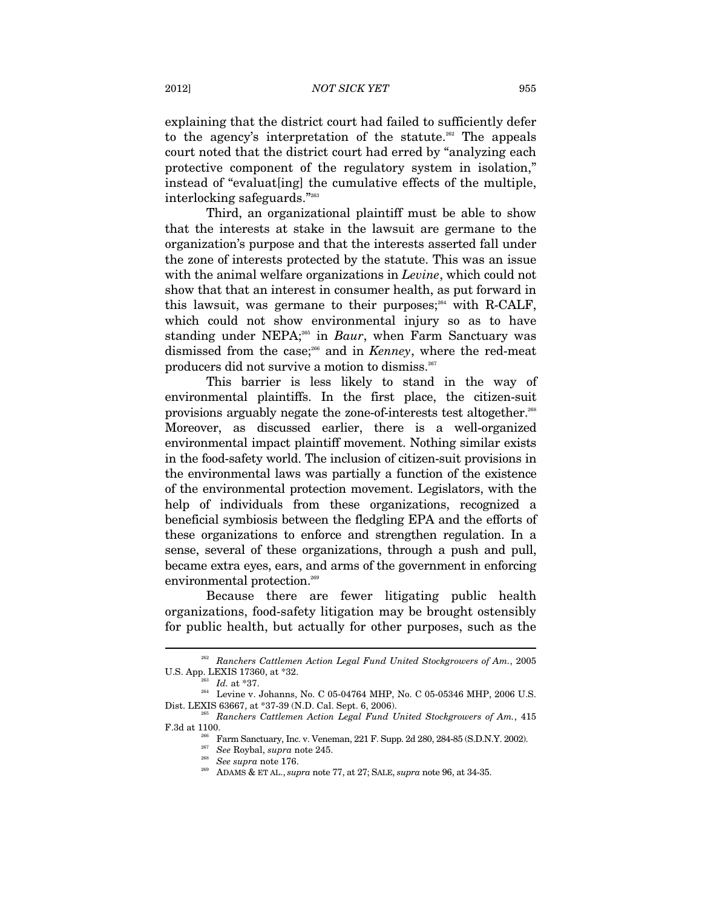explaining that the district court had failed to sufficiently defer to the agency's interpretation of the statute.[262] The appeals court noted that the district court had erred by "analyzing each protective component of the regulatory system in isolation," instead of "evaluat[ing] the cumulative effects of the multiple, interlocking safeguards."[263]

Third, an organizational plaintiff must be able to show that the interests at stake in the lawsuit are germane to the organization's purpose and that the interests asserted fall under the zone of interests protected by the statute. This was an issue with the animal welfare organizations in *Levine*, which could not show that that an interest in consumer health, as put forward in this lawsuit, was germane to their purposes;[264] with R-CALF, which could not show environmental injury so as to have standing under NEPA;[265] in *Baur*, when Farm Sanctuary was dismissed from the case;[266] and in *Kenney*, where the red-meat producers did not survive a motion to dismiss.[267]

This barrier is less likely to stand in the way of environmental plaintiffs. In the first place, the citizen-suit provisions arguably negate the zone-of-interests test altogether.[268] Moreover, as discussed earlier, there is a well-organized environmental impact plaintiff movement. Nothing similar exists in the food-safety world. The inclusion of citizen-suit provisions in the environmental laws was partially a function of the existence of the environmental protection movement. Legislators, with the help of individuals from these organizations, recognized a beneficial symbiosis between the fledgling EPA and the efforts of these organizations to enforce and strengthen regulation. In a sense, several of these organizations, through a push and pull, became extra eyes, ears, and arms of the government in enforcing environmental protection.[269]

Because there are fewer litigating public health organizations, food-safety litigation may be brought ostensibly for public health, but actually for other purposes, such as the

---

[262] *Ranchers Cattlemen Action Legal Fund United Stockgrowers of Am.*, 2005 U.S. App. LEXIS 17360, at *32.

[263] *Id.* at *37.

[264] Levine v. Johanns, No. C 05-04764 MHP, No. C 05-05346 MHP, 2006 U.S. Dist. LEXIS 63667, at *37-39 (N.D. Cal. Sept. 6, 2006).

[265] *Ranchers Cattlemen Action Legal Fund United Stockgrowers of Am.*, 415 F.3d at 1100.

[266] Farm Sanctuary, Inc. v. Veneman, 221 F. Supp. 2d 280, 284-85 (S.D.N.Y. 2002).

[267] *See* Roybal, *supra* note 245.

[268] *See supra* note 176.

[269] ADAMS & ET AL., *supra* note 77, at 27; SALE, *supra* note 96, at 34-35.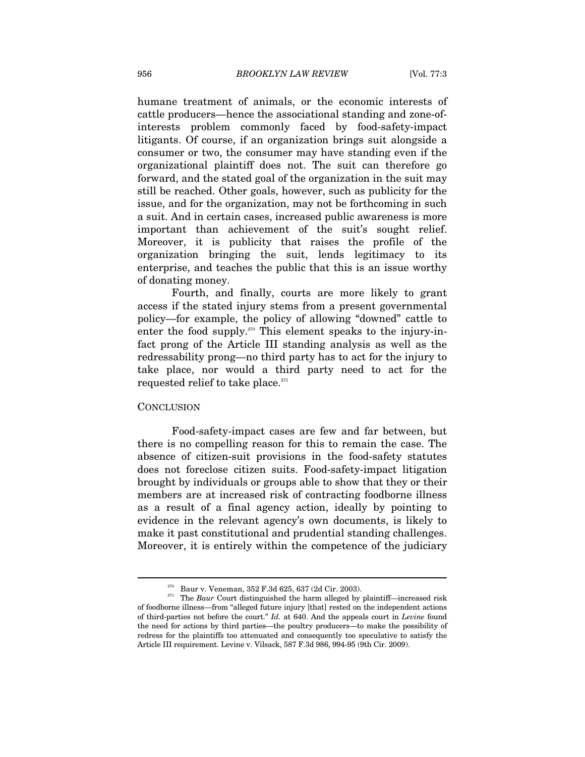humane treatment of animals, or the economic interests of cattle producers—hence the associational standing and zone-of-interests problem commonly faced by food-safety-impact litigants. Of course, if an organization brings suit alongside a consumer or two, the consumer may have standing even if the organizational plaintiff does not. The suit can therefore go forward, and the stated goal of the organization in the suit may still be reached. Other goals, however, such as publicity for the issue, and for the organization, may not be forthcoming in such a suit. And in certain cases, increased public awareness is more important than achievement of the suit's sought relief. Moreover, it is publicity that raises the profile of the organization bringing the suit, lends legitimacy to its enterprise, and teaches the public that this is an issue worthy of donating money.

Fourth, and finally, courts are more likely to grant access if the stated injury stems from a present governmental policy—for example, the policy of allowing "downed" cattle to enter the food supply.[270] This element speaks to the injury-in-fact prong of the Article III standing analysis as well as the redressability prong—no third party has to act for the injury to take place, nor would a third party need to act for the requested relief to take place.[271]

## CONCLUSION

Food-safety-impact cases are few and far between, but there is no compelling reason for this to remain the case. The absence of citizen-suit provisions in the food-safety statutes does not foreclose citizen suits. Food-safety-impact litigation brought by individuals or groups able to show that they or their members are at increased risk of contracting foodborne illness as a result of a final agency action, ideally by pointing to evidence in the relevant agency's own documents, is likely to make it past constitutional and prudential standing challenges. Moreover, it is entirely within the competence of the judiciary

---

[270] Baur v. Veneman, 352 F.3d 625, 637 (2d Cir. 2003).

[271] The *Baur* Court distinguished the harm alleged by plaintiff—increased risk of foodborne illness—from "alleged future injury [that] rested on the independent actions of third-parties not before the court." *Id.* at 640. And the appeals court in *Levine* found the need for actions by third parties—the poultry producers—to make the possibility of redress for the plaintiffs too attenuated and consequently too speculative to satisfy the Article III requirement. Levine v. Vilsack, 587 F.3d 986, 994-95 (9th Cir. 2009).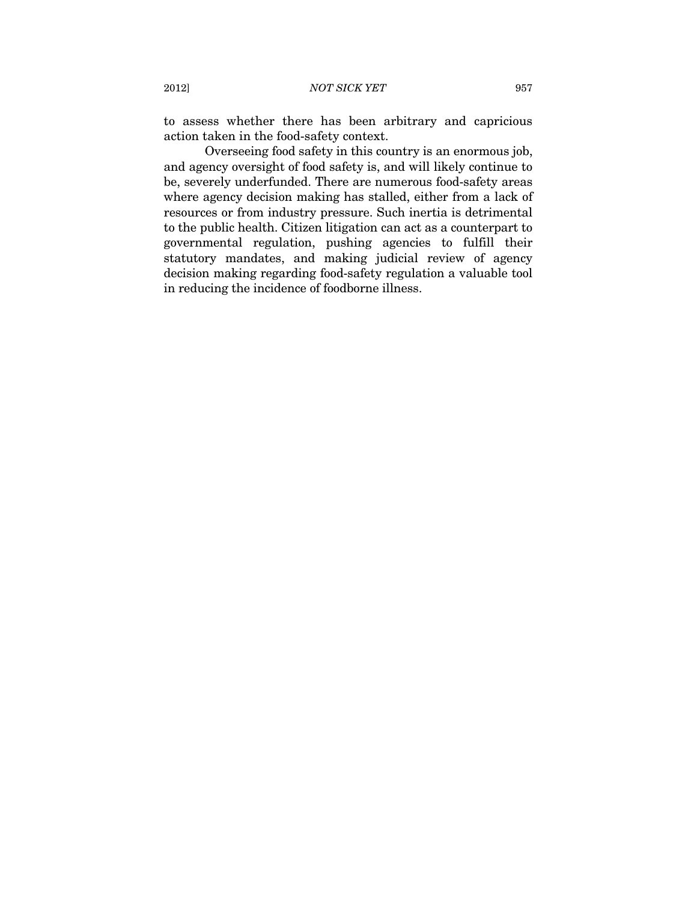to assess whether there has been arbitrary and capricious action taken in the food-safety context.

Overseeing food safety in this country is an enormous job, and agency oversight of food safety is, and will likely continue to be, severely underfunded. There are numerous food-safety areas where agency decision making has stalled, either from a lack of resources or from industry pressure. Such inertia is detrimental to the public health. Citizen litigation can act as a counterpart to governmental regulation, pushing agencies to fulfill their statutory mandates, and making judicial review of agency decision making regarding food-safety regulation a valuable tool in reducing the incidence of foodborne illness.